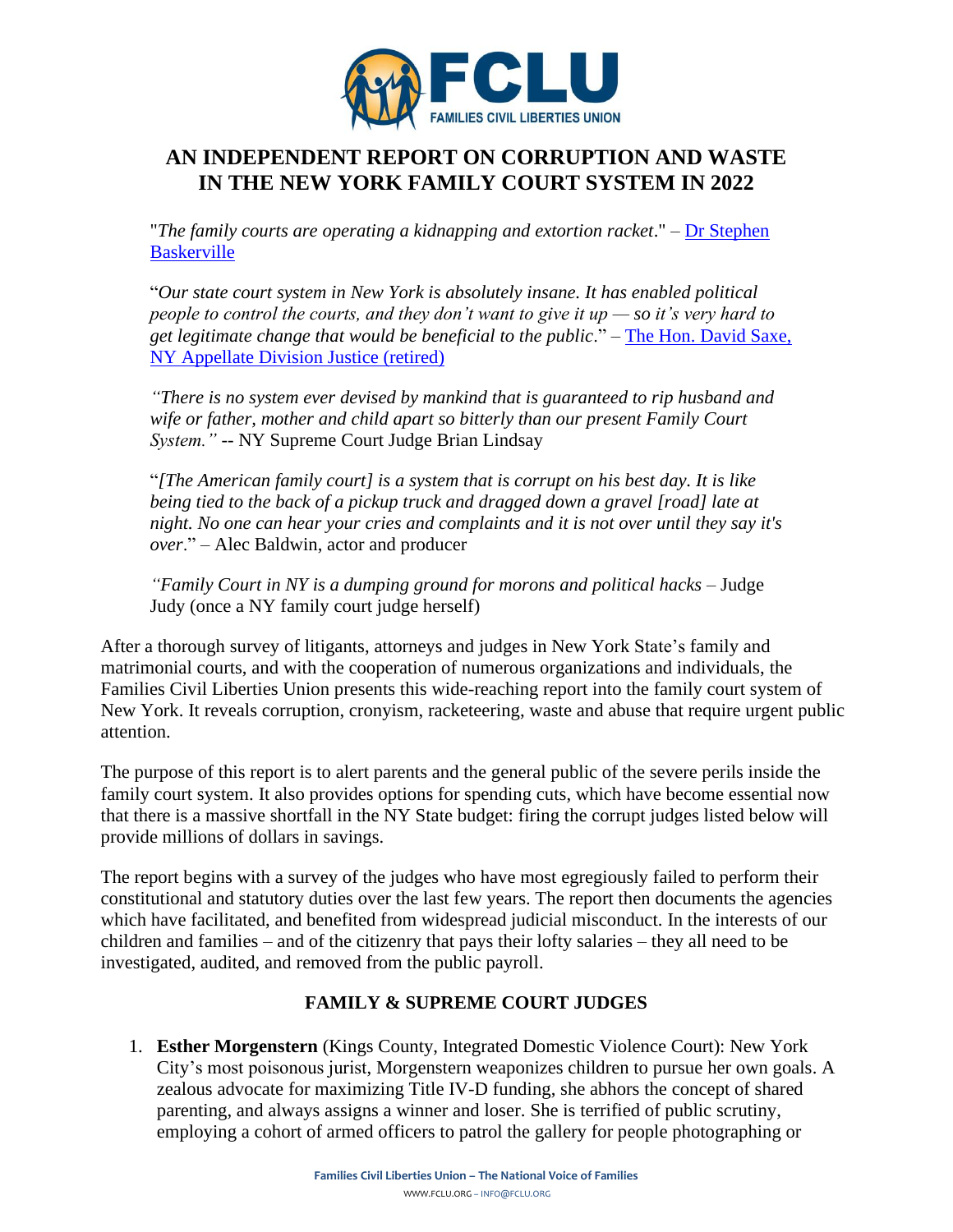# AN INDEPENDENT REPORT ON CORRUPTION AND WASTE IN THE NEW YORK FAMILY COURT SYSTEM IN 2022

"*The family courts are operating a kidnapping and extortion racket*." – Dr Stephen Baskerville

"*Our state court system in New York is absolutely insane. It has enabled political people to control the courts, and they don't want to give it up — so it's very hard to get legitimate change that would be beneficial to the public*." – The Hon. David Saxe, NY Appellate Division Justice (retired)

*"There is no system ever devised by mankind that is guaranteed to rip husband and wife or father, mother and child apart so bitterly than our present Family Court System."* -- NY Supreme Court Judge Brian Lindsay

"*[The American family court] is a system that is corrupt on his best day. It is like being tied to the back of a pickup truck and dragged down a gravel [road] late at night. No one can hear your cries and complaints and it is not over until they say it's over*." – Alec Baldwin, actor and producer

*"Family Court in NY is a dumping ground for morons and political hacks* – Judge Judy (once a NY family court judge herself)

After a thorough survey of litigants, attorneys and judges in New York State's family and matrimonial courts, and with the cooperation of numerous organizations and individuals, the Families Civil Liberties Union presents this wide-reaching report into the family court system of New York. It reveals corruption, cronyism, racketeering, waste and abuse that require urgent public attention.

The purpose of this report is to alert parents and the general public of the severe perils inside the family court system. It also provides options for spending cuts, which have become essential now that there is a massive shortfall in the NY State budget: firing the corrupt judges listed below will provide millions of dollars in savings.

The report begins with a survey of the judges who have most egregiously failed to perform their constitutional and statutory duties over the last few years. The report then documents the agencies which have facilitated, and benefited from widespread judicial misconduct. In the interests of our children and families – and of the citizenry that pays their lofty salaries – they all need to be investigated, audited, and removed from the public payroll.

## FAMILY & SUPREME COURT JUDGES

1. **Esther Morgenstern** (Kings County, Integrated Domestic Violence Court): New York City's most poisonous jurist, Morgenstern weaponizes children to pursue her own goals. A zealous advocate for maximizing Title IV-D funding, she abhors the concept of shared parenting, and always assigns a winner and loser. She is terrified of public scrutiny, employing a cohort of armed officers to patrol the gallery for people photographing or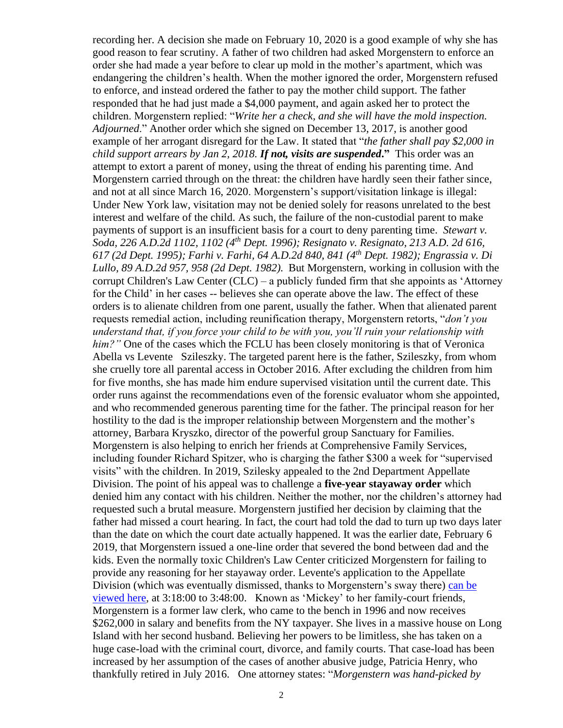recording her. A decision she made on February 10, 2020 is a good example of why she has good reason to fear scrutiny. A father of two children had asked Morgenstern to enforce an order she had made a year before to clear up mold in the mother's apartment, which was endangering the children's health. When the mother ignored the order, Morgenstern refused to enforce, and instead ordered the father to pay the mother child support. The father responded that he had just made a $4,000 payment, and again asked her to protect the children. Morgenstern replied: "*Write her a check, and she will have the mold inspection. Adjourned*." Another order which she signed on December 13, 2017, is another good example of her arrogant disregard for the Law. It stated that "*the father shall pay $2,000 in child support arrears by Jan 2, 2018. **If not, visits are suspended.***" This order was an attempt to extort a parent of money, using the threat of ending his parenting time. And Morgenstern carried through on the threat: the children have hardly seen their father since, and not at all since March 16, 2020. Morgenstern's support/visitation linkage is illegal: Under New York law, visitation may not be denied solely for reasons unrelated to the best interest and welfare of the child. As such, the failure of the non-custodial parent to make payments of support is an insufficient basis for a court to deny parenting time. *Stewart v. Soda, 226 A.D.2d 1102, 1102 (4th Dept. 1996); Resignato v. Resignato, 213 A.D. 2d 616, 617 (2d Dept. 1995); Farhi v. Farhi, 64 A.D.2d 840, 841 (4th Dept. 1982); Engrassia v. Di Lullo, 89 A.D.2d 957, 958 (2d Dept. 1982).* But Morgenstern, working in collusion with the corrupt Children's Law Center (CLC) – a publicly funded firm that she appoints as 'Attorney for the Child' in her cases -- believes she can operate above the law. The effect of these orders is to alienate children from one parent, usually the father. When that alienated parent requests remedial action, including reunification therapy, Morgenstern retorts, "*don't you understand that, if you force your child to be with you, you'll ruin your relationship with him?"* One of the cases which the FCLU has been closely monitoring is that of Veronica Abella vs Levente Szileszky. The targeted parent here is the father, Szileszky, from whom she cruelly tore all parental access in October 2016. After excluding the children from him for five months, she has made him endure supervised visitation until the current date. This order runs against the recommendations even of the forensic evaluator whom she appointed, and who recommended generous parenting time for the father. The principal reason for her hostility to the dad is the improper relationship between Morgenstern and the mother's attorney, Barbara Kryszko, director of the powerful group Sanctuary for Families. Morgenstern is also helping to enrich her friends at Comprehensive Family Services, including founder Richard Spitzer, who is charging the father $300 a week for "supervised visits" with the children. In 2019, Szilesky appealed to the 2nd Department Appellate Division. The point of his appeal was to challenge a **five-year stayaway order** which denied him any contact with his children. Neither the mother, nor the children's attorney had requested such a brutal measure. Morgenstern justified her decision by claiming that the father had missed a court hearing. In fact, the court had told the dad to turn up two days later than the date on which the court date actually happened. It was the earlier date, February 6 2019, that Morgenstern issued a one-line order that severed the bond between dad and the kids. Even the normally toxic Children's Law Center criticized Morgenstern for failing to provide any reasoning for her stayaway order. Levente's application to the Appellate Division (which was eventually dismissed, thanks to Morgenstern's sway there) can be viewed here, at 3:18:00 to 3:48:00. Known as 'Mickey' to her family-court friends, Morgenstern is a former law clerk, who came to the bench in 1996 and now receives $262,000 in salary and benefits from the NY taxpayer. She lives in a massive house on Long Island with her second husband. Believing her powers to be limitless, she has taken on a huge case-load with the criminal court, divorce, and family courts. That case-load has been increased by her assumption of the cases of another abusive judge, Patricia Henry, who thankfully retired in July 2016. One attorney states: "*Morgenstern was hand-picked by*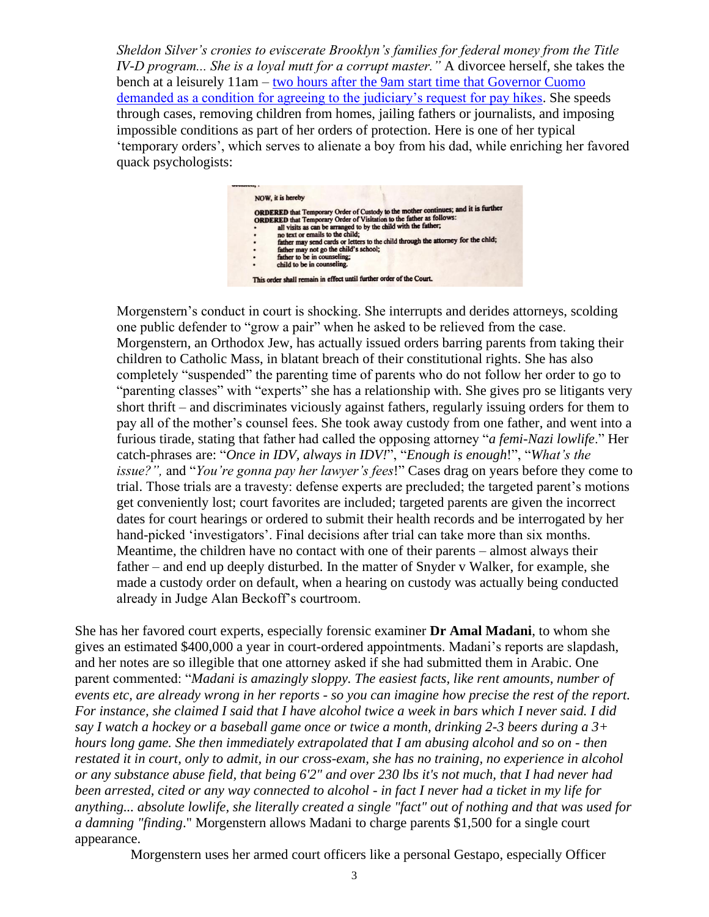*Sheldon Silver's cronies to eviscerate Brooklyn's families for federal money from the Title IV-D program... She is a loyal mutt for a corrupt master."* A divorcee herself, she takes the bench at a leisurely 11am – [two hours after the 9am start time that Governor Cuomo demanded as a condition for agreeing to the judiciary's request for pay hikes]. She speeds through cases, removing children from homes, jailing fathers or journalists, and imposing impossible conditions as part of her orders of protection. Here is one of her typical 'temporary orders', which serves to alienate a boy from his dad, while enriching her favored quack psychologists:

> NOW, it is hereby
>
> **ORDERED** that Temporary Order of Custody to the mother continues; and it is further **ORDERED** that Temporary Order of Visitation to the father as follows:
>
> - all visits as can be arranged to by the child with the father;
> - no text or emails to the child;
> - father may send cards or letters to the child through the attorney for the chld;
> - father may not go the child's school;
> - father to be in counseling;
> - child to be in counseling.
>
> This order shall remain in effect until further order of the Court.

Morgenstern's conduct in court is shocking. She interrupts and derides attorneys, scolding one public defender to "grow a pair" when he asked to be relieved from the case. Morgenstern, an Orthodox Jew, has actually issued orders barring parents from taking their children to Catholic Mass, in blatant breach of their constitutional rights. She has also completely "suspended" the parenting time of parents who do not follow her order to go to "parenting classes" with "experts" she has a relationship with. She gives pro se litigants very short thrift – and discriminates viciously against fathers, regularly issuing orders for them to pay all of the mother's counsel fees. She took away custody from one father, and went into a furious tirade, stating that father had called the opposing attorney "*a femi-Nazi lowlife*." Her catch-phrases are: "*Once in IDV, always in IDV!*", "*Enough is enough*!", "*What's the issue?",* and "*You're gonna pay her lawyer's fees*!" Cases drag on years before they come to trial. Those trials are a travesty: defense experts are precluded; the targeted parent's motions get conveniently lost; court favorites are included; targeted parents are given the incorrect dates for court hearings or ordered to submit their health records and be interrogated by her hand-picked 'investigators'. Final decisions after trial can take more than six months. Meantime, the children have no contact with one of their parents – almost always their father – and end up deeply disturbed. In the matter of Snyder v Walker, for example, she made a custody order on default, when a hearing on custody was actually being conducted already in Judge Alan Beckoff's courtroom.

She has her favored court experts, especially forensic examiner **Dr Amal Madani**, to whom she gives an estimated $400,000 a year in court-ordered appointments. Madani's reports are slapdash, and her notes are so illegible that one attorney asked if she had submitted them in Arabic. One parent commented: "*Madani is amazingly sloppy. The easiest facts, like rent amounts, number of events etc, are already wrong in her reports - so you can imagine how precise the rest of the report. For instance, she claimed I said that I have alcohol twice a week in bars which I never said. I did say I watch a hockey or a baseball game once or twice a month, drinking 2-3 beers during a 3+ hours long game. She then immediately extrapolated that I am abusing alcohol and so on - then restated it in court, only to admit, in our cross-exam, she has no training, no experience in alcohol or any substance abuse field, that being 6'2" and over 230 lbs it's not much, that I had never had been arrested, cited or any way connected to alcohol - in fact I never had a ticket in my life for anything... absolute lowlife, she literally created a single "fact" out of nothing and that was used for a damning "finding*." Morgenstern allows Madani to charge parents $1,500 for a single court appearance.

Morgenstern uses her armed court officers like a personal Gestapo, especially Officer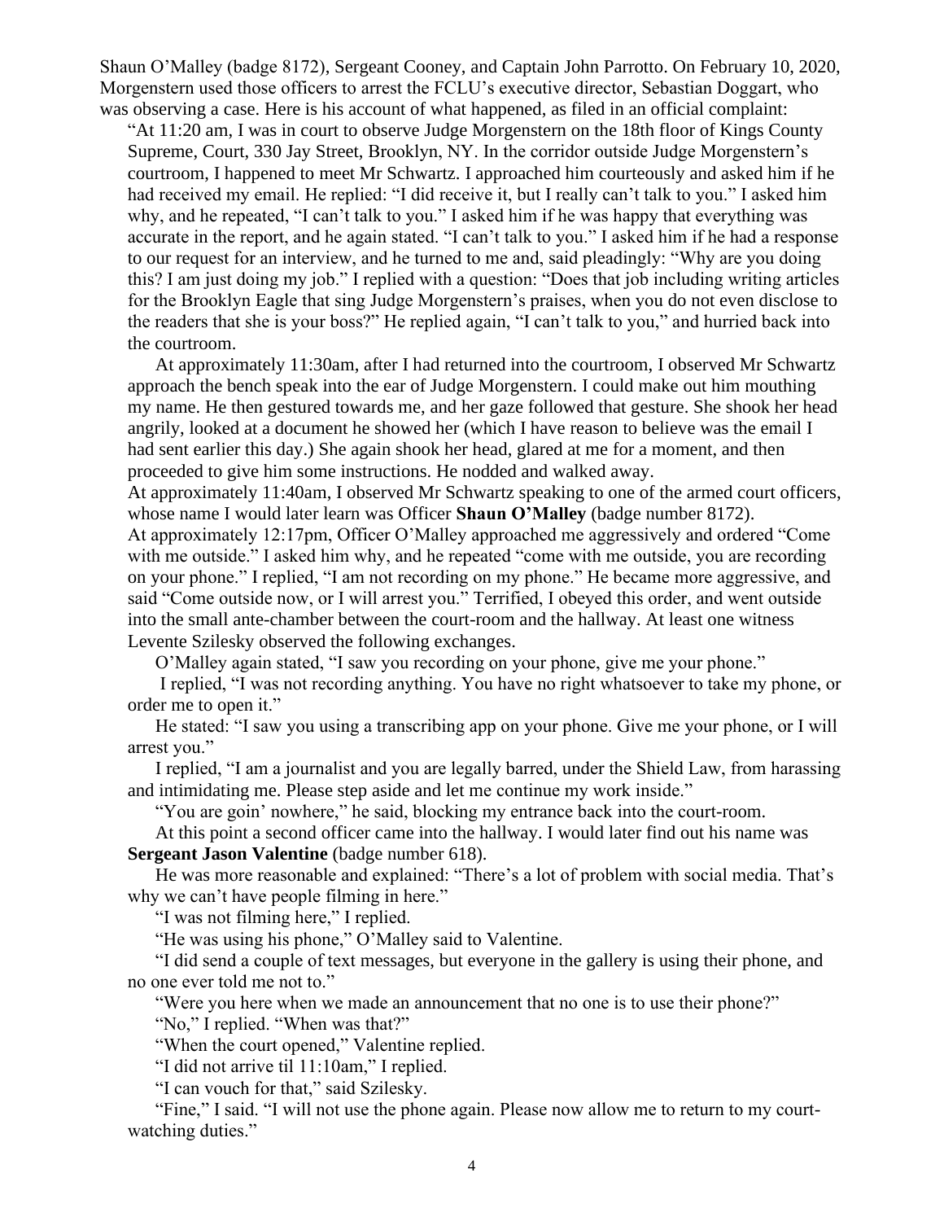Shaun O'Malley (badge 8172), Sergeant Cooney, and Captain John Parrotto. On February 10, 2020, Morgenstern used those officers to arrest the FCLU's executive director, Sebastian Doggart, who was observing a case. Here is his account of what happened, as filed in an official complaint:

> "At 11:20 am, I was in court to observe Judge Morgenstern on the 18th floor of Kings County Supreme, Court, 330 Jay Street, Brooklyn, NY. In the corridor outside Judge Morgenstern's courtroom, I happened to meet Mr Schwartz. I approached him courteously and asked him if he had received my email. He replied: "I did receive it, but I really can't talk to you." I asked him why, and he repeated, "I can't talk to you." I asked him if he was happy that everything was accurate in the report, and he again stated. "I can't talk to you." I asked him if he had a response to our request for an interview, and he turned to me and, said pleadingly: "Why are you doing this? I am just doing my job." I replied with a question: "Does that job including writing articles for the Brooklyn Eagle that sing Judge Morgenstern's praises, when you do not even disclose to the readers that she is your boss?" He replied again, "I can't talk to you," and hurried back into the courtroom.
>
> At approximately 11:30am, after I had returned into the courtroom, I observed Mr Schwartz approach the bench speak into the ear of Judge Morgenstern. I could make out him mouthing my name. He then gestured towards me, and her gaze followed that gesture. She shook her head angrily, looked at a document he showed her (which I have reason to believe was the email I had sent earlier this day.) She again shook her head, glared at me for a moment, and then proceeded to give him some instructions. He nodded and walked away.
>
> At approximately 11:40am, I observed Mr Schwartz speaking to one of the armed court officers, whose name I would later learn was Officer **Shaun O'Malley** (badge number 8172).
>
> At approximately 12:17pm, Officer O'Malley approached me aggressively and ordered "Come with me outside." I asked him why, and he repeated "come with me outside, you are recording on your phone." I replied, "I am not recording on my phone." He became more aggressive, and said "Come outside now, or I will arrest you." Terrified, I obeyed this order, and went outside into the small ante-chamber between the court-room and the hallway. At least one witness Levente Szilesky observed the following exchanges.
>
> O'Malley again stated, "I saw you recording on your phone, give me your phone."
>
> I replied, "I was not recording anything. You have no right whatsoever to take my phone, or order me to open it."
>
> He stated: "I saw you using a transcribing app on your phone. Give me your phone, or I will arrest you."
>
> I replied, "I am a journalist and you are legally barred, under the Shield Law, from harassing and intimidating me. Please step aside and let me continue my work inside."
>
> "You are goin' nowhere," he said, blocking my entrance back into the court-room.
>
> At this point a second officer came into the hallway. I would later find out his name was **Sergeant Jason Valentine** (badge number 618).
>
> He was more reasonable and explained: "There's a lot of problem with social media. That's why we can't have people filming in here."
>
> "I was not filming here," I replied.
>
> "He was using his phone," O'Malley said to Valentine.
>
> "I did send a couple of text messages, but everyone in the gallery is using their phone, and no one ever told me not to."
>
> "Were you here when we made an announcement that no one is to use their phone?"
>
> "No," I replied. "When was that?"
>
> "When the court opened," Valentine replied.
>
> "I did not arrive til 11:10am," I replied.
>
> "I can vouch for that," said Szilesky.
>
> "Fine," I said. "I will not use the phone again. Please now allow me to return to my court-watching duties."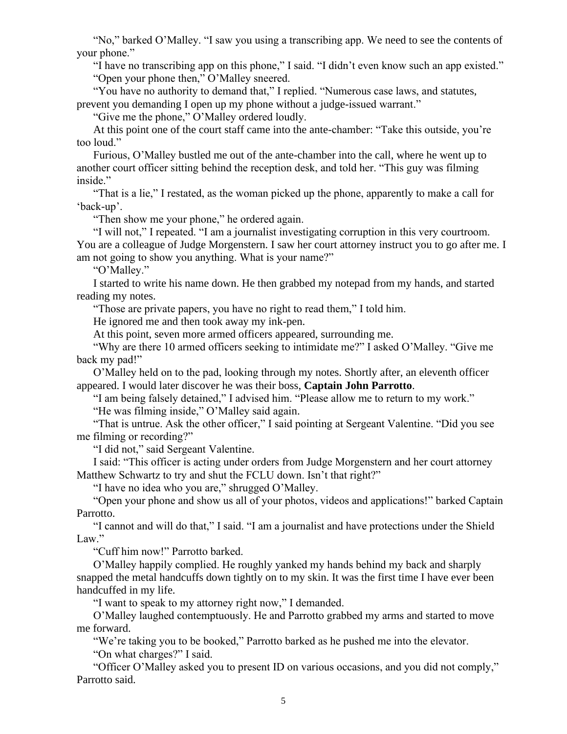"No," barked O'Malley. "I saw you using a transcribing app. We need to see the contents of your phone."

"I have no transcribing app on this phone," I said. "I didn't even know such an app existed."

"Open your phone then," O'Malley sneered.

"You have no authority to demand that," I replied. "Numerous case laws, and statutes, prevent you demanding I open up my phone without a judge-issued warrant."

"Give me the phone," O'Malley ordered loudly.

At this point one of the court staff came into the ante-chamber: "Take this outside, you're too loud."

Furious, O'Malley bustled me out of the ante-chamber into the call, where he went up to another court officer sitting behind the reception desk, and told her. "This guy was filming inside."

"That is a lie," I restated, as the woman picked up the phone, apparently to make a call for 'back-up'.

"Then show me your phone," he ordered again.

"I will not," I repeated. "I am a journalist investigating corruption in this very courtroom. You are a colleague of Judge Morgenstern. I saw her court attorney instruct you to go after me. I am not going to show you anything. What is your name?"

"O'Malley."

I started to write his name down. He then grabbed my notepad from my hands, and started reading my notes.

"Those are private papers, you have no right to read them," I told him.

He ignored me and then took away my ink-pen.

At this point, seven more armed officers appeared, surrounding me.

"Why are there 10 armed officers seeking to intimidate me?" I asked O'Malley. "Give me back my pad!"

O'Malley held on to the pad, looking through my notes. Shortly after, an eleventh officer appeared. I would later discover he was their boss, **Captain John Parrotto**.

"I am being falsely detained," I advised him. "Please allow me to return to my work."

"He was filming inside," O'Malley said again.

"That is untrue. Ask the other officer," I said pointing at Sergeant Valentine. "Did you see me filming or recording?"

"I did not," said Sergeant Valentine.

I said: "This officer is acting under orders from Judge Morgenstern and her court attorney Matthew Schwartz to try and shut the FCLU down. Isn't that right?"

"I have no idea who you are," shrugged O'Malley.

"Open your phone and show us all of your photos, videos and applications!" barked Captain Parrotto.

"I cannot and will do that," I said. "I am a journalist and have protections under the Shield Law."

"Cuff him now!" Parrotto barked.

O'Malley happily complied. He roughly yanked my hands behind my back and sharply snapped the metal handcuffs down tightly on to my skin. It was the first time I have ever been handcuffed in my life.

"I want to speak to my attorney right now," I demanded.

O'Malley laughed contemptuously. He and Parrotto grabbed my arms and started to move me forward.

"We're taking you to be booked," Parrotto barked as he pushed me into the elevator.

"On what charges?" I said.

"Officer O'Malley asked you to present ID on various occasions, and you did not comply," Parrotto said.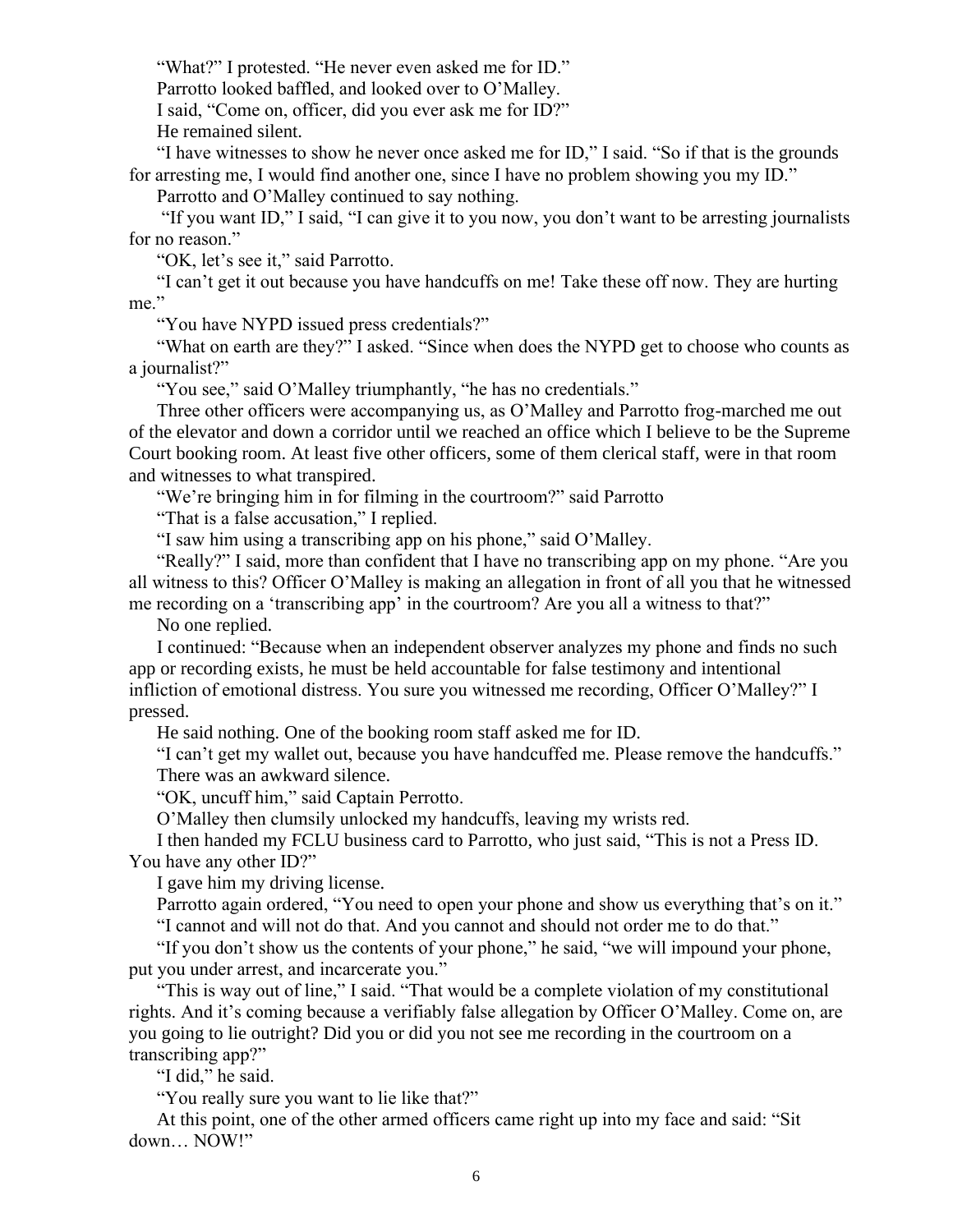"What?" I protested. "He never even asked me for ID."

Parrotto looked baffled, and looked over to O'Malley.

I said, "Come on, officer, did you ever ask me for ID?"

He remained silent.

"I have witnesses to show he never once asked me for ID," I said. "So if that is the grounds for arresting me, I would find another one, since I have no problem showing you my ID."

Parrotto and O'Malley continued to say nothing.

"If you want ID," I said, "I can give it to you now, you don't want to be arresting journalists for no reason."

"OK, let's see it," said Parrotto.

"I can't get it out because you have handcuffs on me! Take these off now. They are hurting me."

"You have NYPD issued press credentials?"

"What on earth are they?" I asked. "Since when does the NYPD get to choose who counts as a journalist?"

"You see," said O'Malley triumphantly, "he has no credentials."

Three other officers were accompanying us, as O'Malley and Parrotto frog-marched me out of the elevator and down a corridor until we reached an office which I believe to be the Supreme Court booking room. At least five other officers, some of them clerical staff, were in that room and witnesses to what transpired.

"We're bringing him in for filming in the courtroom?" said Parrotto

"That is a false accusation," I replied.

"I saw him using a transcribing app on his phone," said O'Malley.

"Really?" I said, more than confident that I have no transcribing app on my phone. "Are you all witness to this? Officer O'Malley is making an allegation in front of all you that he witnessed me recording on a 'transcribing app' in the courtroom? Are you all a witness to that?"

No one replied.

I continued: "Because when an independent observer analyzes my phone and finds no such app or recording exists, he must be held accountable for false testimony and intentional infliction of emotional distress. You sure you witnessed me recording, Officer O'Malley?" I pressed.

He said nothing. One of the booking room staff asked me for ID.

"I can't get my wallet out, because you have handcuffed me. Please remove the handcuffs."

There was an awkward silence.

"OK, uncuff him," said Captain Perrotto.

O'Malley then clumsily unlocked my handcuffs, leaving my wrists red.

I then handed my FCLU business card to Parrotto, who just said, "This is not a Press ID. You have any other ID?"

I gave him my driving license.

Parrotto again ordered, "You need to open your phone and show us everything that's on it."

"I cannot and will not do that. And you cannot and should not order me to do that."

"If you don't show us the contents of your phone," he said, "we will impound your phone, put you under arrest, and incarcerate you."

"This is way out of line," I said. "That would be a complete violation of my constitutional rights. And it's coming because a verifiably false allegation by Officer O'Malley. Come on, are you going to lie outright? Did you or did you not see me recording in the courtroom on a transcribing app?"

"I did," he said.

"You really sure you want to lie like that?"

At this point, one of the other armed officers came right up into my face and said: "Sit down… NOW!"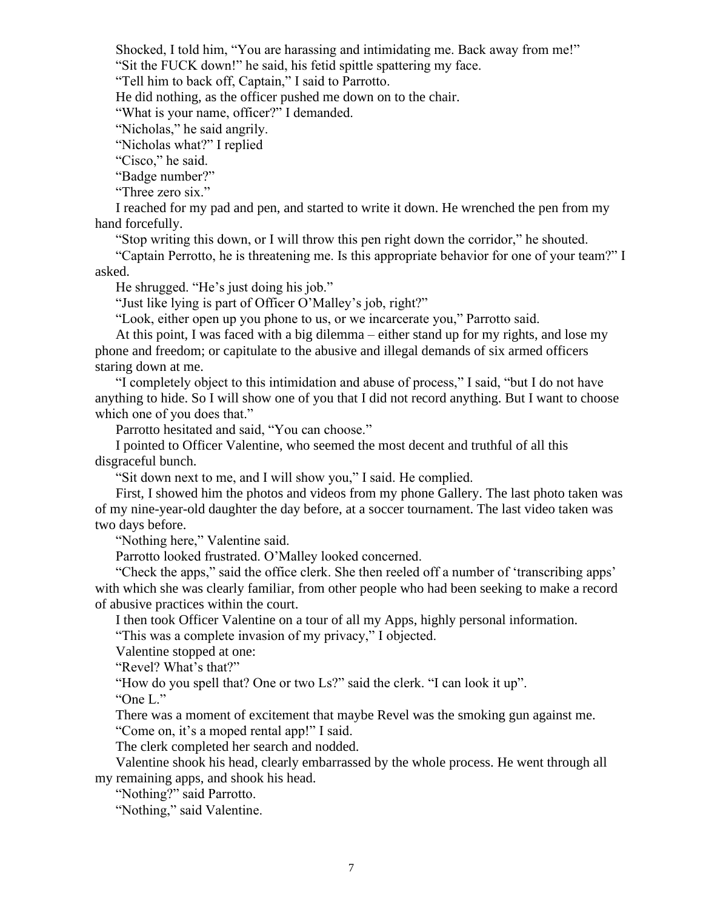Shocked, I told him, "You are harassing and intimidating me. Back away from me!"

"Sit the FUCK down!" he said, his fetid spittle spattering my face.

"Tell him to back off, Captain," I said to Parrotto.

He did nothing, as the officer pushed me down on to the chair.

"What is your name, officer?" I demanded.

"Nicholas," he said angrily.

"Nicholas what?" I replied

"Cisco," he said.

"Badge number?"

"Three zero six."

I reached for my pad and pen, and started to write it down. He wrenched the pen from my hand forcefully.

"Stop writing this down, or I will throw this pen right down the corridor," he shouted.

"Captain Perrotto, he is threatening me. Is this appropriate behavior for one of your team?" I asked.

He shrugged. "He's just doing his job."

"Just like lying is part of Officer O'Malley's job, right?"

"Look, either open up you phone to us, or we incarcerate you," Parrotto said.

At this point, I was faced with a big dilemma – either stand up for my rights, and lose my phone and freedom; or capitulate to the abusive and illegal demands of six armed officers staring down at me.

"I completely object to this intimidation and abuse of process," I said, "but I do not have anything to hide. So I will show one of you that I did not record anything. But I want to choose which one of you does that."

Parrotto hesitated and said, "You can choose."

I pointed to Officer Valentine, who seemed the most decent and truthful of all this disgraceful bunch.

"Sit down next to me, and I will show you," I said. He complied.

First, I showed him the photos and videos from my phone Gallery. The last photo taken was of my nine-year-old daughter the day before, at a soccer tournament. The last video taken was two days before.

"Nothing here," Valentine said.

Parrotto looked frustrated. O'Malley looked concerned.

"Check the apps," said the office clerk. She then reeled off a number of 'transcribing apps' with which she was clearly familiar, from other people who had been seeking to make a record of abusive practices within the court.

I then took Officer Valentine on a tour of all my Apps, highly personal information.

"This was a complete invasion of my privacy," I objected.

Valentine stopped at one:

"Revel? What's that?"

"How do you spell that? One or two Ls?" said the clerk. "I can look it up".

"One L."

There was a moment of excitement that maybe Revel was the smoking gun against me.

"Come on, it's a moped rental app!" I said.

The clerk completed her search and nodded.

Valentine shook his head, clearly embarrassed by the whole process. He went through all my remaining apps, and shook his head.

"Nothing?" said Parrotto.

"Nothing," said Valentine.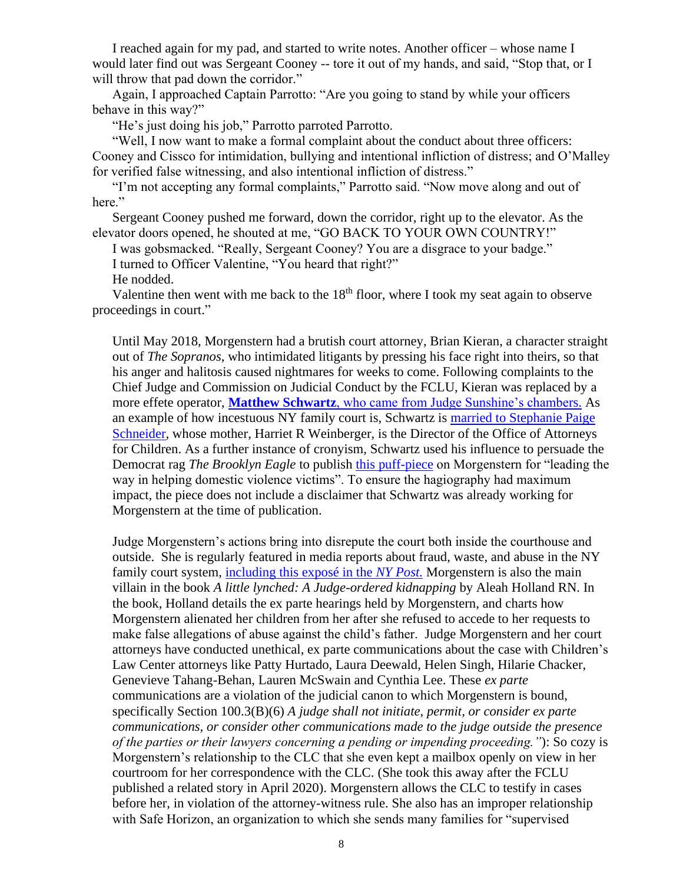I reached again for my pad, and started to write notes. Another officer – whose name I would later find out was Sergeant Cooney -- tore it out of my hands, and said, "Stop that, or I will throw that pad down the corridor."

Again, I approached Captain Parrotto: "Are you going to stand by while your officers behave in this way?"

"He's just doing his job," Parrotto parroted Parrotto.

"Well, I now want to make a formal complaint about the conduct about three officers: Cooney and Cissco for intimidation, bullying and intentional infliction of distress; and O'Malley for verified false witnessing, and also intentional infliction of distress."

"I'm not accepting any formal complaints," Parrotto said. "Now move along and out of here."

Sergeant Cooney pushed me forward, down the corridor, right up to the elevator. As the elevator doors opened, he shouted at me, "GO BACK TO YOUR OWN COUNTRY!"

I was gobsmacked. "Really, Sergeant Cooney? You are a disgrace to your badge."

I turned to Officer Valentine, "You heard that right?"

He nodded.

Valentine then went with me back to the 18th floor, where I took my seat again to observe proceedings in court."

Until May 2018, Morgenstern had a brutish court attorney, Brian Kieran, a character straight out of *The Sopranos*, who intimidated litigants by pressing his face right into theirs, so that his anger and halitosis caused nightmares for weeks to come. Following complaints to the Chief Judge and Commission on Judicial Conduct by the FCLU, Kieran was replaced by a more effete operator, **Matthew Schwartz**, who came from Judge Sunshine's chambers. As an example of how incestuous NY family court is, Schwartz is married to Stephanie Paige Schneider, whose mother, Harriet R Weinberger, is the Director of the Office of Attorneys for Children. As a further instance of cronyism, Schwartz used his influence to persuade the Democrat rag *The Brooklyn Eagle* to publish this puff-piece on Morgenstern for "leading the way in helping domestic violence victims". To ensure the hagiography had maximum impact, the piece does not include a disclaimer that Schwartz was already working for Morgenstern at the time of publication.

Judge Morgenstern's actions bring into disrepute the court both inside the courthouse and outside. She is regularly featured in media reports about fraud, waste, and abuse in the NY family court system, including this exposé in the *NY Post*. Morgenstern is also the main villain in the book *A little lynched: A Judge-ordered kidnapping* by Aleah Holland RN. In the book, Holland details the ex parte hearings held by Morgenstern, and charts how Morgenstern alienated her children from her after she refused to accede to her requests to make false allegations of abuse against the child's father. Judge Morgenstern and her court attorneys have conducted unethical, ex parte communications about the case with Children's Law Center attorneys like Patty Hurtado, Laura Deewald, Helen Singh, Hilarie Chacker, Genevieve Tahang-Behan, Lauren McSwain and Cynthia Lee. These *ex parte* communications are a violation of the judicial canon to which Morgenstern is bound, specifically Section 100.3(B)(6) *A judge shall not initiate, permit, or consider ex parte communications, or consider other communications made to the judge outside the presence of the parties or their lawyers concerning a pending or impending proceeding."*): So cozy is Morgenstern's relationship to the CLC that she even kept a mailbox openly on view in her courtroom for her correspondence with the CLC. (She took this away after the FCLU published a related story in April 2020). Morgenstern allows the CLC to testify in cases before her, in violation of the attorney-witness rule. She also has an improper relationship with Safe Horizon, an organization to which she sends many families for "supervised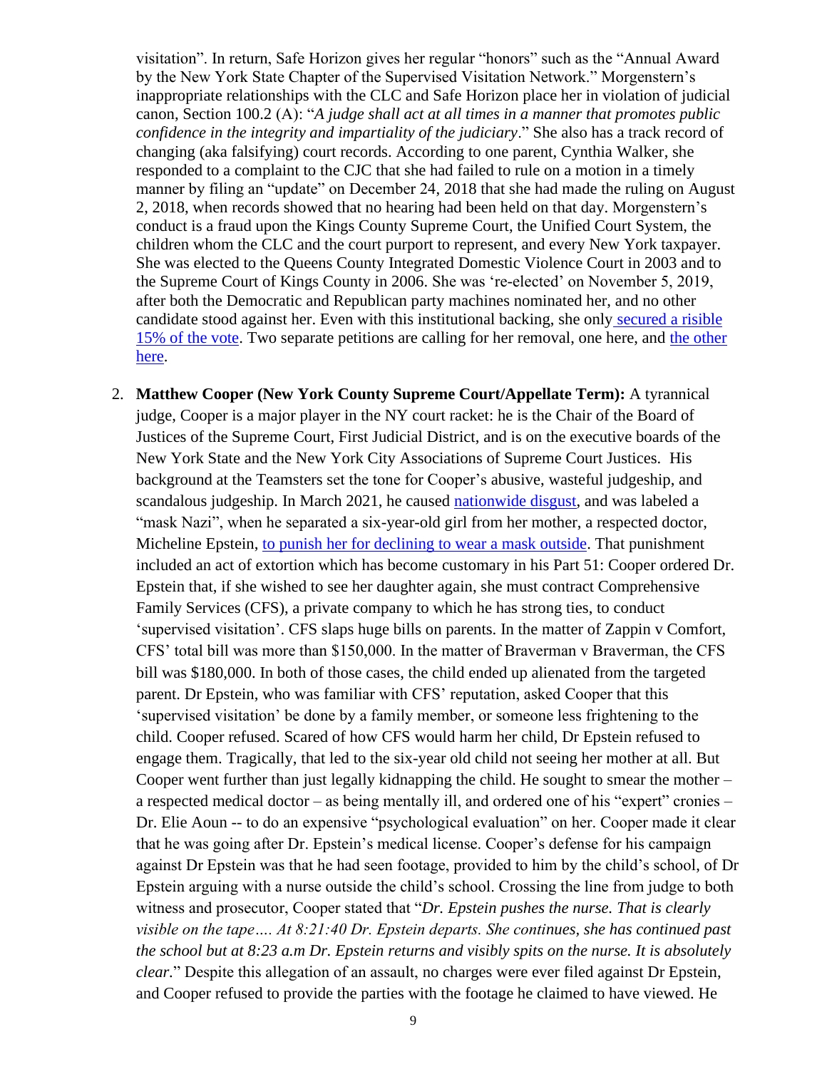visitation". In return, Safe Horizon gives her regular "honors" such as the "Annual Award by the New York State Chapter of the Supervised Visitation Network." Morgenstern's inappropriate relationships with the CLC and Safe Horizon place her in violation of judicial canon, Section 100.2 (A): "*A judge shall act at all times in a manner that promotes public confidence in the integrity and impartiality of the judiciary*." She also has a track record of changing (aka falsifying) court records. According to one parent, Cynthia Walker, she responded to a complaint to the CJC that she had failed to rule on a motion in a timely manner by filing an "update" on December 24, 2018 that she had made the ruling on August 2, 2018, when records showed that no hearing had been held on that day. Morgenstern's conduct is a fraud upon the Kings County Supreme Court, the Unified Court System, the children whom the CLC and the court purport to represent, and every New York taxpayer. She was elected to the Queens County Integrated Domestic Violence Court in 2003 and to the Supreme Court of Kings County in 2006. She was 're-elected' on November 5, 2019, after both the Democratic and Republican party machines nominated her, and no other candidate stood against her. Even with this institutional backing, she only secured a risible 15% of the vote. Two separate petitions are calling for her removal, one here, and the other here.

2. **Matthew Cooper (New York County Supreme Court/Appellate Term):** A tyrannical judge, Cooper is a major player in the NY court racket: he is the Chair of the Board of Justices of the Supreme Court, First Judicial District, and is on the executive boards of the New York State and the New York City Associations of Supreme Court Justices. His background at the Teamsters set the tone for Cooper's abusive, wasteful judgeship, and scandalous judgeship. In March 2021, he caused nationwide disgust, and was labeled a "mask Nazi", when he separated a six-year-old girl from her mother, a respected doctor, Micheline Epstein, to punish her for declining to wear a mask outside. That punishment included an act of extortion which has become customary in his Part 51: Cooper ordered Dr. Epstein that, if she wished to see her daughter again, she must contract Comprehensive Family Services (CFS), a private company to which he has strong ties, to conduct 'supervised visitation'. CFS slaps huge bills on parents. In the matter of Zappin v Comfort, CFS' total bill was more than $150,000. In the matter of Braverman v Braverman, the CFS bill was $180,000. In both of those cases, the child ended up alienated from the targeted parent. Dr Epstein, who was familiar with CFS' reputation, asked Cooper that this 'supervised visitation' be done by a family member, or someone less frightening to the child. Cooper refused. Scared of how CFS would harm her child, Dr Epstein refused to engage them. Tragically, that led to the six-year old child not seeing her mother at all. But Cooper went further than just legally kidnapping the child. He sought to smear the mother – a respected medical doctor – as being mentally ill, and ordered one of his "expert" cronies – Dr. Elie Aoun -- to do an expensive "psychological evaluation" on her. Cooper made it clear that he was going after Dr. Epstein's medical license. Cooper's defense for his campaign against Dr Epstein was that he had seen footage, provided to him by the child's school, of Dr Epstein arguing with a nurse outside the child's school. Crossing the line from judge to both witness and prosecutor, Cooper stated that "*Dr. Epstein pushes the nurse. That is clearly visible on the tape…. At 8:21:40 Dr. Epstein departs. She continues, she has continued past the school but at 8:23 a.m Dr. Epstein returns and visibly spits on the nurse. It is absolutely clear.*" Despite this allegation of an assault, no charges were ever filed against Dr Epstein, and Cooper refused to provide the parties with the footage he claimed to have viewed. He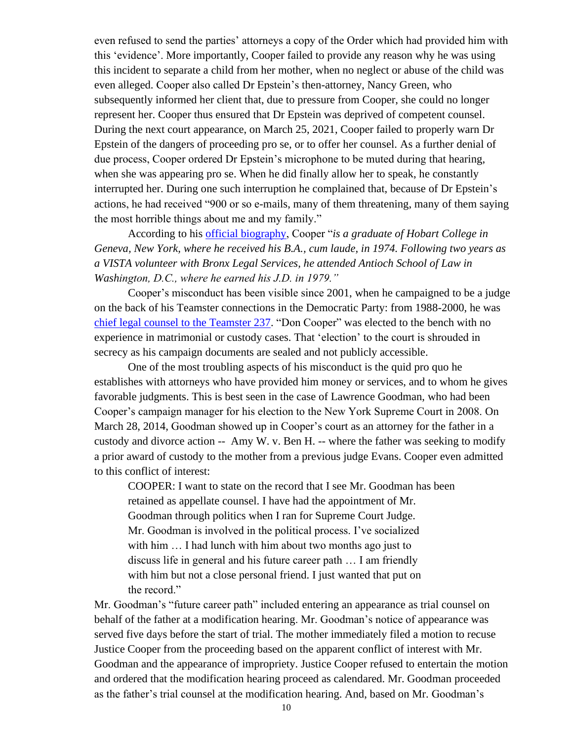even refused to send the parties' attorneys a copy of the Order which had provided him with this 'evidence'. More importantly, Cooper failed to provide any reason why he was using this incident to separate a child from her mother, when no neglect or abuse of the child was even alleged. Cooper also called Dr Epstein's then-attorney, Nancy Green, who subsequently informed her client that, due to pressure from Cooper, she could no longer represent her. Cooper thus ensured that Dr Epstein was deprived of competent counsel. During the next court appearance, on March 25, 2021, Cooper failed to properly warn Dr Epstein of the dangers of proceeding pro se, or to offer her counsel. As a further denial of due process, Cooper ordered Dr Epstein's microphone to be muted during that hearing, when she was appearing pro se. When he did finally allow her to speak, he constantly interrupted her. During one such interruption he complained that, because of Dr Epstein's actions, he had received "900 or so e-mails, many of them threatening, many of them saying the most horrible things about me and my family."

According to his official biography, Cooper "*is a graduate of Hobart College in Geneva, New York, where he received his B.A., cum laude, in 1974. Following two years as a VISTA volunteer with Bronx Legal Services, he attended Antioch School of Law in Washington, D.C., where he earned his J.D. in 1979.*"

Cooper's misconduct has been visible since 2001, when he campaigned to be a judge on the back of his Teamster connections in the Democratic Party: from 1988-2000, he was chief legal counsel to the Teamster 237. "Don Cooper" was elected to the bench with no experience in matrimonial or custody cases. That 'election' to the court is shrouded in secrecy as his campaign documents are sealed and not publicly accessible.

One of the most troubling aspects of his misconduct is the quid pro quo he establishes with attorneys who have provided him money or services, and to whom he gives favorable judgments. This is best seen in the case of Lawrence Goodman, who had been Cooper's campaign manager for his election to the New York Supreme Court in 2008. On March 28, 2014, Goodman showed up in Cooper's court as an attorney for the father in a custody and divorce action -- Amy W. v. Ben H. -- where the father was seeking to modify a prior award of custody to the mother from a previous judge Evans. Cooper even admitted to this conflict of interest:

> COOPER: I want to state on the record that I see Mr. Goodman has been retained as appellate counsel. I have had the appointment of Mr. Goodman through politics when I ran for Supreme Court Judge. Mr. Goodman is involved in the political process. I've socialized with him … I had lunch with him about two months ago just to discuss life in general and his future career path … I am friendly with him but not a close personal friend. I just wanted that put on the record."

Mr. Goodman's "future career path" included entering an appearance as trial counsel on behalf of the father at a modification hearing. Mr. Goodman's notice of appearance was served five days before the start of trial. The mother immediately filed a motion to recuse Justice Cooper from the proceeding based on the apparent conflict of interest with Mr. Goodman and the appearance of impropriety. Justice Cooper refused to entertain the motion and ordered that the modification hearing proceed as calendared. Mr. Goodman proceeded as the father's trial counsel at the modification hearing. And, based on Mr. Goodman's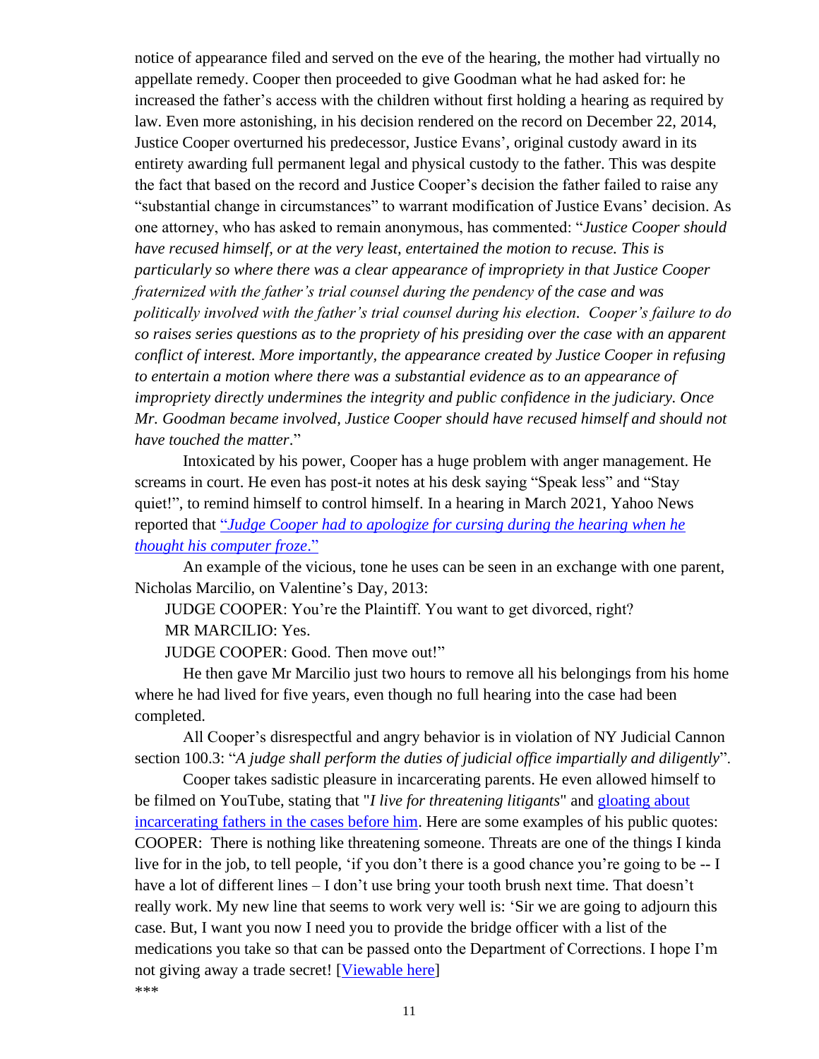notice of appearance filed and served on the eve of the hearing, the mother had virtually no appellate remedy. Cooper then proceeded to give Goodman what he had asked for: he increased the father's access with the children without first holding a hearing as required by law. Even more astonishing, in his decision rendered on the record on December 22, 2014, Justice Cooper overturned his predecessor, Justice Evans', original custody award in its entirety awarding full permanent legal and physical custody to the father. This was despite the fact that based on the record and Justice Cooper's decision the father failed to raise any "substantial change in circumstances" to warrant modification of Justice Evans' decision. As one attorney, who has asked to remain anonymous, has commented: "*Justice Cooper should have recused himself, or at the very least, entertained the motion to recuse. This is particularly so where there was a clear appearance of impropriety in that Justice Cooper fraternized with the father's trial counsel during the pendency of the case and was politically involved with the father's trial counsel during his election. Cooper's failure to do so raises series questions as to the propriety of his presiding over the case with an apparent conflict of interest. More importantly, the appearance created by Justice Cooper in refusing to entertain a motion where there was a substantial evidence as to an appearance of impropriety directly undermines the integrity and public confidence in the judiciary. Once Mr. Goodman became involved, Justice Cooper should have recused himself and should not have touched the matter*."

Intoxicated by his power, Cooper has a huge problem with anger management. He screams in court. He even has post-it notes at his desk saying "Speak less" and "Stay quiet!", to remind himself to control himself. In a hearing in March 2021, Yahoo News reported that "*Judge Cooper had to apologize for cursing during the hearing when he thought his computer froze*."

An example of the vicious, tone he uses can be seen in an exchange with one parent, Nicholas Marcilio, on Valentine's Day, 2013:

JUDGE COOPER: You're the Plaintiff. You want to get divorced, right?

MR MARCILIO: Yes.

JUDGE COOPER: Good. Then move out!"

He then gave Mr Marcilio just two hours to remove all his belongings from his home where he had lived for five years, even though no full hearing into the case had been completed.

All Cooper's disrespectful and angry behavior is in violation of NY Judicial Cannon section 100.3: "*A judge shall perform the duties of judicial office impartially and diligently*".

Cooper takes sadistic pleasure in incarcerating parents. He even allowed himself to be filmed on YouTube, stating that "*I live for threatening litigants*" and gloating about incarcerating fathers in the cases before him. Here are some examples of his public quotes: COOPER: There is nothing like threatening someone. Threats are one of the things I kinda live for in the job, to tell people, 'if you don't there is a good chance you're going to be -- I have a lot of different lines – I don't use bring your tooth brush next time. That doesn't really work. My new line that seems to work very well is: 'Sir we are going to adjourn this case. But, I want you now I need you to provide the bridge officer with a list of the medications you take so that can be passed onto the Department of Corrections. I hope I'm not giving away a trade secret! [Viewable here]

***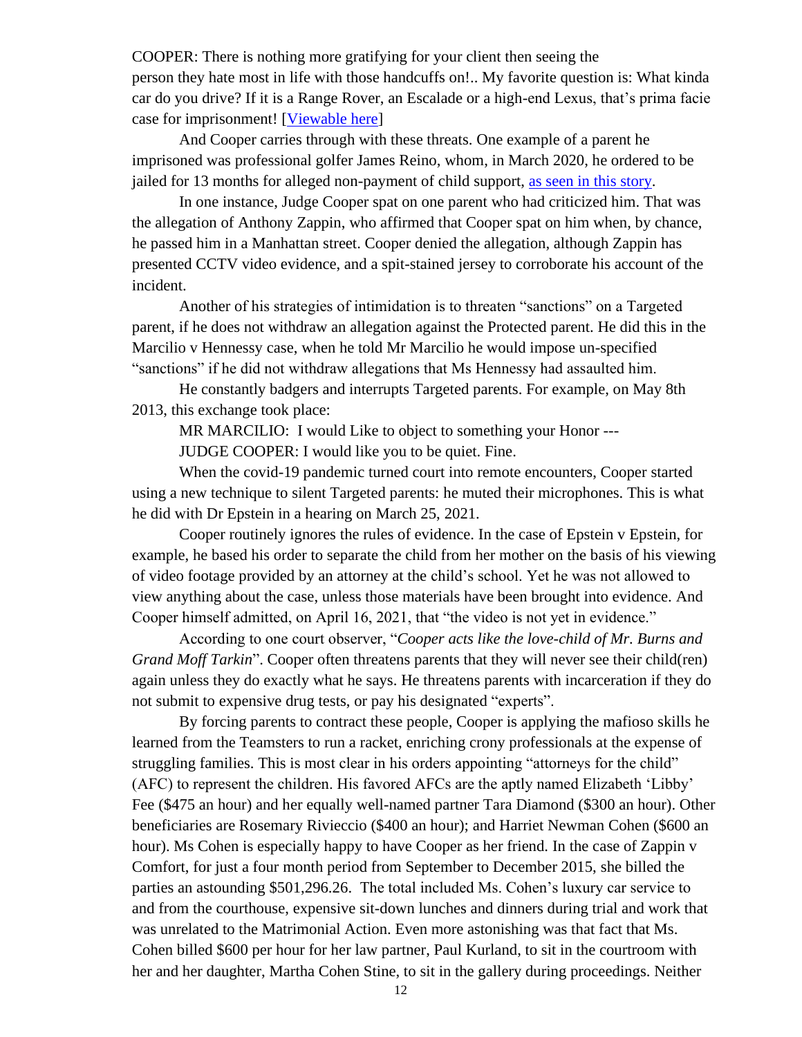COOPER: There is nothing more gratifying for your client then seeing the person they hate most in life with those handcuffs on!.. My favorite question is: What kinda car do you drive? If it is a Range Rover, an Escalade or a high-end Lexus, that's prima facie case for imprisonment! [Viewable here]

And Cooper carries through with these threats. One example of a parent he imprisoned was professional golfer James Reino, whom, in March 2020, he ordered to be jailed for 13 months for alleged non-payment of child support, as seen in this story.

In one instance, Judge Cooper spat on one parent who had criticized him. That was the allegation of Anthony Zappin, who affirmed that Cooper spat on him when, by chance, he passed him in a Manhattan street. Cooper denied the allegation, although Zappin has presented CCTV video evidence, and a spit-stained jersey to corroborate his account of the incident.

Another of his strategies of intimidation is to threaten "sanctions" on a Targeted parent, if he does not withdraw an allegation against the Protected parent. He did this in the Marcilio v Hennessy case, when he told Mr Marcilio he would impose un-specified "sanctions" if he did not withdraw allegations that Ms Hennessy had assaulted him.

He constantly badgers and interrupts Targeted parents. For example, on May 8th 2013, this exchange took place:

MR MARCILIO: I would Like to object to something your Honor ---

JUDGE COOPER: I would like you to be quiet. Fine.

When the covid-19 pandemic turned court into remote encounters, Cooper started using a new technique to silent Targeted parents: he muted their microphones. This is what he did with Dr Epstein in a hearing on March 25, 2021.

Cooper routinely ignores the rules of evidence. In the case of Epstein v Epstein, for example, he based his order to separate the child from her mother on the basis of his viewing of video footage provided by an attorney at the child's school. Yet he was not allowed to view anything about the case, unless those materials have been brought into evidence. And Cooper himself admitted, on April 16, 2021, that "the video is not yet in evidence."

According to one court observer, "*Cooper acts like the love-child of Mr. Burns and Grand Moff Tarkin*". Cooper often threatens parents that they will never see their child(ren) again unless they do exactly what he says. He threatens parents with incarceration if they do not submit to expensive drug tests, or pay his designated "experts".

By forcing parents to contract these people, Cooper is applying the mafioso skills he learned from the Teamsters to run a racket, enriching crony professionals at the expense of struggling families. This is most clear in his orders appointing "attorneys for the child" (AFC) to represent the children. His favored AFCs are the aptly named Elizabeth 'Libby' Fee ($475 an hour) and her equally well-named partner Tara Diamond ($300 an hour). Other beneficiaries are Rosemary Rivieccio ($400 an hour); and Harriet Newman Cohen ($600 an hour). Ms Cohen is especially happy to have Cooper as her friend. In the case of Zappin v Comfort, for just a four month period from September to December 2015, she billed the parties an astounding $501,296.26. The total included Ms. Cohen's luxury car service to and from the courthouse, expensive sit-down lunches and dinners during trial and work that was unrelated to the Matrimonial Action. Even more astonishing was that fact that Ms. Cohen billed $600 per hour for her law partner, Paul Kurland, to sit in the courtroom with her and her daughter, Martha Cohen Stine, to sit in the gallery during proceedings. Neither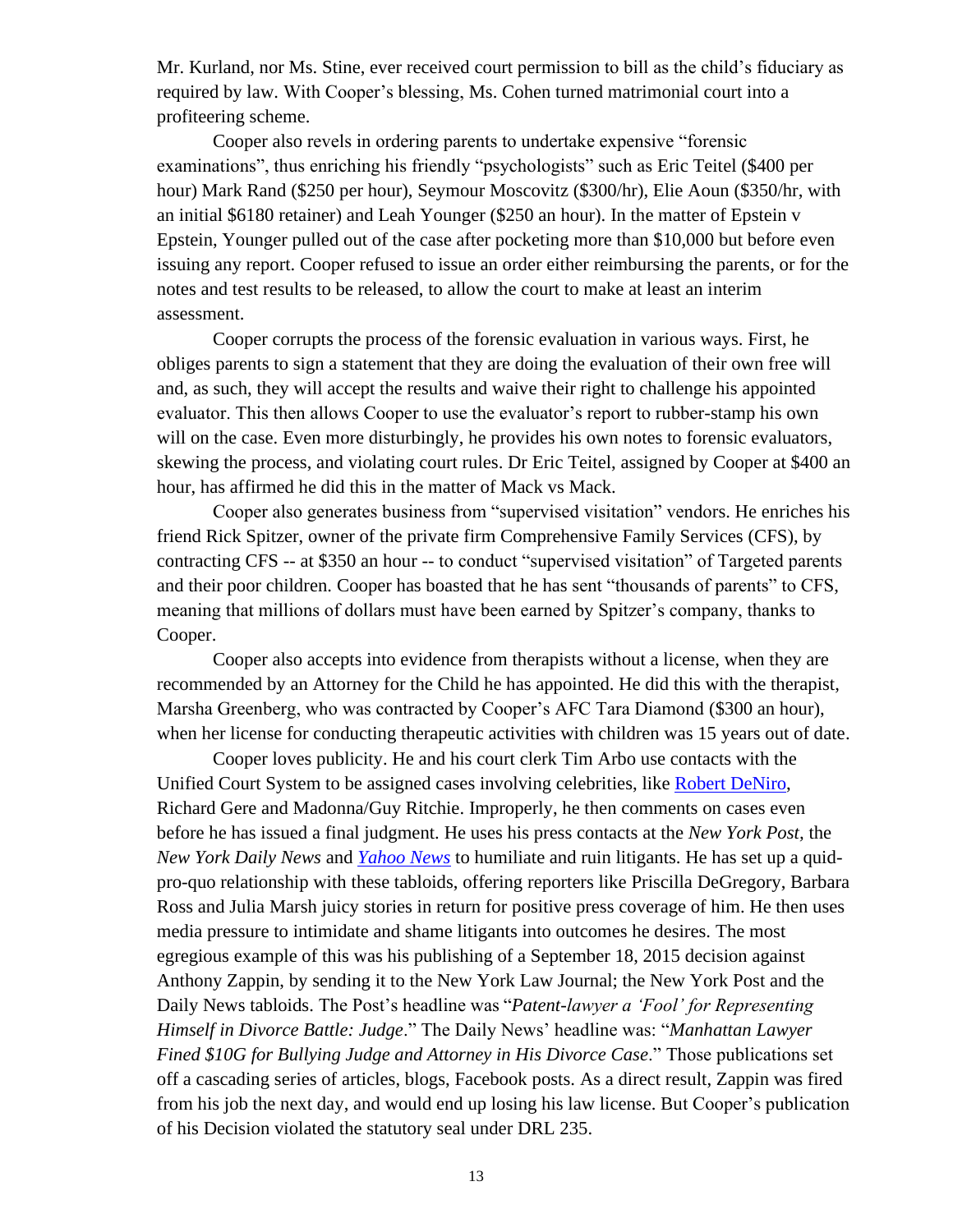Mr. Kurland, nor Ms. Stine, ever received court permission to bill as the child's fiduciary as required by law. With Cooper's blessing, Ms. Cohen turned matrimonial court into a profiteering scheme.

Cooper also revels in ordering parents to undertake expensive "forensic examinations", thus enriching his friendly "psychologists" such as Eric Teitel ($400 per hour) Mark Rand ($250 per hour), Seymour Moscovitz ($300/hr), Elie Aoun ($350/hr, with an initial $6180 retainer) and Leah Younger ($250 an hour). In the matter of Epstein v Epstein, Younger pulled out of the case after pocketing more than $10,000 but before even issuing any report. Cooper refused to issue an order either reimbursing the parents, or for the notes and test results to be released, to allow the court to make at least an interim assessment.

Cooper corrupts the process of the forensic evaluation in various ways. First, he obliges parents to sign a statement that they are doing the evaluation of their own free will and, as such, they will accept the results and waive their right to challenge his appointed evaluator. This then allows Cooper to use the evaluator's report to rubber-stamp his own will on the case. Even more disturbingly, he provides his own notes to forensic evaluators, skewing the process, and violating court rules. Dr Eric Teitel, assigned by Cooper at $400 an hour, has affirmed he did this in the matter of Mack vs Mack.

Cooper also generates business from "supervised visitation" vendors. He enriches his friend Rick Spitzer, owner of the private firm Comprehensive Family Services (CFS), by contracting CFS -- at $350 an hour -- to conduct "supervised visitation" of Targeted parents and their poor children. Cooper has boasted that he has sent "thousands of parents" to CFS, meaning that millions of dollars must have been earned by Spitzer's company, thanks to Cooper.

Cooper also accepts into evidence from therapists without a license, when they are recommended by an Attorney for the Child he has appointed. He did this with the therapist, Marsha Greenberg, who was contracted by Cooper's AFC Tara Diamond ($300 an hour), when her license for conducting therapeutic activities with children was 15 years out of date.

Cooper loves publicity. He and his court clerk Tim Arbo use contacts with the Unified Court System to be assigned cases involving celebrities, like Robert DeNiro, Richard Gere and Madonna/Guy Ritchie. Improperly, he then comments on cases even before he has issued a final judgment. He uses his press contacts at the *New York Post,* the *New York Daily News* and *Yahoo News* to humiliate and ruin litigants. He has set up a quid-pro-quo relationship with these tabloids, offering reporters like Priscilla DeGregory, Barbara Ross and Julia Marsh juicy stories in return for positive press coverage of him. He then uses media pressure to intimidate and shame litigants into outcomes he desires. The most egregious example of this was his publishing of a September 18, 2015 decision against Anthony Zappin, by sending it to the New York Law Journal; the New York Post and the Daily News tabloids. The Post's headline was "*Patent-lawyer a 'Fool' for Representing Himself in Divorce Battle: Judge*." The Daily News' headline was: "*Manhattan Lawyer Fined $10G for Bullying Judge and Attorney in His Divorce Case*." Those publications set off a cascading series of articles, blogs, Facebook posts. As a direct result, Zappin was fired from his job the next day, and would end up losing his law license. But Cooper's publication of his Decision violated the statutory seal under DRL 235.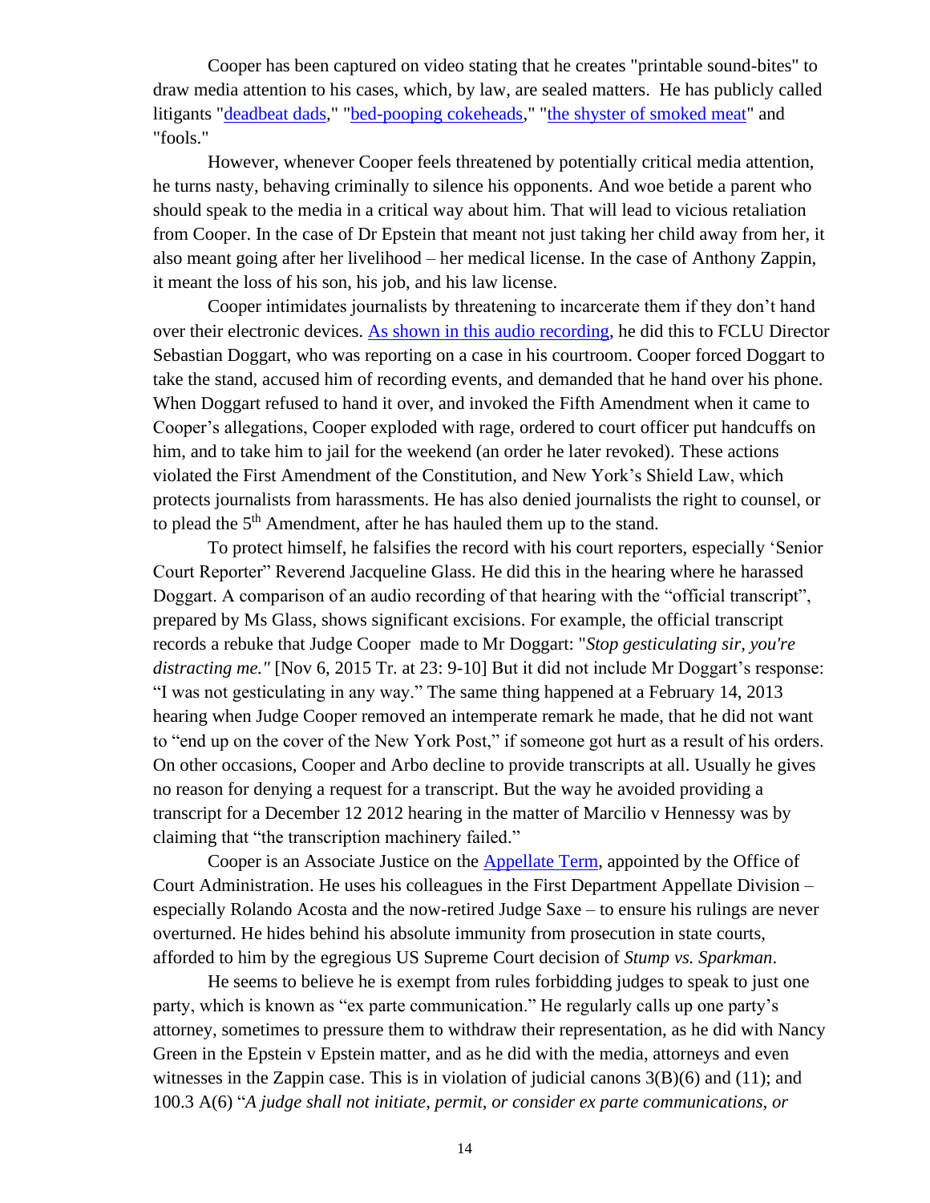Cooper has been captured on video stating that he creates "printable sound-bites" to draw media attention to his cases, which, by law, are sealed matters. He has publicly called litigants "deadbeat dads," "bed-pooping cokeheads," "the shyster of smoked meat" and "fools."

However, whenever Cooper feels threatened by potentially critical media attention, he turns nasty, behaving criminally to silence his opponents. And woe betide a parent who should speak to the media in a critical way about him. That will lead to vicious retaliation from Cooper. In the case of Dr Epstein that meant not just taking her child away from her, it also meant going after her livelihood – her medical license. In the case of Anthony Zappin, it meant the loss of his son, his job, and his law license.

Cooper intimidates journalists by threatening to incarcerate them if they don't hand over their electronic devices. As shown in this audio recording, he did this to FCLU Director Sebastian Doggart, who was reporting on a case in his courtroom. Cooper forced Doggart to take the stand, accused him of recording events, and demanded that he hand over his phone. When Doggart refused to hand it over, and invoked the Fifth Amendment when it came to Cooper's allegations, Cooper exploded with rage, ordered to court officer put handcuffs on him, and to take him to jail for the weekend (an order he later revoked). These actions violated the First Amendment of the Constitution, and New York's Shield Law, which protects journalists from harassments. He has also denied journalists the right to counsel, or to plead the 5th Amendment, after he has hauled them up to the stand.

To protect himself, he falsifies the record with his court reporters, especially 'Senior Court Reporter" Reverend Jacqueline Glass. He did this in the hearing where he harassed Doggart. A comparison of an audio recording of that hearing with the "official transcript", prepared by Ms Glass, shows significant excisions. For example, the official transcript records a rebuke that Judge Cooper made to Mr Doggart: "*Stop gesticulating sir, you're distracting me."* [Nov 6, 2015 Tr. at 23: 9-10] But it did not include Mr Doggart's response: "I was not gesticulating in any way." The same thing happened at a February 14, 2013 hearing when Judge Cooper removed an intemperate remark he made, that he did not want to "end up on the cover of the New York Post," if someone got hurt as a result of his orders. On other occasions, Cooper and Arbo decline to provide transcripts at all. Usually he gives no reason for denying a request for a transcript. But the way he avoided providing a transcript for a December 12 2012 hearing in the matter of Marcilio v Hennessy was by claiming that "the transcription machinery failed."

Cooper is an Associate Justice on the Appellate Term, appointed by the Office of Court Administration. He uses his colleagues in the First Department Appellate Division – especially Rolando Acosta and the now-retired Judge Saxe – to ensure his rulings are never overturned. He hides behind his absolute immunity from prosecution in state courts, afforded to him by the egregious US Supreme Court decision of *Stump vs. Sparkman*.

He seems to believe he is exempt from rules forbidding judges to speak to just one party, which is known as "ex parte communication." He regularly calls up one party's attorney, sometimes to pressure them to withdraw their representation, as he did with Nancy Green in the Epstein v Epstein matter, and as he did with the media, attorneys and even witnesses in the Zappin case. This is in violation of judicial canons 3(B)(6) and (11); and 100.3 A(6) "*A judge shall not initiate, permit, or consider ex parte communications, or*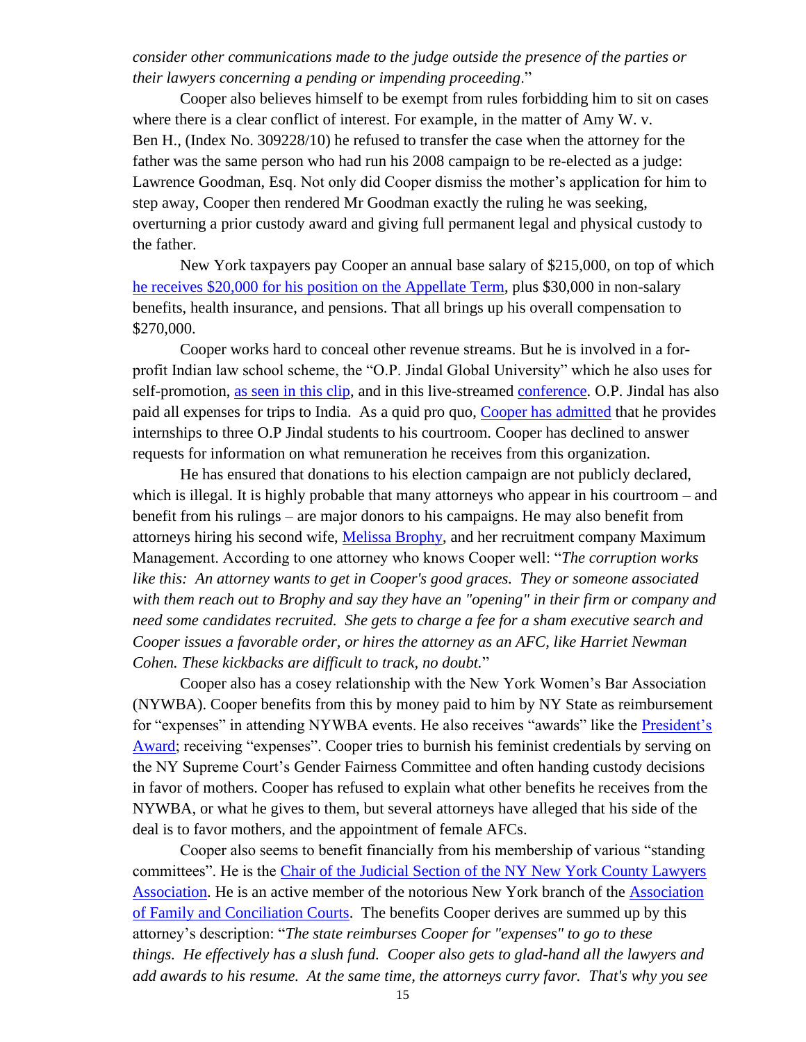*consider other communications made to the judge outside the presence of the parties or their lawyers concerning a pending or impending proceeding*."

Cooper also believes himself to be exempt from rules forbidding him to sit on cases where there is a clear conflict of interest. For example, in the matter of Amy W. v. Ben H., (Index No. 309228/10) he refused to transfer the case when the attorney for the father was the same person who had run his 2008 campaign to be re-elected as a judge: Lawrence Goodman, Esq. Not only did Cooper dismiss the mother's application for him to step away, Cooper then rendered Mr Goodman exactly the ruling he was seeking, overturning a prior custody award and giving full permanent legal and physical custody to the father.

New York taxpayers pay Cooper an annual base salary of $215,000, on top of which he receives $20,000 for his position on the Appellate Term, plus $30,000 in non-salary benefits, health insurance, and pensions. That all brings up his overall compensation to $270,000.

Cooper works hard to conceal other revenue streams. But he is involved in a for-profit Indian law school scheme, the "O.P. Jindal Global University" which he also uses for self-promotion, as seen in this clip, and in this live-streamed conference. O.P. Jindal has also paid all expenses for trips to India. As a quid pro quo, Cooper has admitted that he provides internships to three O.P Jindal students to his courtroom. Cooper has declined to answer requests for information on what remuneration he receives from this organization.

He has ensured that donations to his election campaign are not publicly declared, which is illegal. It is highly probable that many attorneys who appear in his courtroom – and benefit from his rulings – are major donors to his campaigns. He may also benefit from attorneys hiring his second wife, Melissa Brophy, and her recruitment company Maximum Management. According to one attorney who knows Cooper well: "*The corruption works like this: An attorney wants to get in Cooper's good graces. They or someone associated with them reach out to Brophy and say they have an "opening" in their firm or company and need some candidates recruited. She gets to charge a fee for a sham executive search and Cooper issues a favorable order, or hires the attorney as an AFC, like Harriet Newman Cohen. These kickbacks are difficult to track, no doubt.*"

Cooper also has a cosey relationship with the New York Women's Bar Association (NYWBA). Cooper benefits from this by money paid to him by NY State as reimbursement for "expenses" in attending NYWBA events. He also receives "awards" like the President's Award; receiving "expenses". Cooper tries to burnish his feminist credentials by serving on the NY Supreme Court's Gender Fairness Committee and often handing custody decisions in favor of mothers. Cooper has refused to explain what other benefits he receives from the NYWBA, or what he gives to them, but several attorneys have alleged that his side of the deal is to favor mothers, and the appointment of female AFCs.

Cooper also seems to benefit financially from his membership of various "standing committees". He is the Chair of the Judicial Section of the NY New York County Lawyers Association. He is an active member of the notorious New York branch of the Association of Family and Conciliation Courts. The benefits Cooper derives are summed up by this attorney's description: "*The state reimburses Cooper for "expenses" to go to these things. He effectively has a slush fund. Cooper also gets to glad-hand all the lawyers and add awards to his resume. At the same time, the attorneys curry favor. That's why you see*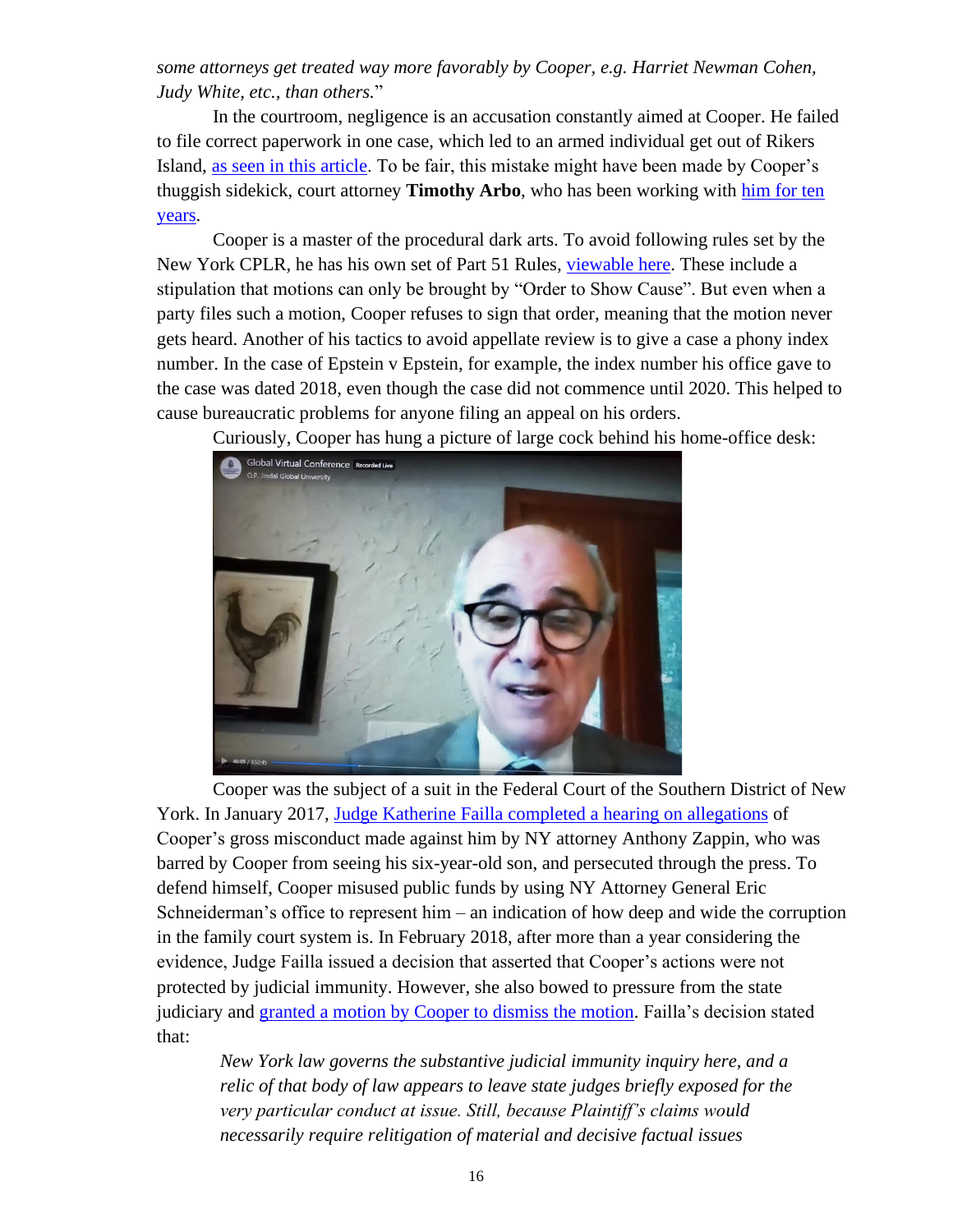*some attorneys get treated way more favorably by Cooper, e.g. Harriet Newman Cohen, Judy White, etc., than others.*"

In the courtroom, negligence is an accusation constantly aimed at Cooper. He failed to file correct paperwork in one case, which led to an armed individual get out of Rikers Island, as seen in this article. To be fair, this mistake might have been made by Cooper's thuggish sidekick, court attorney **Timothy Arbo**, who has been working with him for ten years.

Cooper is a master of the procedural dark arts. To avoid following rules set by the New York CPLR, he has his own set of Part 51 Rules, viewable here. These include a stipulation that motions can only be brought by "Order to Show Cause". But even when a party files such a motion, Cooper refuses to sign that order, meaning that the motion never gets heard. Another of his tactics to avoid appellate review is to give a case a phony index number. In the case of Epstein v Epstein, for example, the index number his office gave to the case was dated 2018, even though the case did not commence until 2020. This helped to cause bureaucratic problems for anyone filing an appeal on his orders.

Curiously, Cooper has hung a picture of large cock behind his home-office desk:

Cooper was the subject of a suit in the Federal Court of the Southern District of New York. In January 2017, Judge Katherine Failla completed a hearing on allegations of Cooper's gross misconduct made against him by NY attorney Anthony Zappin, who was barred by Cooper from seeing his six-year-old son, and persecuted through the press. To defend himself, Cooper misused public funds by using NY Attorney General Eric Schneiderman's office to represent him – an indication of how deep and wide the corruption in the family court system is. In February 2018, after more than a year considering the evidence, Judge Failla issued a decision that asserted that Cooper's actions were not protected by judicial immunity. However, she also bowed to pressure from the state judiciary and granted a motion by Cooper to dismiss the motion. Failla's decision stated that:

> *New York law governs the substantive judicial immunity inquiry here, and a relic of that body of law appears to leave state judges briefly exposed for the very particular conduct at issue. Still, because Plaintiff's claims would necessarily require relitigation of material and decisive factual issues*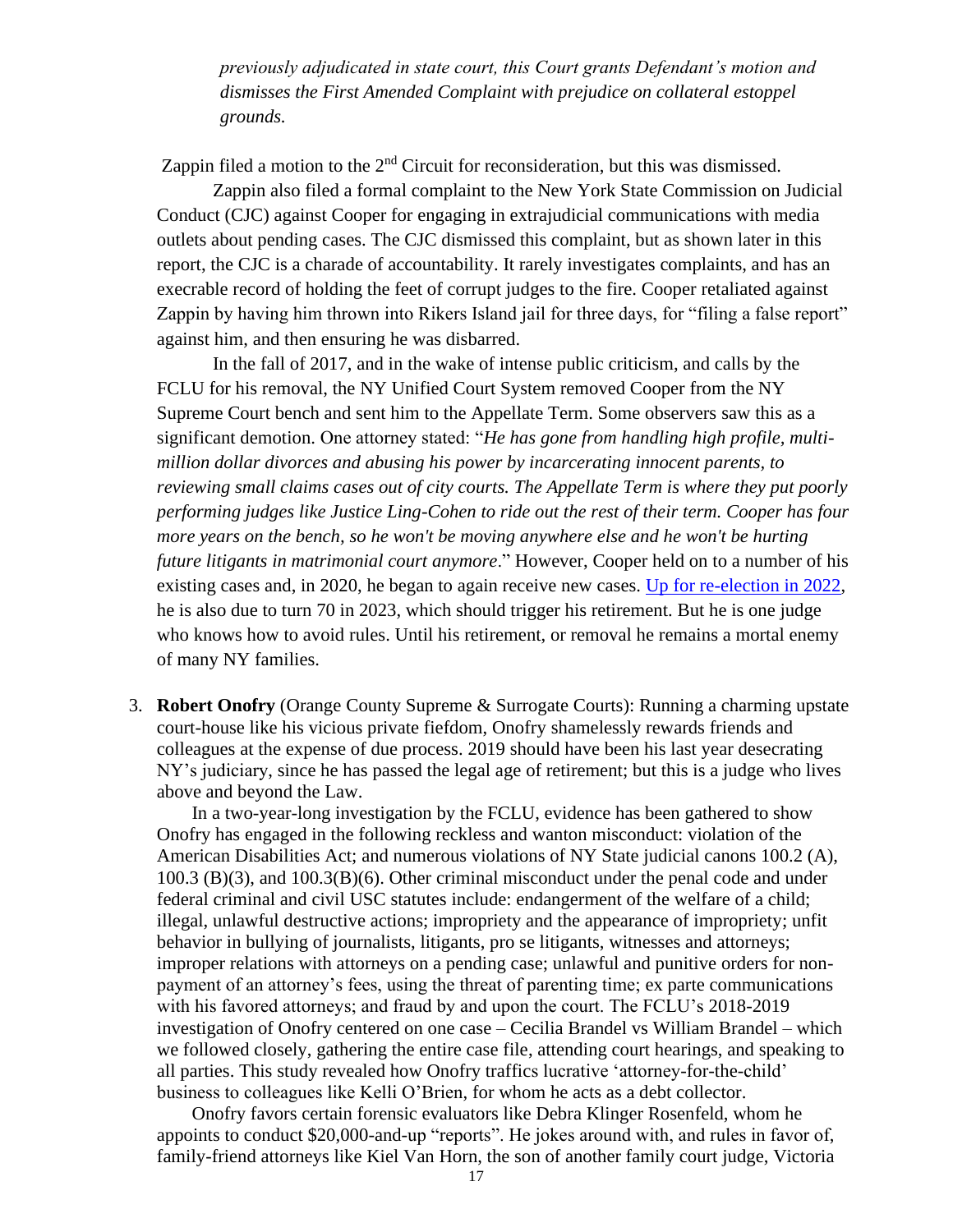> *previously adjudicated in state court, this Court grants Defendant's motion and dismisses the First Amended Complaint with prejudice on collateral estoppel grounds.*

Zappin filed a motion to the 2nd Circuit for reconsideration, but this was dismissed.

Zappin also filed a formal complaint to the New York State Commission on Judicial Conduct (CJC) against Cooper for engaging in extrajudicial communications with media outlets about pending cases. The CJC dismissed this complaint, but as shown later in this report, the CJC is a charade of accountability. It rarely investigates complaints, and has an execrable record of holding the feet of corrupt judges to the fire. Cooper retaliated against Zappin by having him thrown into Rikers Island jail for three days, for "filing a false report" against him, and then ensuring he was disbarred.

In the fall of 2017, and in the wake of intense public criticism, and calls by the FCLU for his removal, the NY Unified Court System removed Cooper from the NY Supreme Court bench and sent him to the Appellate Term. Some observers saw this as a significant demotion. One attorney stated: "*He has gone from handling high profile, multi-million dollar divorces and abusing his power by incarcerating innocent parents, to reviewing small claims cases out of city courts. The Appellate Term is where they put poorly performing judges like Justice Ling-Cohen to ride out the rest of their term. Cooper has four more years on the bench, so he won't be moving anywhere else and he won't be hurting future litigants in matrimonial court anymore*." However, Cooper held on to a number of his existing cases and, in 2020, he began to again receive new cases. Up for re-election in 2022, he is also due to turn 70 in 2023, which should trigger his retirement. But he is one judge who knows how to avoid rules. Until his retirement, or removal he remains a mortal enemy of many NY families.

3. **Robert Onofry** (Orange County Supreme & Surrogate Courts): Running a charming upstate court-house like his vicious private fiefdom, Onofry shamelessly rewards friends and colleagues at the expense of due process. 2019 should have been his last year desecrating NY's judiciary, since he has passed the legal age of retirement; but this is a judge who lives above and beyond the Law.

   In a two-year-long investigation by the FCLU, evidence has been gathered to show Onofry has engaged in the following reckless and wanton misconduct: violation of the American Disabilities Act; and numerous violations of NY State judicial canons 100.2 (A), 100.3 (B)(3), and 100.3(B)(6). Other criminal misconduct under the penal code and under federal criminal and civil USC statutes include: endangerment of the welfare of a child; illegal, unlawful destructive actions; impropriety and the appearance of impropriety; unfit behavior in bullying of journalists, litigants, pro se litigants, witnesses and attorneys; improper relations with attorneys on a pending case; unlawful and punitive orders for non-payment of an attorney's fees, using the threat of parenting time; ex parte communications with his favored attorneys; and fraud by and upon the court. The FCLU's 2018-2019 investigation of Onofry centered on one case – Cecilia Brandel vs William Brandel – which we followed closely, gathering the entire case file, attending court hearings, and speaking to all parties. This study revealed how Onofry traffics lucrative 'attorney-for-the-child' business to colleagues like Kelli O'Brien, for whom he acts as a debt collector.

   Onofry favors certain forensic evaluators like Debra Klinger Rosenfeld, whom he appoints to conduct $20,000-and-up "reports". He jokes around with, and rules in favor of, family-friend attorneys like Kiel Van Horn, the son of another family court judge, Victoria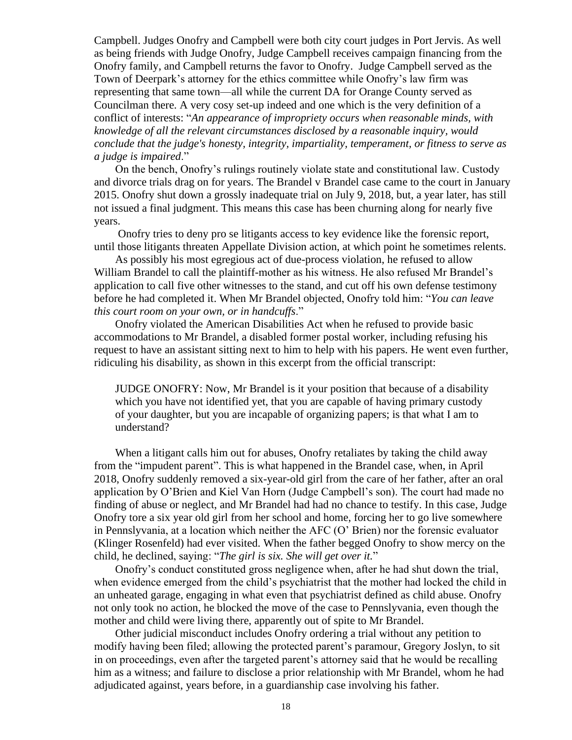Campbell. Judges Onofry and Campbell were both city court judges in Port Jervis. As well as being friends with Judge Onofry, Judge Campbell receives campaign financing from the Onofry family, and Campbell returns the favor to Onofry. Judge Campbell served as the Town of Deerpark's attorney for the ethics committee while Onofry's law firm was representing that same town—all while the current DA for Orange County served as Councilman there. A very cosy set-up indeed and one which is the very definition of a conflict of interests: "*An appearance of impropriety occurs when reasonable minds, with knowledge of all the relevant circumstances disclosed by a reasonable inquiry, would conclude that the judge's honesty, integrity, impartiality, temperament, or fitness to serve as a judge is impaired*."

On the bench, Onofry's rulings routinely violate state and constitutional law. Custody and divorce trials drag on for years. The Brandel v Brandel case came to the court in January 2015. Onofry shut down a grossly inadequate trial on July 9, 2018, but, a year later, has still not issued a final judgment. This means this case has been churning along for nearly five years.

Onofry tries to deny pro se litigants access to key evidence like the forensic report, until those litigants threaten Appellate Division action, at which point he sometimes relents.

As possibly his most egregious act of due-process violation, he refused to allow William Brandel to call the plaintiff-mother as his witness. He also refused Mr Brandel's application to call five other witnesses to the stand, and cut off his own defense testimony before he had completed it. When Mr Brandel objected, Onofry told him: "*You can leave this court room on your own, or in handcuffs*."

Onofry violated the American Disabilities Act when he refused to provide basic accommodations to Mr Brandel, a disabled former postal worker, including refusing his request to have an assistant sitting next to him to help with his papers. He went even further, ridiculing his disability, as shown in this excerpt from the official transcript:

> JUDGE ONOFRY: Now, Mr Brandel is it your position that because of a disability which you have not identified yet, that you are capable of having primary custody of your daughter, but you are incapable of organizing papers; is that what I am to understand?

When a litigant calls him out for abuses, Onofry retaliates by taking the child away from the "impudent parent". This is what happened in the Brandel case, when, in April 2018, Onofry suddenly removed a six-year-old girl from the care of her father, after an oral application by O'Brien and Kiel Van Horn (Judge Campbell's son). The court had made no finding of abuse or neglect, and Mr Brandel had had no chance to testify. In this case, Judge Onofry tore a six year old girl from her school and home, forcing her to go live somewhere in Pennsylvania, at a location which neither the AFC (O' Brien) nor the forensic evaluator (Klinger Rosenfeld) had ever visited. When the father begged Onofry to show mercy on the child, he declined, saying: "*The girl is six. She will get over it.*"

Onofry's conduct constituted gross negligence when, after he had shut down the trial, when evidence emerged from the child's psychiatrist that the mother had locked the child in an unheated garage, engaging in what even that psychiatrist defined as child abuse. Onofry not only took no action, he blocked the move of the case to Pennslyvania, even though the mother and child were living there, apparently out of spite to Mr Brandel.

Other judicial misconduct includes Onofry ordering a trial without any petition to modify having been filed; allowing the protected parent's paramour, Gregory Joslyn, to sit in on proceedings, even after the targeted parent's attorney said that he would be recalling him as a witness; and failure to disclose a prior relationship with Mr Brandel, whom he had adjudicated against, years before, in a guardianship case involving his father.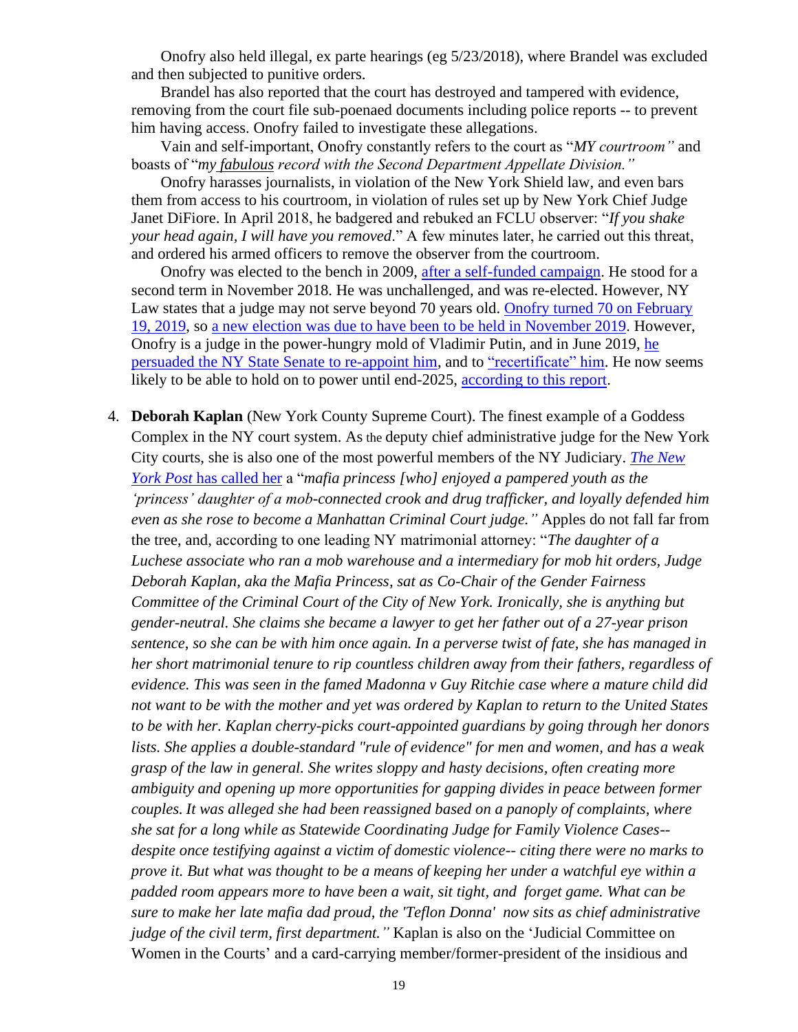Onofry also held illegal, ex parte hearings (eg 5/23/2018), where Brandel was excluded and then subjected to punitive orders.

Brandel has also reported that the court has destroyed and tampered with evidence, removing from the court file sub-poenaed documents including police reports -- to prevent him having access. Onofry failed to investigate these allegations.

Vain and self-important, Onofry constantly refers to the court as "*MY courtroom"* and boasts of "*my fabulous record with the Second Department Appellate Division."*

Onofry harasses journalists, in violation of the New York Shield law, and even bars them from access to his courtroom, in violation of rules set up by New York Chief Judge Janet DiFiore. In April 2018, he badgered and rebuked an FCLU observer: "*If you shake your head again, I will have you removed*." A few minutes later, he carried out this threat, and ordered his armed officers to remove the observer from the courtroom.

Onofry was elected to the bench in 2009, after a self-funded campaign. He stood for a second term in November 2018. He was unchallenged, and was re-elected. However, NY Law states that a judge may not serve beyond 70 years old. Onofry turned 70 on February 19, 2019, so a new election was due to have been to be held in November 2019. However, Onofry is a judge in the power-hungry mold of Vladimir Putin, and in June 2019, he persuaded the NY State Senate to re-appoint him, and to "recertificate" him. He now seems likely to be able to hold on to power until end-2025, according to this report.

4. **Deborah Kaplan** (New York County Supreme Court). The finest example of a Goddess Complex in the NY court system. As the deputy chief administrative judge for the New York City courts, she is also one of the most powerful members of the NY Judiciary. *The New York Post* has called her a "*mafia princess [who] enjoyed a pampered youth as the 'princess' daughter of a mob-connected crook and drug trafficker, and loyally defended him even as she rose to become a Manhattan Criminal Court judge."* Apples do not fall far from the tree, and, according to one leading NY matrimonial attorney: "*The daughter of a Luchese associate who ran a mob warehouse and a intermediary for mob hit orders, Judge Deborah Kaplan, aka the Mafia Princess, sat as Co-Chair of the Gender Fairness Committee of the Criminal Court of the City of New York. Ironically, she is anything but gender-neutral. She claims she became a lawyer to get her father out of a 27-year prison sentence, so she can be with him once again. In a perverse twist of fate, she has managed in her short matrimonial tenure to rip countless children away from their fathers, regardless of evidence. This was seen in the famed Madonna v Guy Ritchie case where a mature child did not want to be with the mother and yet was ordered by Kaplan to return to the United States to be with her. Kaplan cherry-picks court-appointed guardians by going through her donors lists. She applies a double-standard "rule of evidence" for men and women, and has a weak grasp of the law in general. She writes sloppy and hasty decisions, often creating more ambiguity and opening up more opportunities for gapping divides in peace between former couples. It was alleged she had been reassigned based on a panoply of complaints, where she sat for a long while as Statewide Coordinating Judge for Family Violence Cases-- despite once testifying against a victim of domestic violence-- citing there were no marks to prove it. But what was thought to be a means of keeping her under a watchful eye within a padded room appears more to have been a wait, sit tight, and forget game. What can be sure to make her late mafia dad proud, the 'Teflon Donna' now sits as chief administrative judge of the civil term, first department."* Kaplan is also on the 'Judicial Committee on Women in the Courts' and a card-carrying member/former-president of the insidious and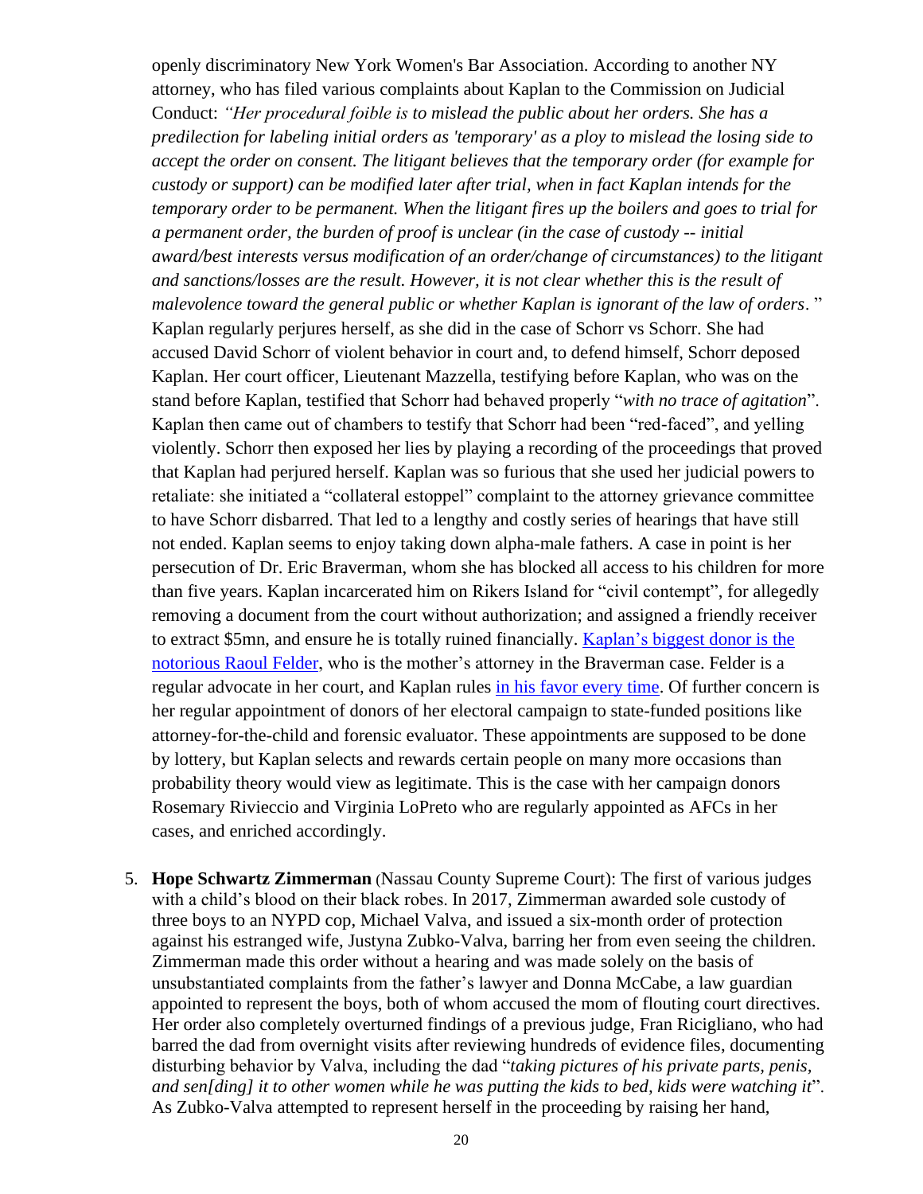openly discriminatory New York Women's Bar Association. According to another NY attorney, who has filed various complaints about Kaplan to the Commission on Judicial Conduct: *"Her procedural foible is to mislead the public about her orders. She has a predilection for labeling initial orders as 'temporary' as a ploy to mislead the losing side to accept the order on consent. The litigant believes that the temporary order (for example for custody or support) can be modified later after trial, when in fact Kaplan intends for the temporary order to be permanent. When the litigant fires up the boilers and goes to trial for a permanent order, the burden of proof is unclear (in the case of custody -- initial award/best interests versus modification of an order/change of circumstances) to the litigant and sanctions/losses are the result. However, it is not clear whether this is the result of malevolence toward the general public or whether Kaplan is ignorant of the law of orders*. " Kaplan regularly perjures herself, as she did in the case of Schorr vs Schorr. She had accused David Schorr of violent behavior in court and, to defend himself, Schorr deposed Kaplan. Her court officer, Lieutenant Mazzella, testifying before Kaplan, who was on the stand before Kaplan, testified that Schorr had behaved properly "*with no trace of agitation*". Kaplan then came out of chambers to testify that Schorr had been "red-faced", and yelling violently. Schorr then exposed her lies by playing a recording of the proceedings that proved that Kaplan had perjured herself. Kaplan was so furious that she used her judicial powers to retaliate: she initiated a "collateral estoppel" complaint to the attorney grievance committee to have Schorr disbarred. That led to a lengthy and costly series of hearings that have still not ended. Kaplan seems to enjoy taking down alpha-male fathers. A case in point is her persecution of Dr. Eric Braverman, whom she has blocked all access to his children for more than five years. Kaplan incarcerated him on Rikers Island for "civil contempt", for allegedly removing a document from the court without authorization; and assigned a friendly receiver to extract $5mn, and ensure he is totally ruined financially. Kaplan's biggest donor is the notorious Raoul Felder, who is the mother's attorney in the Braverman case. Felder is a regular advocate in her court, and Kaplan rules in his favor every time. Of further concern is her regular appointment of donors of her electoral campaign to state-funded positions like attorney-for-the-child and forensic evaluator. These appointments are supposed to be done by lottery, but Kaplan selects and rewards certain people on many more occasions than probability theory would view as legitimate. This is the case with her campaign donors Rosemary Rivieccio and Virginia LoPreto who are regularly appointed as AFCs in her cases, and enriched accordingly.

5. **Hope Schwartz Zimmerman** (Nassau County Supreme Court): The first of various judges with a child's blood on their black robes. In 2017, Zimmerman awarded sole custody of three boys to an NYPD cop, Michael Valva, and issued a six-month order of protection against his estranged wife, Justyna Zubko-Valva, barring her from even seeing the children. Zimmerman made this order without a hearing and was made solely on the basis of unsubstantiated complaints from the father's lawyer and Donna McCabe, a law guardian appointed to represent the boys, both of whom accused the mom of flouting court directives. Her order also completely overturned findings of a previous judge, Fran Ricigliano, who had barred the dad from overnight visits after reviewing hundreds of evidence files, documenting disturbing behavior by Valva, including the dad "*taking pictures of his private parts, penis, and sen[ding] it to other women while he was putting the kids to bed, kids were watching it*". As Zubko-Valva attempted to represent herself in the proceeding by raising her hand,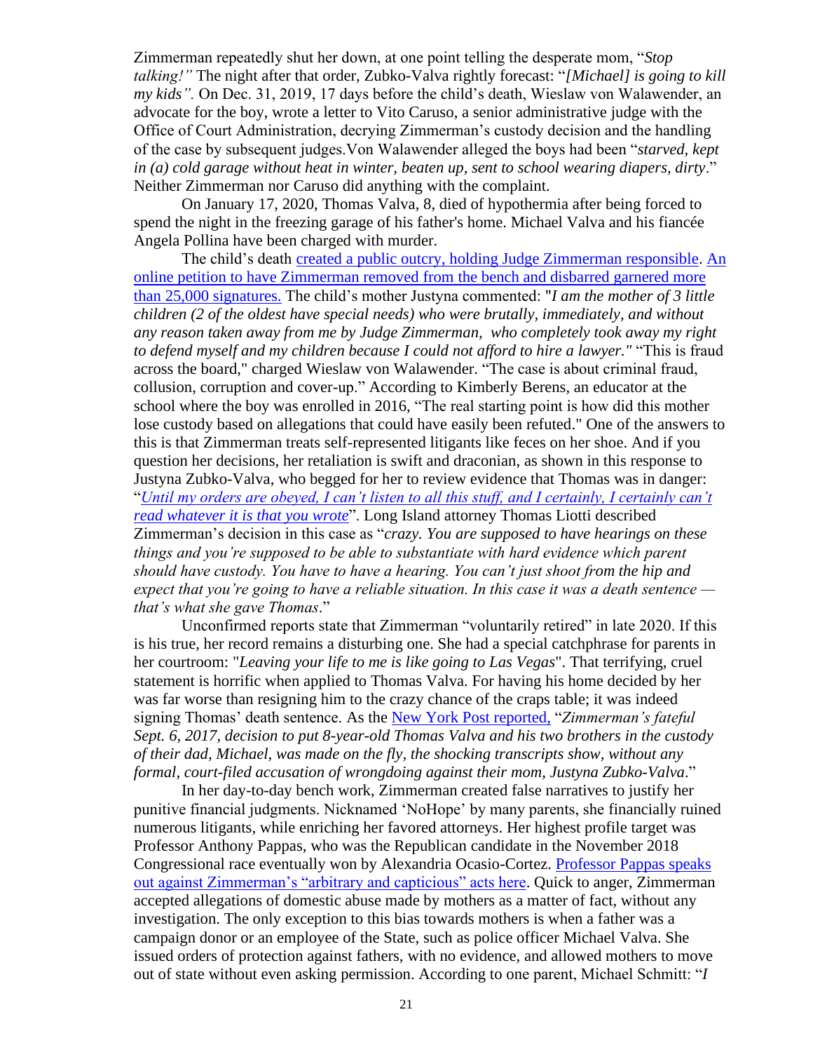Zimmerman repeatedly shut her down, at one point telling the desperate mom, "*Stop talking!"* The night after that order, Zubko-Valva rightly forecast: "*[Michael] is going to kill my kids".* On Dec. 31, 2019, 17 days before the child's death, Wieslaw von Walawender, an advocate for the boy, wrote a letter to Vito Caruso, a senior administrative judge with the Office of Court Administration, decrying Zimmerman's custody decision and the handling of the case by subsequent judges.Von Walawender alleged the boys had been "*starved, kept in (a) cold garage without heat in winter, beaten up, sent to school wearing diapers, dirty*." Neither Zimmerman nor Caruso did anything with the complaint.

On January 17, 2020, Thomas Valva, 8, died of hypothermia after being forced to spend the night in the freezing garage of his father's home. Michael Valva and his fiancée Angela Pollina have been charged with murder.

The child's death created a public outcry, holding Judge Zimmerman responsible. An online petition to have Zimmerman removed from the bench and disbarred garnered more than 25,000 signatures. The child's mother Justyna commented: "*I am the mother of 3 little children (2 of the oldest have special needs) who were brutally, immediately, and without any reason taken away from me by Judge Zimmerman, who completely took away my right to defend myself and my children because I could not afford to hire a lawyer."* "This is fraud across the board," charged Wieslaw von Walawender. "The case is about criminal fraud, collusion, corruption and cover-up." According to Kimberly Berens, an educator at the school where the boy was enrolled in 2016, "The real starting point is how did this mother lose custody based on allegations that could have easily been refuted." One of the answers to this is that Zimmerman treats self-represented litigants like feces on her shoe. And if you question her decisions, her retaliation is swift and draconian, as shown in this response to Justyna Zubko-Valva, who begged for her to review evidence that Thomas was in danger: "*Until my orders are obeyed, I can't listen to all this stuff, and I certainly, I certainly can't read whatever it is that you wrote*". Long Island attorney Thomas Liotti described Zimmerman's decision in this case as "*crazy. You are supposed to have hearings on these things and you're supposed to be able to substantiate with hard evidence which parent should have custody. You have to have a hearing. You can't just shoot from the hip and expect that you're going to have a reliable situation. In this case it was a death sentence — that's what she gave Thomas*."

Unconfirmed reports state that Zimmerman "voluntarily retired" in late 2020. If this is his true, her record remains a disturbing one. She had a special catchphrase for parents in her courtroom: "*Leaving your life to me is like going to Las Vegas*". That terrifying, cruel statement is horrific when applied to Thomas Valva. For having his home decided by her was far worse than resigning him to the crazy chance of the craps table; it was indeed signing Thomas' death sentence. As the New York Post reported, "*Zimmerman's fateful Sept. 6, 2017, decision to put 8-year-old Thomas Valva and his two brothers in the custody of their dad, Michael, was made on the fly, the shocking transcripts show, without any formal, court-filed accusation of wrongdoing against their mom, Justyna Zubko-Valva*."

In her day-to-day bench work, Zimmerman created false narratives to justify her punitive financial judgments. Nicknamed 'NoHope' by many parents, she financially ruined numerous litigants, while enriching her favored attorneys. Her highest profile target was Professor Anthony Pappas, who was the Republican candidate in the November 2018 Congressional race eventually won by Alexandria Ocasio-Cortez. Professor Pappas speaks out against Zimmerman's "arbitrary and capticious" acts here. Quick to anger, Zimmerman accepted allegations of domestic abuse made by mothers as a matter of fact, without any investigation. The only exception to this bias towards mothers is when a father was a campaign donor or an employee of the State, such as police officer Michael Valva. She issued orders of protection against fathers, with no evidence, and allowed mothers to move out of state without even asking permission. According to one parent, Michael Schmitt: "*I*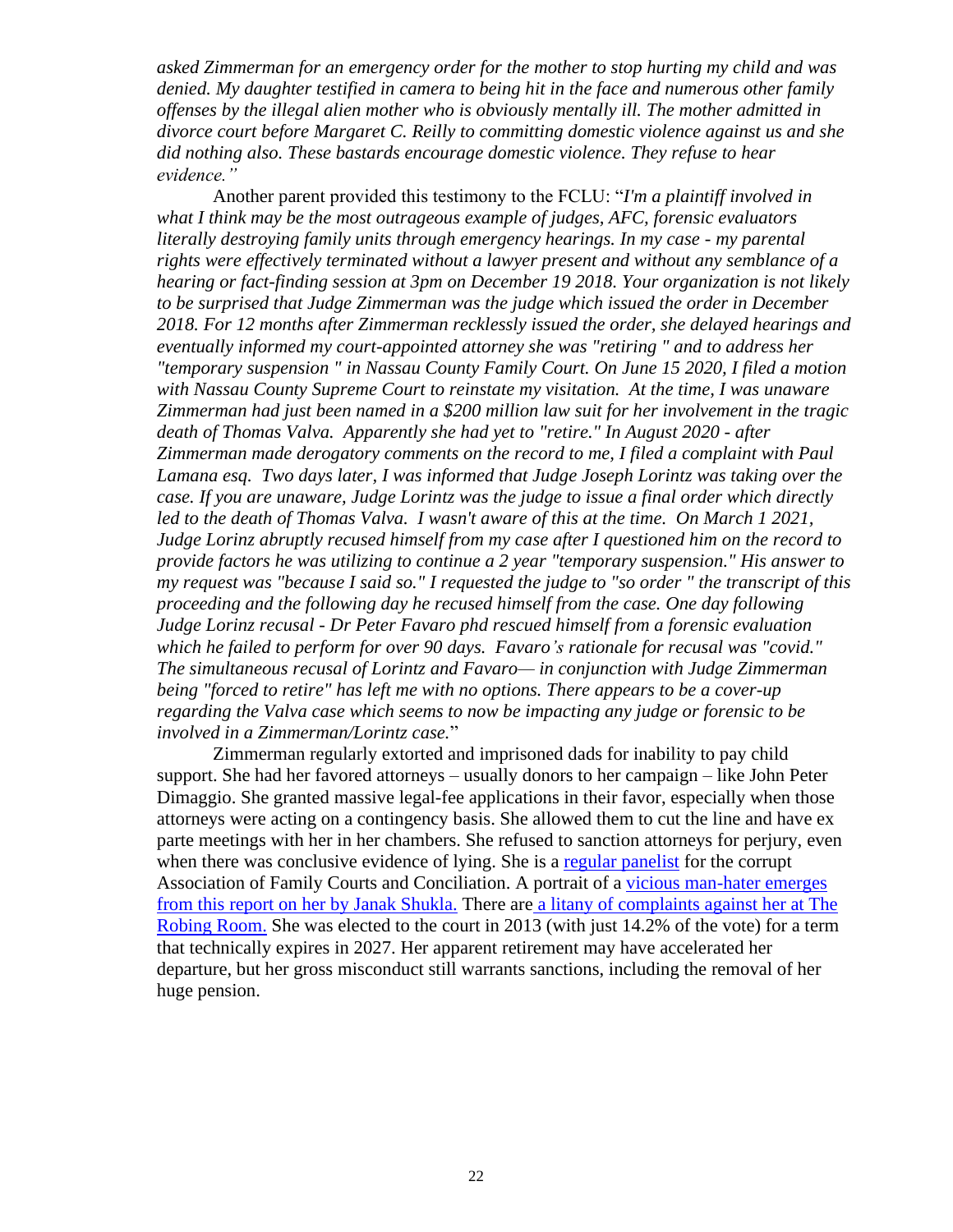*asked Zimmerman for an emergency order for the mother to stop hurting my child and was denied. My daughter testified in camera to being hit in the face and numerous other family offenses by the illegal alien mother who is obviously mentally ill. The mother admitted in divorce court before Margaret C. Reilly to committing domestic violence against us and she did nothing also. These bastards encourage domestic violence. They refuse to hear evidence."*

Another parent provided this testimony to the FCLU: "*I'm a plaintiff involved in what I think may be the most outrageous example of judges, AFC, forensic evaluators literally destroying family units through emergency hearings. In my case - my parental rights were effectively terminated without a lawyer present and without any semblance of a hearing or fact-finding session at 3pm on December 19 2018. Your organization is not likely to be surprised that Judge Zimmerman was the judge which issued the order in December 2018. For 12 months after Zimmerman recklessly issued the order, she delayed hearings and eventually informed my court-appointed attorney she was "retiring " and to address her "temporary suspension " in Nassau County Family Court. On June 15 2020, I filed a motion with Nassau County Supreme Court to reinstate my visitation. At the time, I was unaware Zimmerman had just been named in a $200 million law suit for her involvement in the tragic death of Thomas Valva. Apparently she had yet to "retire." In August 2020 - after Zimmerman made derogatory comments on the record to me, I filed a complaint with Paul Lamana esq. Two days later, I was informed that Judge Joseph Lorintz was taking over the case. If you are unaware, Judge Lorintz was the judge to issue a final order which directly led to the death of Thomas Valva. I wasn't aware of this at the time. On March 1 2021, Judge Lorinz abruptly recused himself from my case after I questioned him on the record to provide factors he was utilizing to continue a 2 year "temporary suspension." His answer to my request was "because I said so." I requested the judge to "so order " the transcript of this proceeding and the following day he recused himself from the case. One day following Judge Lorinz recusal - Dr Peter Favaro phd rescued himself from a forensic evaluation which he failed to perform for over 90 days. Favaro's rationale for recusal was "covid." The simultaneous recusal of Lorintz and Favaro— in conjunction with Judge Zimmerman being "forced to retire" has left me with no options. There appears to be a cover-up regarding the Valva case which seems to now be impacting any judge or forensic to be involved in a Zimmerman/Lorintz case.*"

Zimmerman regularly extorted and imprisoned dads for inability to pay child support. She had her favored attorneys – usually donors to her campaign – like John Peter Dimaggio. She granted massive legal-fee applications in their favor, especially when those attorneys were acting on a contingency basis. She allowed them to cut the line and have ex parte meetings with her in her chambers. She refused to sanction attorneys for perjury, even when there was conclusive evidence of lying. She is a regular panelist for the corrupt Association of Family Courts and Conciliation. A portrait of a vicious man-hater emerges from this report on her by Janak Shukla. There are a litany of complaints against her at The Robing Room. She was elected to the court in 2013 (with just 14.2% of the vote) for a term that technically expires in 2027. Her apparent retirement may have accelerated her departure, but her gross misconduct still warrants sanctions, including the removal of her huge pension.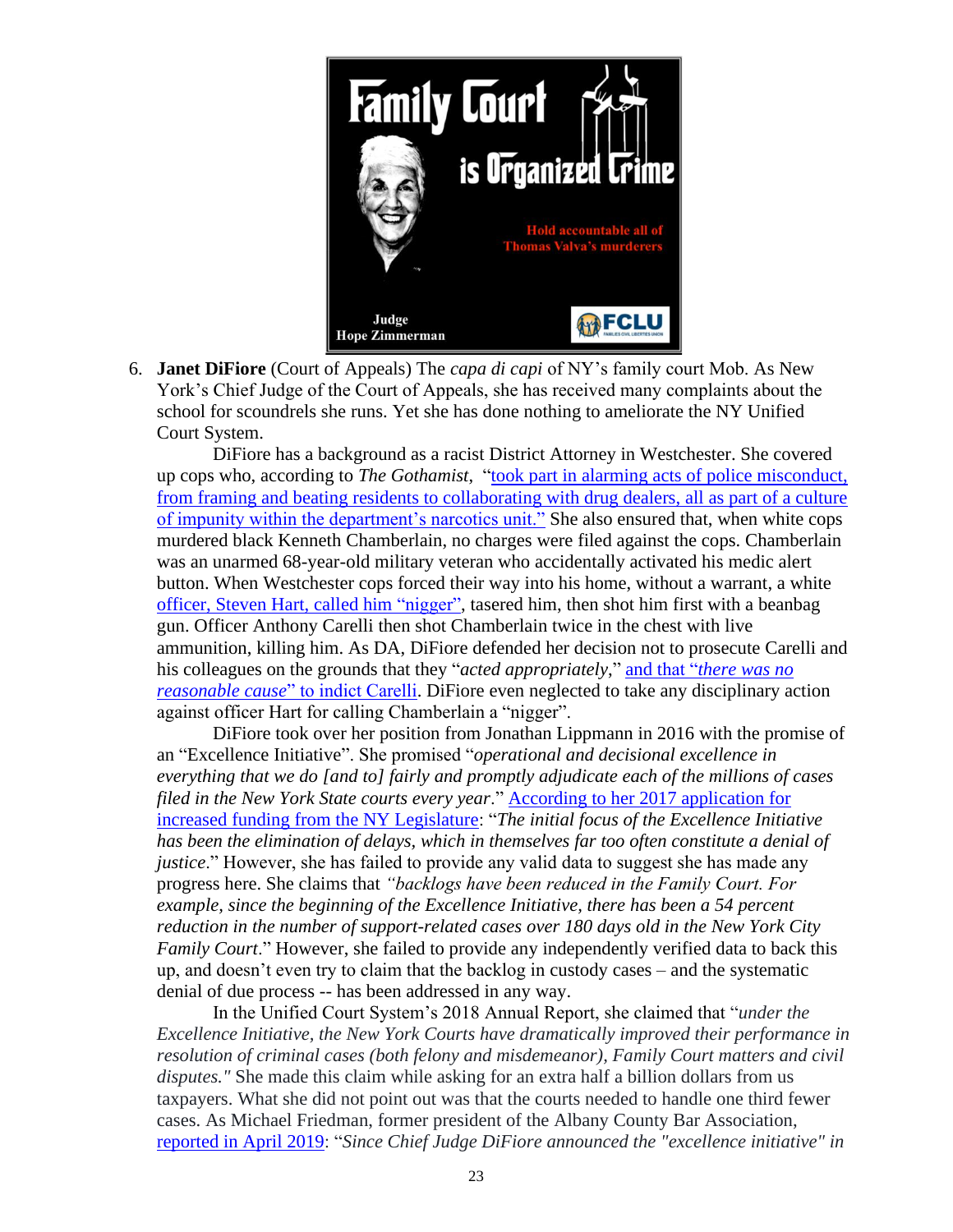6. **Janet DiFiore** (Court of Appeals) The *capa di capi* of NY's family court Mob. As New York's Chief Judge of the Court of Appeals, she has received many complaints about the school for scoundrels she runs. Yet she has done nothing to ameliorate the NY Unified Court System.

    DiFiore has a background as a racist District Attorney in Westchester. She covered up cops who, according to *The Gothamist*, "took part in alarming acts of police misconduct, from framing and beating residents to collaborating with drug dealers, all as part of a culture of impunity within the department's narcotics unit." She also ensured that, when white cops murdered black Kenneth Chamberlain, no charges were filed against the cops. Chamberlain was an unarmed 68-year-old military veteran who accidentally activated his medic alert button. When Westchester cops forced their way into his home, without a warrant, a white officer, Steven Hart, called him "nigger", tasered him, then shot him first with a beanbag gun. Officer Anthony Carelli then shot Chamberlain twice in the chest with live ammunition, killing him. As DA, DiFiore defended her decision not to prosecute Carelli and his colleagues on the grounds that they "*acted appropriately*," and that "*there was no reasonable cause*" to indict Carelli. DiFiore even neglected to take any disciplinary action against officer Hart for calling Chamberlain a "nigger".

    DiFiore took over her position from Jonathan Lippmann in 2016 with the promise of an "Excellence Initiative". She promised "*operational and decisional excellence in everything that we do [and to] fairly and promptly adjudicate each of the millions of cases filed in the New York State courts every year*." According to her 2017 application for increased funding from the NY Legislature: "*The initial focus of the Excellence Initiative has been the elimination of delays, which in themselves far too often constitute a denial of justice*." However, she has failed to provide any valid data to suggest she has made any progress here. She claims that *"backlogs have been reduced in the Family Court. For example, since the beginning of the Excellence Initiative, there has been a 54 percent reduction in the number of support-related cases over 180 days old in the New York City Family Court*." However, she failed to provide any independently verified data to back this up, and doesn't even try to claim that the backlog in custody cases – and the systematic denial of due process -- has been addressed in any way.

    In the Unified Court System's 2018 Annual Report, she claimed that "*under the Excellence Initiative, the New York Courts have dramatically improved their performance in resolution of criminal cases (both felony and misdemeanor), Family Court matters and civil disputes."* She made this claim while asking for an extra half a billion dollars from us taxpayers. What she did not point out was that the courts needed to handle one third fewer cases. As Michael Friedman, former president of the Albany County Bar Association, reported in April 2019: "*Since Chief Judge DiFiore announced the "excellence initiative" in*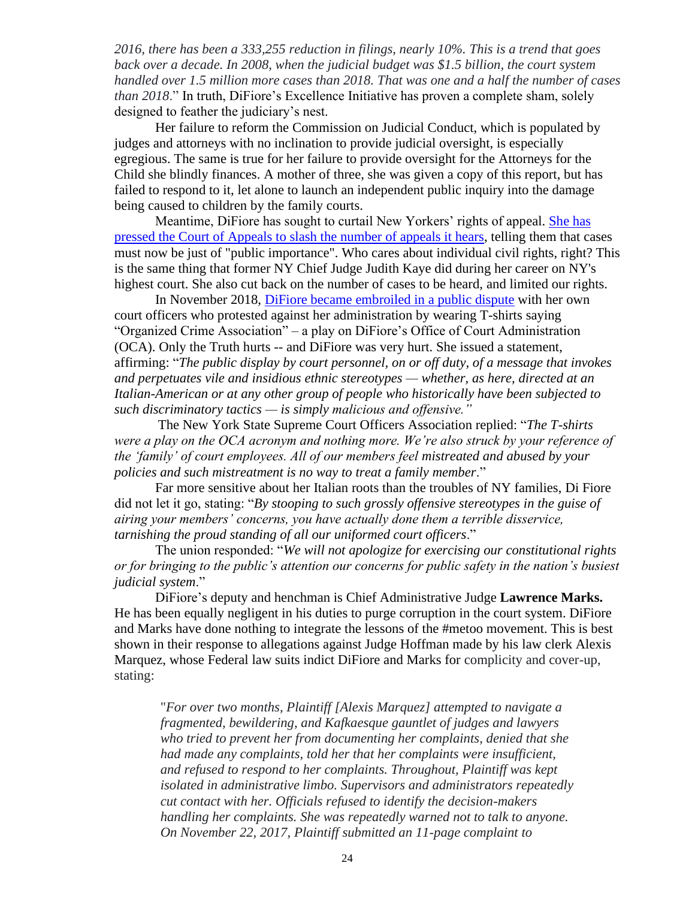*2016, there has been a 333,255 reduction in filings, nearly 10%. This is a trend that goes back over a decade. In 2008, when the judicial budget was $1.5 billion, the court system handled over 1.5 million more cases than 2018. That was one and a half the number of cases than 2018*." In truth, DiFiore's Excellence Initiative has proven a complete sham, solely designed to feather the judiciary's nest.

Her failure to reform the Commission on Judicial Conduct, which is populated by judges and attorneys with no inclination to provide judicial oversight, is especially egregious. The same is true for her failure to provide oversight for the Attorneys for the Child she blindly finances. A mother of three, she was given a copy of this report, but has failed to respond to it, let alone to launch an independent public inquiry into the damage being caused to children by the family courts.

Meantime, DiFiore has sought to curtail New Yorkers' rights of appeal. She has pressed the Court of Appeals to slash the number of appeals it hears, telling them that cases must now be just of "public importance". Who cares about individual civil rights, right? This is the same thing that former NY Chief Judge Judith Kaye did during her career on NY's highest court. She also cut back on the number of cases to be heard, and limited our rights.

In November 2018, DiFiore became embroiled in a public dispute with her own court officers who protested against her administration by wearing T-shirts saying "Organized Crime Association" – a play on DiFiore's Office of Court Administration (OCA). Only the Truth hurts -- and DiFiore was very hurt. She issued a statement, affirming: "*The public display by court personnel, on or off duty, of a message that invokes and perpetuates vile and insidious ethnic stereotypes — whether, as here, directed at an Italian-American or at any other group of people who historically have been subjected to such discriminatory tactics — is simply malicious and offensive."*

The New York State Supreme Court Officers Association replied: "*The T-shirts were a play on the OCA acronym and nothing more. We're also struck by your reference of the 'family' of court employees. All of our members feel mistreated and abused by your policies and such mistreatment is no way to treat a family member*."

Far more sensitive about her Italian roots than the troubles of NY families, Di Fiore did not let it go, stating: "*By stooping to such grossly offensive stereotypes in the guise of airing your members' concerns, you have actually done them a terrible disservice, tarnishing the proud standing of all our uniformed court officers*."

The union responded: "*We will not apologize for exercising our constitutional rights or for bringing to the public's attention our concerns for public safety in the nation's busiest judicial system*."

DiFiore's deputy and henchman is Chief Administrative Judge **Lawrence Marks.** He has been equally negligent in his duties to purge corruption in the court system. DiFiore and Marks have done nothing to integrate the lessons of the #metoo movement. This is best shown in their response to allegations against Judge Hoffman made by his law clerk Alexis Marquez, whose Federal law suits indict DiFiore and Marks for complicity and cover-up, stating:

> "*For over two months, Plaintiff [Alexis Marquez] attempted to navigate a fragmented, bewildering, and Kafkaesque gauntlet of judges and lawyers who tried to prevent her from documenting her complaints, denied that she had made any complaints, told her that her complaints were insufficient, and refused to respond to her complaints. Throughout, Plaintiff was kept isolated in administrative limbo. Supervisors and administrators repeatedly cut contact with her. Officials refused to identify the decision-makers handling her complaints. She was repeatedly warned not to talk to anyone. On November 22, 2017, Plaintiff submitted an 11-page complaint to*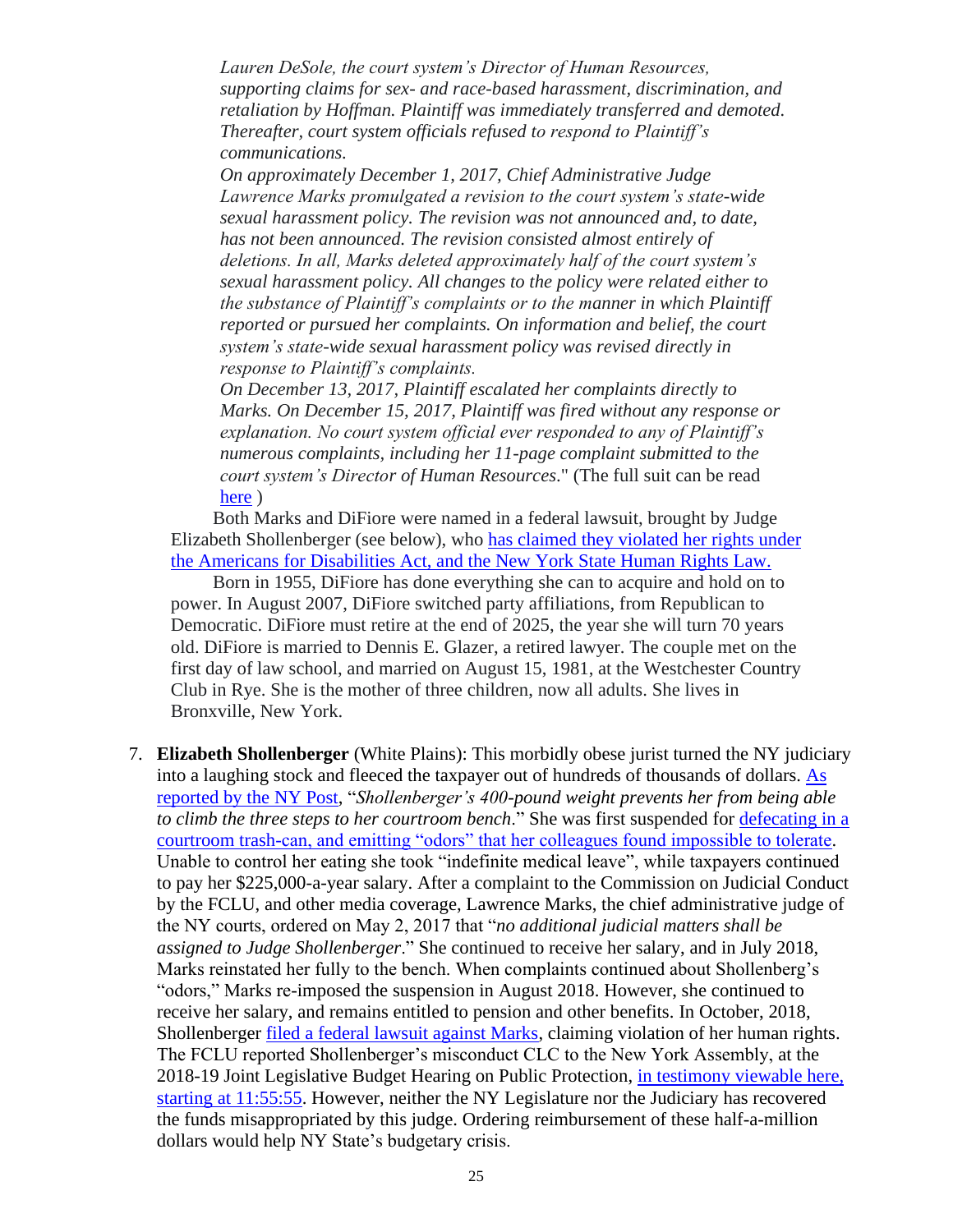*Lauren DeSole, the court system's Director of Human Resources, supporting claims for sex- and race-based harassment, discrimination, and retaliation by Hoffman. Plaintiff was immediately transferred and demoted. Thereafter, court system officials refused to respond to Plaintiff's communications.*

*On approximately December 1, 2017, Chief Administrative Judge Lawrence Marks promulgated a revision to the court system's state-wide sexual harassment policy. The revision was not announced and, to date, has not been announced. The revision consisted almost entirely of deletions. In all, Marks deleted approximately half of the court system's sexual harassment policy. All changes to the policy were related either to the substance of Plaintiff's complaints or to the manner in which Plaintiff reported or pursued her complaints. On information and belief, the court system's state-wide sexual harassment policy was revised directly in response to Plaintiff's complaints.*

*On December 13, 2017, Plaintiff escalated her complaints directly to Marks. On December 15, 2017, Plaintiff was fired without any response or explanation. No court system official ever responded to any of Plaintiff's numerous complaints, including her 11-page complaint submitted to the court system's Director of Human Resources*." (The full suit can be read [here](here) )

Both Marks and DiFiore were named in a federal lawsuit, brought by Judge Elizabeth Shollenberger (see below), who [has claimed they violated her rights under the Americans for Disabilities Act, and the New York State Human Rights Law.](has-claimed-they-violated-her-rights-under-the-Americans-for-Disabilities-Act-and-the-New-York-State-Human-Rights-Law)

Born in 1955, DiFiore has done everything she can to acquire and hold on to power. In August 2007, DiFiore switched party affiliations, from Republican to Democratic. DiFiore must retire at the end of 2025, the year she will turn 70 years old. DiFiore is married to Dennis E. Glazer, a retired lawyer. The couple met on the first day of law school, and married on August 15, 1981, at the Westchester Country Club in Rye. She is the mother of three children, now all adults. She lives in Bronxville, New York.

7. **Elizabeth Shollenberger** (White Plains): This morbidly obese jurist turned the NY judiciary into a laughing stock and fleeced the taxpayer out of hundreds of thousands of dollars. [As reported by the NY Post](As-reported-by-the-NY-Post), "*Shollenberger's 400-pound weight prevents her from being able to climb the three steps to her courtroom bench*." She was first suspended for [defecating in a courtroom trash-can, and emitting "odors" that her colleagues found impossible to tolerate](defecating-in-a-courtroom-trash-can). Unable to control her eating she took "indefinite medical leave", while taxpayers continued to pay her $225,000-a-year salary. After a complaint to the Commission on Judicial Conduct by the FCLU, and other media coverage, Lawrence Marks, the chief administrative judge of the NY courts, ordered on May 2, 2017 that "*no additional judicial matters shall be assigned to Judge Shollenberger*." She continued to receive her salary, and in July 2018, Marks reinstated her fully to the bench. When complaints continued about Shollenberg's "odors," Marks re-imposed the suspension in August 2018. However, she continued to receive her salary, and remains entitled to pension and other benefits. In October, 2018, Shollenberger [filed a federal lawsuit against Marks](filed-a-federal-lawsuit-against-Marks), claiming violation of her human rights. The FCLU reported Shollenberger's misconduct CLC to the New York Assembly, at the 2018-19 Joint Legislative Budget Hearing on Public Protection, [in testimony viewable here, starting at 11:55:55](in-testimony-viewable-here). However, neither the NY Legislature nor the Judiciary has recovered the funds misappropriated by this judge. Ordering reimbursement of these half-a-million dollars would help NY State's budgetary crisis.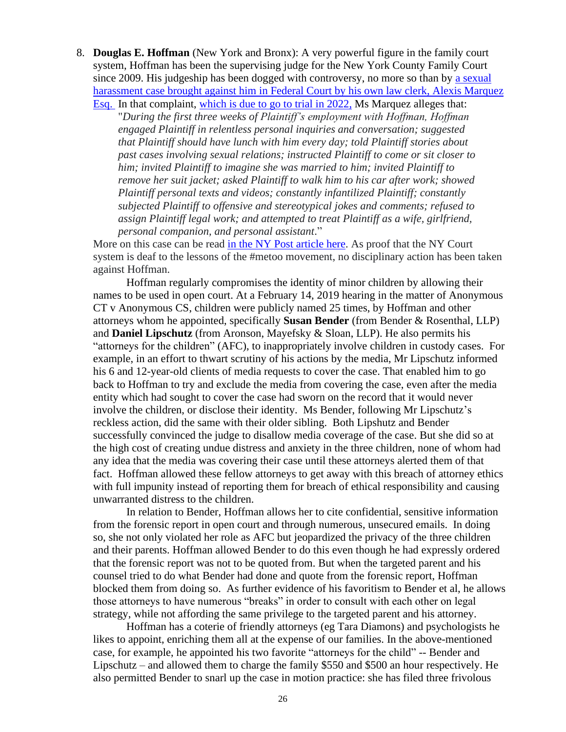8. **Douglas E. Hoffman** (New York and Bronx): A very powerful figure in the family court system, Hoffman has been the supervising judge for the New York County Family Court since 2009. His judgeship has been dogged with controversy, no more so than by a sexual harassment case brought against him in Federal Court by his own law clerk, Alexis Marquez Esq. In that complaint, which is due to go to trial in 2022, Ms Marquez alleges that:

   "*During the first three weeks of Plaintiff's employment with Hoffman, Hoffman engaged Plaintiff in relentless personal inquiries and conversation; suggested that Plaintiff should have lunch with him every day; told Plaintiff stories about past cases involving sexual relations; instructed Plaintiff to come or sit closer to him; invited Plaintiff to imagine she was married to him; invited Plaintiff to remove her suit jacket; asked Plaintiff to walk him to his car after work; showed Plaintiff personal texts and videos; constantly infantilized Plaintiff; constantly subjected Plaintiff to offensive and stereotypical jokes and comments; refused to assign Plaintiff legal work; and attempted to treat Plaintiff as a wife, girlfriend, personal companion, and personal assistant*."

   More on this case can be read in the NY Post article here. As proof that the NY Court system is deaf to the lessons of the #metoo movement, no disciplinary action has been taken against Hoffman.

   Hoffman regularly compromises the identity of minor children by allowing their names to be used in open court. At a February 14, 2019 hearing in the matter of Anonymous CT v Anonymous CS, children were publicly named 25 times, by Hoffman and other attorneys whom he appointed, specifically **Susan Bender** (from Bender & Rosenthal, LLP) and **Daniel Lipschutz** (from Aronson, Mayefsky & Sloan, LLP). He also permits his "attorneys for the children" (AFC), to inappropriately involve children in custody cases. For example, in an effort to thwart scrutiny of his actions by the media, Mr Lipschutz informed his 6 and 12-year-old clients of media requests to cover the case. That enabled him to go back to Hoffman to try and exclude the media from covering the case, even after the media entity which had sought to cover the case had sworn on the record that it would never involve the children, or disclose their identity. Ms Bender, following Mr Lipschutz's reckless action, did the same with their older sibling. Both Lipshutz and Bender successfully convinced the judge to disallow media coverage of the case. But she did so at the high cost of creating undue distress and anxiety in the three children, none of whom had any idea that the media was covering their case until these attorneys alerted them of that fact. Hoffman allowed these fellow attorneys to get away with this breach of attorney ethics with full impunity instead of reporting them for breach of ethical responsibility and causing unwarranted distress to the children.

   In relation to Bender, Hoffman allows her to cite confidential, sensitive information from the forensic report in open court and through numerous, unsecured emails. In doing so, she not only violated her role as AFC but jeopardized the privacy of the three children and their parents. Hoffman allowed Bender to do this even though he had expressly ordered that the forensic report was not to be quoted from. But when the targeted parent and his counsel tried to do what Bender had done and quote from the forensic report, Hoffman blocked them from doing so. As further evidence of his favoritism to Bender et al, he allows those attorneys to have numerous "breaks" in order to consult with each other on legal strategy, while not affording the same privilege to the targeted parent and his attorney.

   Hoffman has a coterie of friendly attorneys (eg Tara Diamons) and psychologists he likes to appoint, enriching them all at the expense of our families. In the above-mentioned case, for example, he appointed his two favorite "attorneys for the child" -- Bender and Lipschutz – and allowed them to charge the family $550 and $500 an hour respectively. He also permitted Bender to snarl up the case in motion practice: she has filed three frivolous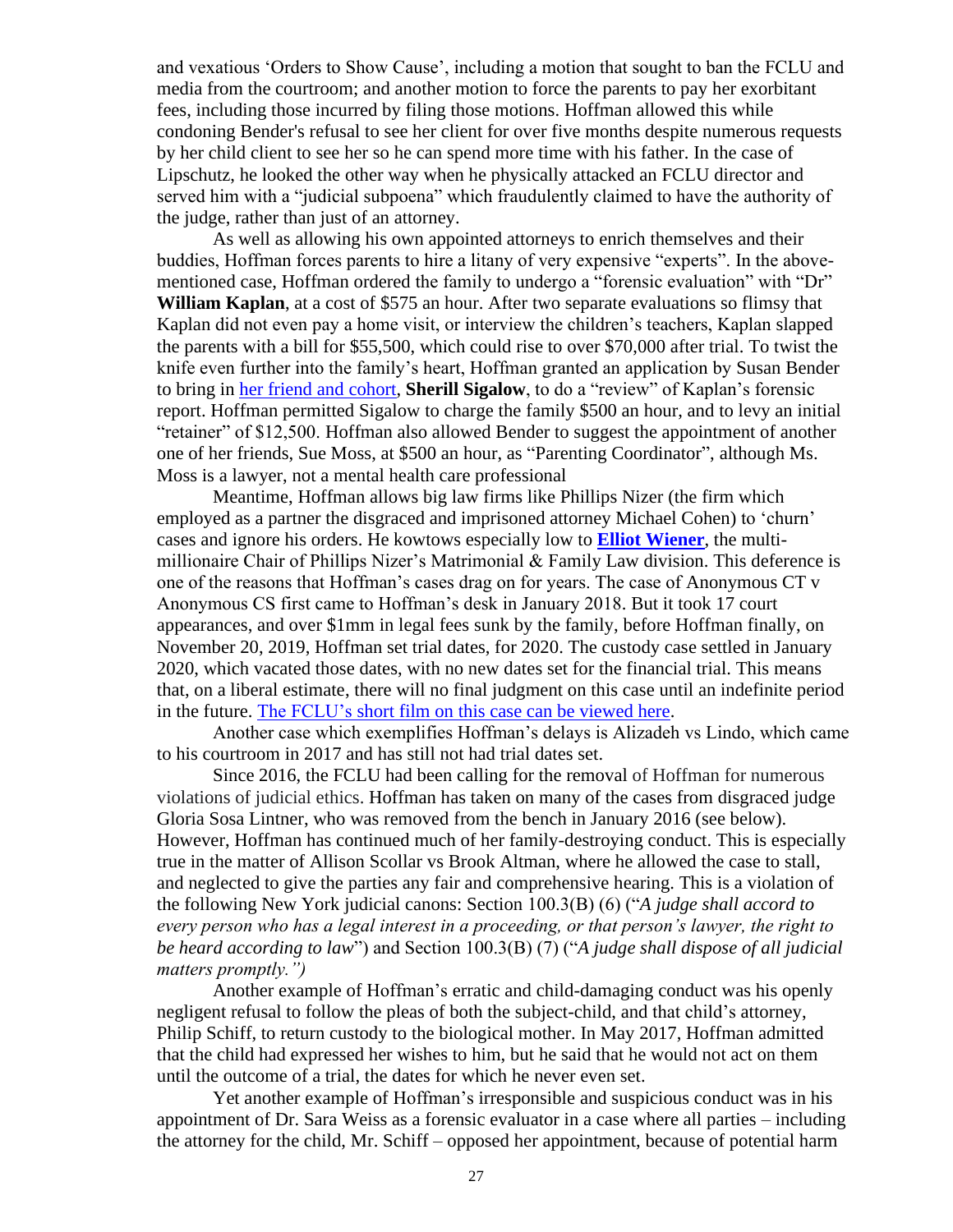and vexatious 'Orders to Show Cause', including a motion that sought to ban the FCLU and media from the courtroom; and another motion to force the parents to pay her exorbitant fees, including those incurred by filing those motions. Hoffman allowed this while condoning Bender's refusal to see her client for over five months despite numerous requests by her child client to see her so he can spend more time with his father. In the case of Lipschutz, he looked the other way when he physically attacked an FCLU director and served him with a "judicial subpoena" which fraudulently claimed to have the authority of the judge, rather than just of an attorney.

As well as allowing his own appointed attorneys to enrich themselves and their buddies, Hoffman forces parents to hire a litany of very expensive "experts". In the above-mentioned case, Hoffman ordered the family to undergo a "forensic evaluation" with "Dr" **William Kaplan**, at a cost of $575 an hour. After two separate evaluations so flimsy that Kaplan did not even pay a home visit, or interview the children's teachers, Kaplan slapped the parents with a bill for $55,500, which could rise to over $70,000 after trial. To twist the knife even further into the family's heart, Hoffman granted an application by Susan Bender to bring in her friend and cohort, **Sherill Sigalow**, to do a "review" of Kaplan's forensic report. Hoffman permitted Sigalow to charge the family $500 an hour, and to levy an initial "retainer" of $12,500. Hoffman also allowed Bender to suggest the appointment of another one of her friends, Sue Moss, at $500 an hour, as "Parenting Coordinator", although Ms. Moss is a lawyer, not a mental health care professional

Meantime, Hoffman allows big law firms like Phillips Nizer (the firm which employed as a partner the disgraced and imprisoned attorney Michael Cohen) to 'churn' cases and ignore his orders. He kowtows especially low to **Elliot Wiener**, the multi-millionaire Chair of Phillips Nizer's Matrimonial & Family Law division. This deference is one of the reasons that Hoffman's cases drag on for years. The case of Anonymous CT v Anonymous CS first came to Hoffman's desk in January 2018. But it took 17 court appearances, and over $1mm in legal fees sunk by the family, before Hoffman finally, on November 20, 2019, Hoffman set trial dates, for 2020. The custody case settled in January 2020, which vacated those dates, with no new dates set for the financial trial. This means that, on a liberal estimate, there will no final judgment on this case until an indefinite period in the future. The FCLU's short film on this case can be viewed here.

Another case which exemplifies Hoffman's delays is Alizadeh vs Lindo, which came to his courtroom in 2017 and has still not had trial dates set.

Since 2016, the FCLU had been calling for the removal of Hoffman for numerous violations of judicial ethics. Hoffman has taken on many of the cases from disgraced judge Gloria Sosa Lintner, who was removed from the bench in January 2016 (see below). However, Hoffman has continued much of her family-destroying conduct. This is especially true in the matter of Allison Scollar vs Brook Altman, where he allowed the case to stall, and neglected to give the parties any fair and comprehensive hearing. This is a violation of the following New York judicial canons: Section 100.3(B) (6) ("*A judge shall accord to every person who has a legal interest in a proceeding, or that person's lawyer, the right to be heard according to law*") and Section 100.3(B) (7) ("*A judge shall dispose of all judicial matters promptly.")*

Another example of Hoffman's erratic and child-damaging conduct was his openly negligent refusal to follow the pleas of both the subject-child, and that child's attorney, Philip Schiff, to return custody to the biological mother. In May 2017, Hoffman admitted that the child had expressed her wishes to him, but he said that he would not act on them until the outcome of a trial, the dates for which he never even set.

Yet another example of Hoffman's irresponsible and suspicious conduct was in his appointment of Dr. Sara Weiss as a forensic evaluator in a case where all parties – including the attorney for the child, Mr. Schiff – opposed her appointment, because of potential harm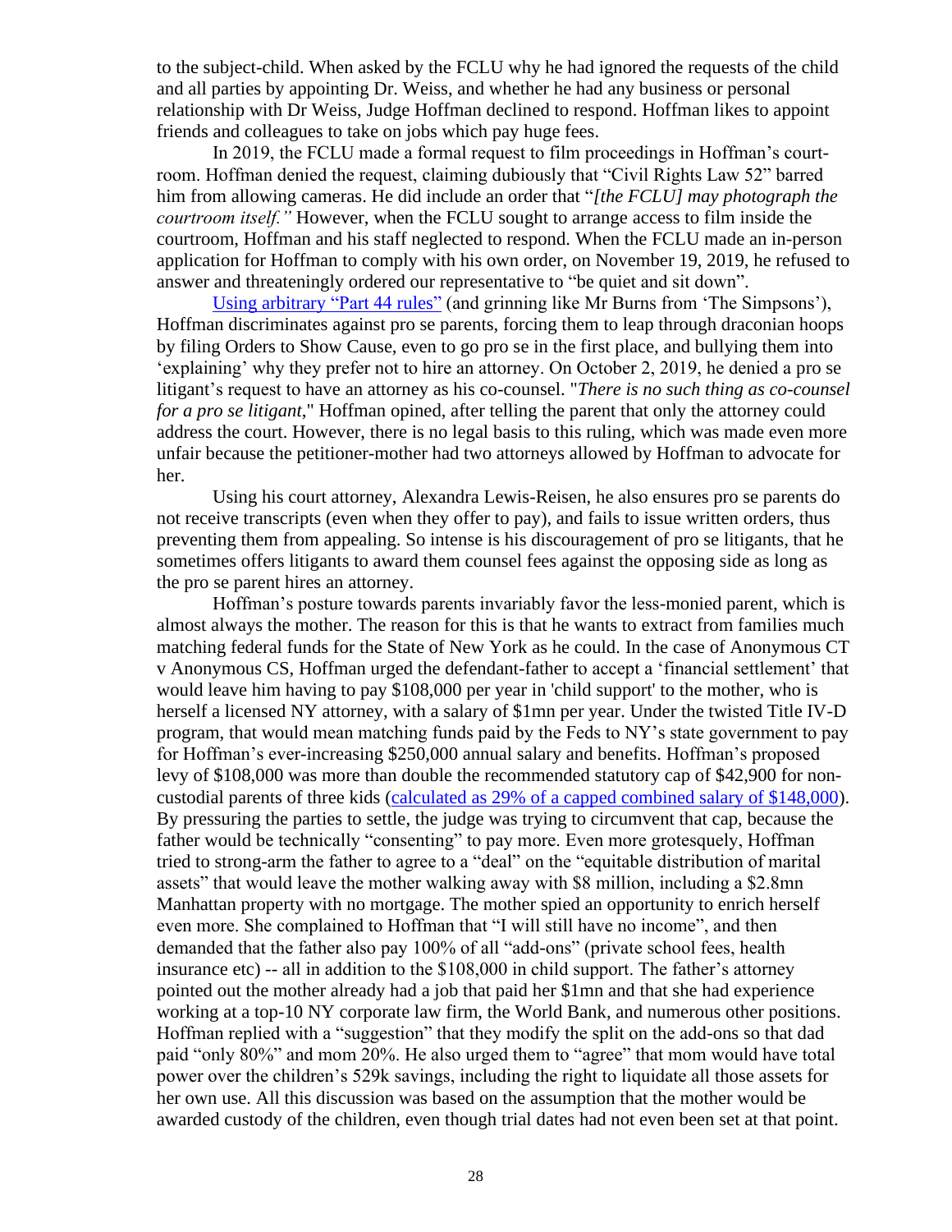to the subject-child. When asked by the FCLU why he had ignored the requests of the child and all parties by appointing Dr. Weiss, and whether he had any business or personal relationship with Dr Weiss, Judge Hoffman declined to respond. Hoffman likes to appoint friends and colleagues to take on jobs which pay huge fees.

In 2019, the FCLU made a formal request to film proceedings in Hoffman's courtroom. Hoffman denied the request, claiming dubiously that "Civil Rights Law 52" barred him from allowing cameras. He did include an order that "*[the FCLU] may photograph the courtroom itself.*" However, when the FCLU sought to arrange access to film inside the courtroom, Hoffman and his staff neglected to respond. When the FCLU made an in-person application for Hoffman to comply with his own order, on November 19, 2019, he refused to answer and threateningly ordered our representative to "be quiet and sit down".

Using arbitrary "Part 44 rules" (and grinning like Mr Burns from 'The Simpsons'), Hoffman discriminates against pro se parents, forcing them to leap through draconian hoops by filing Orders to Show Cause, even to go pro se in the first place, and bullying them into 'explaining' why they prefer not to hire an attorney. On October 2, 2019, he denied a pro se litigant's request to have an attorney as his co-counsel. "*There is no such thing as co-counsel for a pro se litigant*," Hoffman opined, after telling the parent that only the attorney could address the court. However, there is no legal basis to this ruling, which was made even more unfair because the petitioner-mother had two attorneys allowed by Hoffman to advocate for her.

Using his court attorney, Alexandra Lewis-Reisen, he also ensures pro se parents do not receive transcripts (even when they offer to pay), and fails to issue written orders, thus preventing them from appealing. So intense is his discouragement of pro se litigants, that he sometimes offers litigants to award them counsel fees against the opposing side as long as the pro se parent hires an attorney.

Hoffman's posture towards parents invariably favor the less-monied parent, which is almost always the mother. The reason for this is that he wants to extract from families much matching federal funds for the State of New York as he could. In the case of Anonymous CT v Anonymous CS, Hoffman urged the defendant-father to accept a 'financial settlement' that would leave him having to pay $108,000 per year in 'child support' to the mother, who is herself a licensed NY attorney, with a salary of $1mn per year. Under the twisted Title IV-D program, that would mean matching funds paid by the Feds to NY's state government to pay for Hoffman's ever-increasing $250,000 annual salary and benefits. Hoffman's proposed levy of $108,000 was more than double the recommended statutory cap of $42,900 for non-custodial parents of three kids (calculated as 29% of a capped combined salary of $148,000). By pressuring the parties to settle, the judge was trying to circumvent that cap, because the father would be technically "consenting" to pay more. Even more grotesquely, Hoffman tried to strong-arm the father to agree to a "deal" on the "equitable distribution of marital assets" that would leave the mother walking away with $8 million, including a $2.8mn Manhattan property with no mortgage. The mother spied an opportunity to enrich herself even more. She complained to Hoffman that "I will still have no income", and then demanded that the father also pay 100% of all "add-ons" (private school fees, health insurance etc) -- all in addition to the $108,000 in child support. The father's attorney pointed out the mother already had a job that paid her $1mn and that she had experience working at a top-10 NY corporate law firm, the World Bank, and numerous other positions. Hoffman replied with a "suggestion" that they modify the split on the add-ons so that dad paid "only 80%" and mom 20%. He also urged them to "agree" that mom would have total power over the children's 529k savings, including the right to liquidate all those assets for her own use. All this discussion was based on the assumption that the mother would be awarded custody of the children, even though trial dates had not even been set at that point.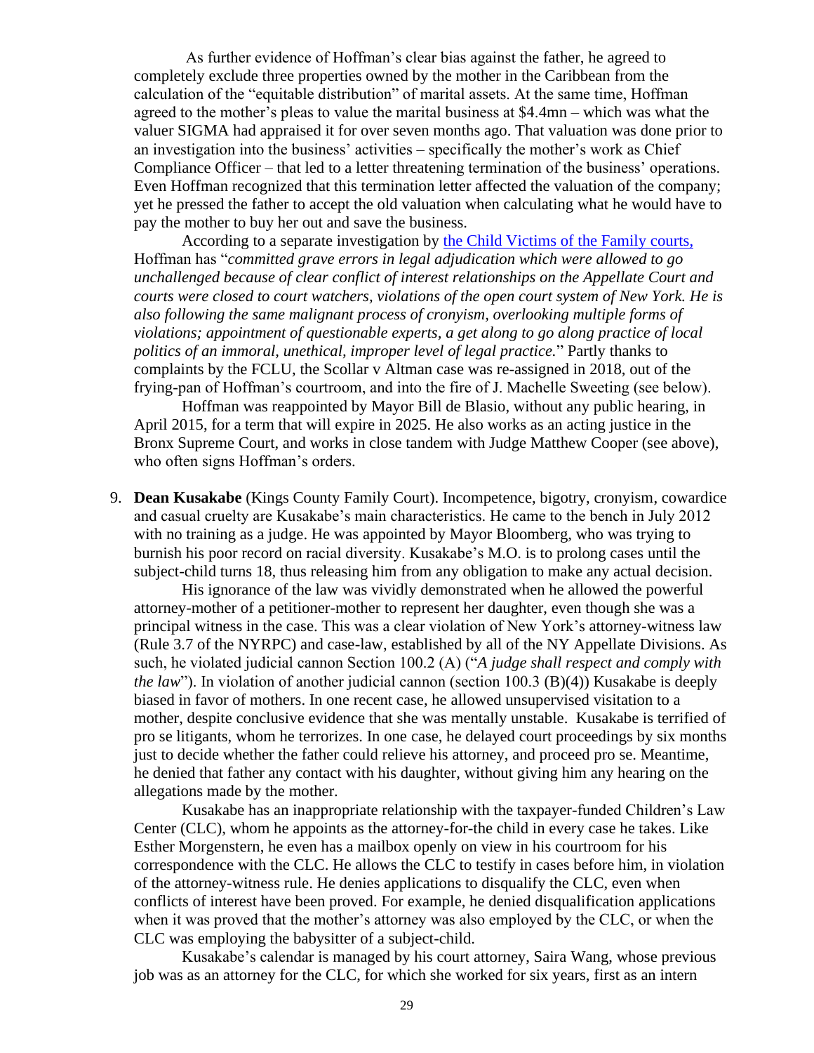As further evidence of Hoffman's clear bias against the father, he agreed to completely exclude three properties owned by the mother in the Caribbean from the calculation of the "equitable distribution" of marital assets. At the same time, Hoffman agreed to the mother's pleas to value the marital business at $4.4mn – which was what the valuer SIGMA had appraised it for over seven months ago. That valuation was done prior to an investigation into the business' activities – specifically the mother's work as Chief Compliance Officer – that led to a letter threatening termination of the business' operations. Even Hoffman recognized that this termination letter affected the valuation of the company; yet he pressed the father to accept the old valuation when calculating what he would have to pay the mother to buy her out and save the business.

According to a separate investigation by [the Child Victims of the Family courts,](#) Hoffman has "*committed grave errors in legal adjudication which were allowed to go unchallenged because of clear conflict of interest relationships on the Appellate Court and courts were closed to court watchers, violations of the open court system of New York. He is also following the same malignant process of cronyism, overlooking multiple forms of violations; appointment of questionable experts, a get along to go along practice of local politics of an immoral, unethical, improper level of legal practice.*" Partly thanks to complaints by the FCLU, the Scollar v Altman case was re-assigned in 2018, out of the frying-pan of Hoffman's courtroom, and into the fire of J. Machelle Sweeting (see below).

Hoffman was reappointed by Mayor Bill de Blasio, without any public hearing, in April 2015, for a term that will expire in 2025. He also works as an acting justice in the Bronx Supreme Court, and works in close tandem with Judge Matthew Cooper (see above), who often signs Hoffman's orders.

9. **Dean Kusakabe** (Kings County Family Court). Incompetence, bigotry, cronyism, cowardice and casual cruelty are Kusakabe's main characteristics. He came to the bench in July 2012 with no training as a judge. He was appointed by Mayor Bloomberg, who was trying to burnish his poor record on racial diversity. Kusakabe's M.O. is to prolong cases until the subject-child turns 18, thus releasing him from any obligation to make any actual decision.

   His ignorance of the law was vividly demonstrated when he allowed the powerful attorney-mother of a petitioner-mother to represent her daughter, even though she was a principal witness in the case. This was a clear violation of New York's attorney-witness law (Rule 3.7 of the NYRPC) and case-law, established by all of the NY Appellate Divisions. As such, he violated judicial cannon Section 100.2 (A) ("*A judge shall respect and comply with the law*"). In violation of another judicial cannon (section 100.3 (B)(4)) Kusakabe is deeply biased in favor of mothers. In one recent case, he allowed unsupervised visitation to a mother, despite conclusive evidence that she was mentally unstable. Kusakabe is terrified of pro se litigants, whom he terrorizes. In one case, he delayed court proceedings by six months just to decide whether the father could relieve his attorney, and proceed pro se. Meantime, he denied that father any contact with his daughter, without giving him any hearing on the allegations made by the mother.

   Kusakabe has an inappropriate relationship with the taxpayer-funded Children's Law Center (CLC), whom he appoints as the attorney-for-the child in every case he takes. Like Esther Morgenstern, he even has a mailbox openly on view in his courtroom for his correspondence with the CLC. He allows the CLC to testify in cases before him, in violation of the attorney-witness rule. He denies applications to disqualify the CLC, even when conflicts of interest have been proved. For example, he denied disqualification applications when it was proved that the mother's attorney was also employed by the CLC, or when the CLC was employing the babysitter of a subject-child.

   Kusakabe's calendar is managed by his court attorney, Saira Wang, whose previous job was as an attorney for the CLC, for which she worked for six years, first as an intern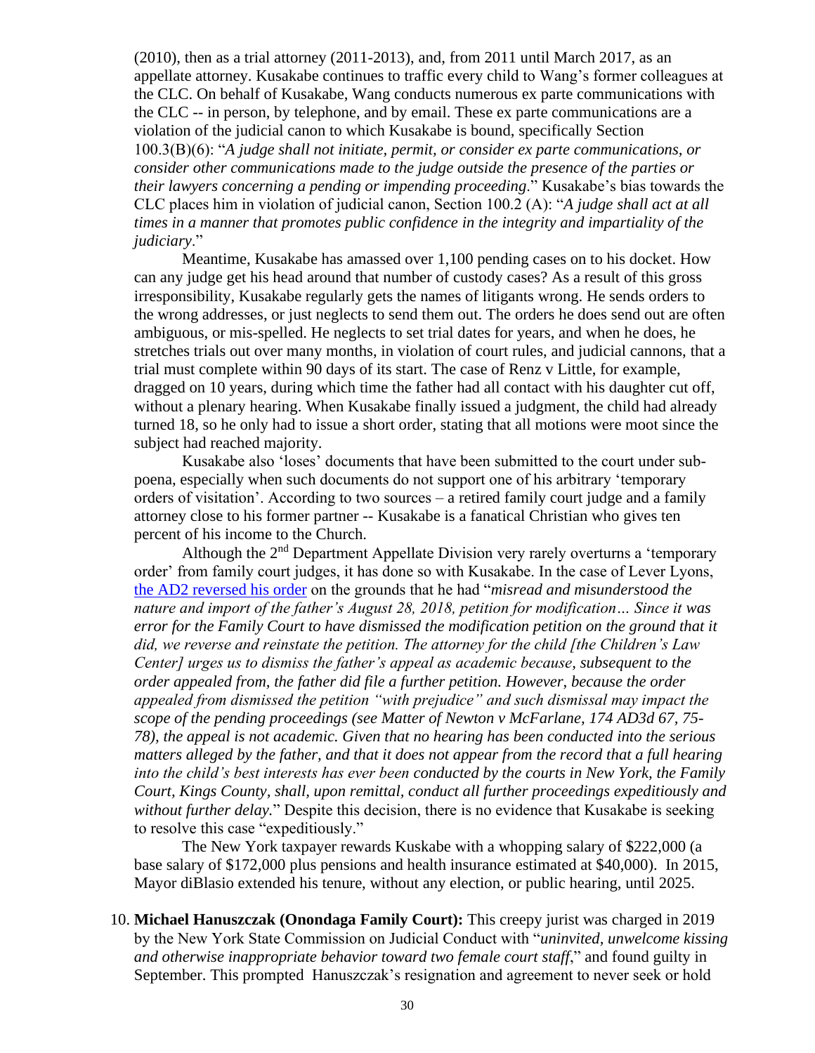(2010), then as a trial attorney (2011-2013), and, from 2011 until March 2017, as an appellate attorney. Kusakabe continues to traffic every child to Wang's former colleagues at the CLC. On behalf of Kusakabe, Wang conducts numerous ex parte communications with the CLC -- in person, by telephone, and by email. These ex parte communications are a violation of the judicial canon to which Kusakabe is bound, specifically Section 100.3(B)(6): "*A judge shall not initiate, permit, or consider ex parte communications, or consider other communications made to the judge outside the presence of the parties or their lawyers concerning a pending or impending proceeding*." Kusakabe's bias towards the CLC places him in violation of judicial canon, Section 100.2 (A): "*A judge shall act at all times in a manner that promotes public confidence in the integrity and impartiality of the judiciary*."

Meantime, Kusakabe has amassed over 1,100 pending cases on to his docket. How can any judge get his head around that number of custody cases? As a result of this gross irresponsibility, Kusakabe regularly gets the names of litigants wrong. He sends orders to the wrong addresses, or just neglects to send them out. The orders he does send out are often ambiguous, or mis-spelled. He neglects to set trial dates for years, and when he does, he stretches trials out over many months, in violation of court rules, and judicial cannons, that a trial must complete within 90 days of its start. The case of Renz v Little, for example, dragged on 10 years, during which time the father had all contact with his daughter cut off, without a plenary hearing. When Kusakabe finally issued a judgment, the child had already turned 18, so he only had to issue a short order, stating that all motions were moot since the subject had reached majority.

Kusakabe also 'loses' documents that have been submitted to the court under sub-poena, especially when such documents do not support one of his arbitrary 'temporary orders of visitation'. According to two sources – a retired family court judge and a family attorney close to his former partner -- Kusakabe is a fanatical Christian who gives ten percent of his income to the Church.

Although the 2nd Department Appellate Division very rarely overturns a 'temporary order' from family court judges, it has done so with Kusakabe. In the case of Lever Lyons, the AD2 reversed his order on the grounds that he had "*misread and misunderstood the nature and import of the father's August 28, 2018, petition for modification… Since it was error for the Family Court to have dismissed the modification petition on the ground that it did, we reverse and reinstate the petition. The attorney for the child [the Children's Law Center] urges us to dismiss the father's appeal as academic because, subsequent to the order appealed from, the father did file a further petition. However, because the order appealed from dismissed the petition "with prejudice" and such dismissal may impact the scope of the pending proceedings (see Matter of Newton v McFarlane, 174 AD3d 67, 75-78), the appeal is not academic. Given that no hearing has been conducted into the serious matters alleged by the father, and that it does not appear from the record that a full hearing into the child's best interests has ever been conducted by the courts in New York, the Family Court, Kings County, shall, upon remittal, conduct all further proceedings expeditiously and without further delay.*" Despite this decision, there is no evidence that Kusakabe is seeking to resolve this case "expeditiously."

The New York taxpayer rewards Kuskabe with a whopping salary of $222,000 (a base salary of $172,000 plus pensions and health insurance estimated at $40,000). In 2015, Mayor diBlasio extended his tenure, without any election, or public hearing, until 2025.

10. **Michael Hanuszczak (Onondaga Family Court):** This creepy jurist was charged in 2019 by the New York State Commission on Judicial Conduct with "*uninvited, unwelcome kissing and otherwise inappropriate behavior toward two female court staff*," and found guilty in September. This prompted Hanuszczak's resignation and agreement to never seek or hold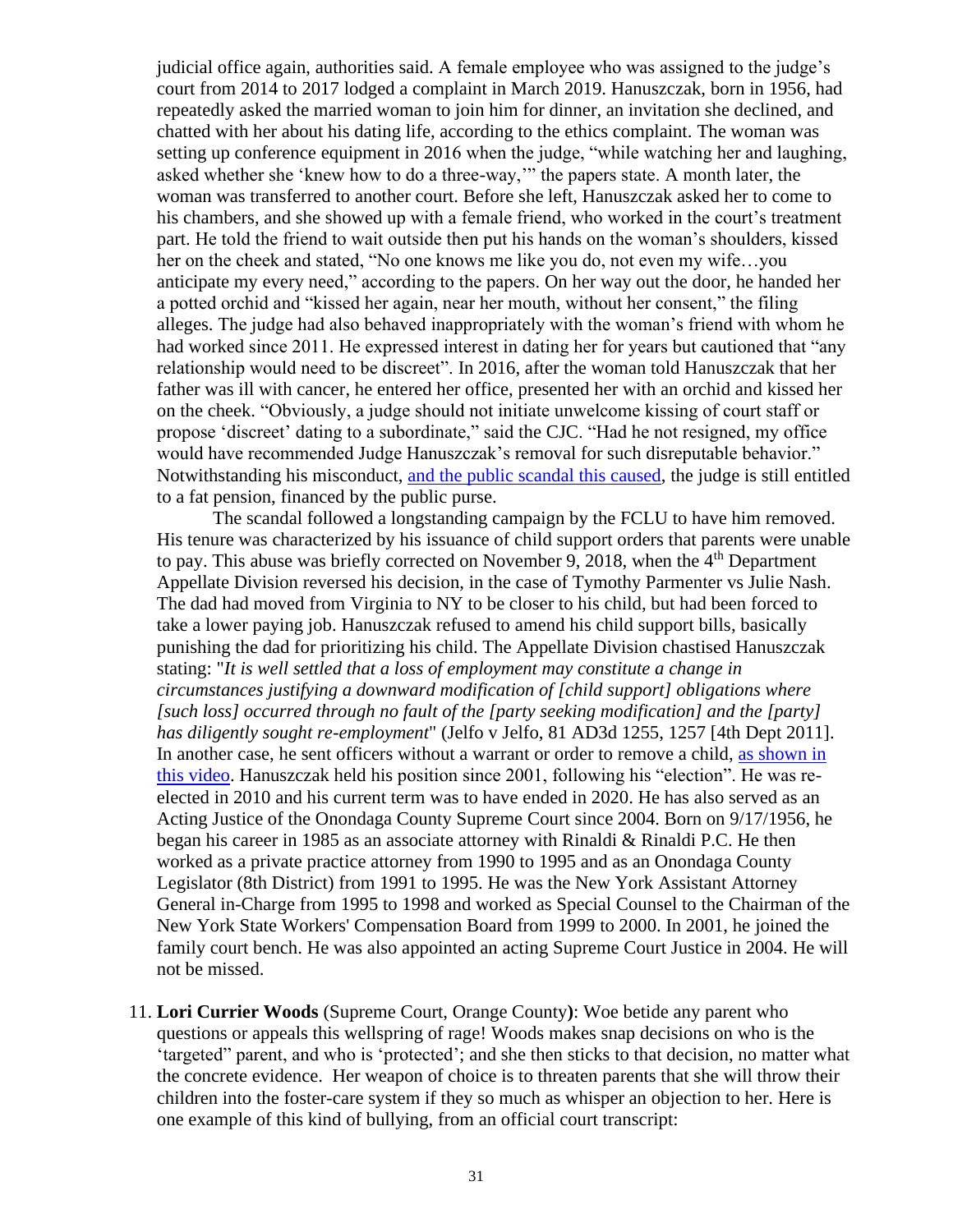judicial office again, authorities said. A female employee who was assigned to the judge's court from 2014 to 2017 lodged a complaint in March 2019. Hanuszczak, born in 1956, had repeatedly asked the married woman to join him for dinner, an invitation she declined, and chatted with her about his dating life, according to the ethics complaint. The woman was setting up conference equipment in 2016 when the judge, "while watching her and laughing, asked whether she 'knew how to do a three-way,'" the papers state. A month later, the woman was transferred to another court. Before she left, Hanuszczak asked her to come to his chambers, and she showed up with a female friend, who worked in the court's treatment part. He told the friend to wait outside then put his hands on the woman's shoulders, kissed her on the cheek and stated, "No one knows me like you do, not even my wife…you anticipate my every need," according to the papers. On her way out the door, he handed her a potted orchid and "kissed her again, near her mouth, without her consent," the filing alleges. The judge had also behaved inappropriately with the woman's friend with whom he had worked since 2011. He expressed interest in dating her for years but cautioned that "any relationship would need to be discreet". In 2016, after the woman told Hanuszczak that her father was ill with cancer, he entered her office, presented her with an orchid and kissed her on the cheek. "Obviously, a judge should not initiate unwelcome kissing of court staff or propose 'discreet' dating to a subordinate," said the CJC. "Had he not resigned, my office would have recommended Judge Hanuszczak's removal for such disreputable behavior." Notwithstanding his misconduct, and the public scandal this caused, the judge is still entitled to a fat pension, financed by the public purse.

The scandal followed a longstanding campaign by the FCLU to have him removed. His tenure was characterized by his issuance of child support orders that parents were unable to pay. This abuse was briefly corrected on November 9, 2018, when the 4th Department Appellate Division reversed his decision, in the case of Tymothy Parmenter vs Julie Nash. The dad had moved from Virginia to NY to be closer to his child, but had been forced to take a lower paying job. Hanuszczak refused to amend his child support bills, basically punishing the dad for prioritizing his child. The Appellate Division chastised Hanuszczak stating: "*It is well settled that a loss of employment may constitute a change in circumstances justifying a downward modification of [child support] obligations where [such loss] occurred through no fault of the [party seeking modification] and the [party] has diligently sought re-employment*" (Jelfo v Jelfo, 81 AD3d 1255, 1257 [4th Dept 2011]. In another case, he sent officers without a warrant or order to remove a child, as shown in this video. Hanuszczak held his position since 2001, following his "election". He was re-elected in 2010 and his current term was to have ended in 2020. He has also served as an Acting Justice of the Onondaga County Supreme Court since 2004. Born on 9/17/1956, he began his career in 1985 as an associate attorney with Rinaldi & Rinaldi P.C. He then worked as a private practice attorney from 1990 to 1995 and as an Onondaga County Legislator (8th District) from 1991 to 1995. He was the New York Assistant Attorney General in-Charge from 1995 to 1998 and worked as Special Counsel to the Chairman of the New York State Workers' Compensation Board from 1999 to 2000. In 2001, he joined the family court bench. He was also appointed an acting Supreme Court Justice in 2004. He will not be missed.

11. **Lori Currier Woods** (Supreme Court, Orange County**)**: Woe betide any parent who questions or appeals this wellspring of rage! Woods makes snap decisions on who is the 'targeted" parent, and who is 'protected'; and she then sticks to that decision, no matter what the concrete evidence. Her weapon of choice is to threaten parents that she will throw their children into the foster-care system if they so much as whisper an objection to her. Here is one example of this kind of bullying, from an official court transcript: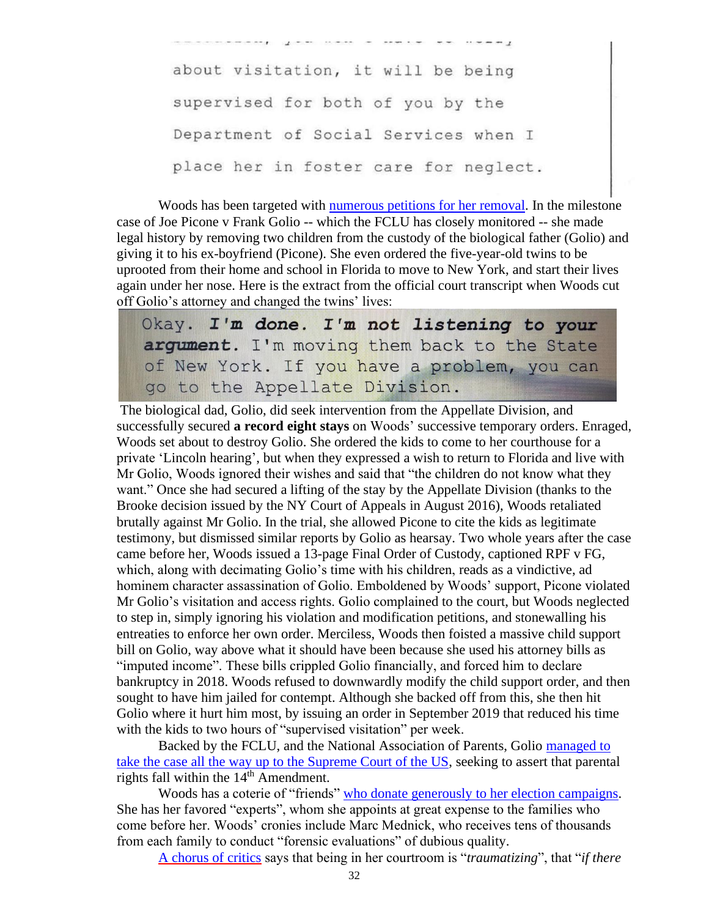about visitation, it will be being supervised for both of you by the Department of Social Services when I place her in foster care for neglect.

Woods has been targeted with numerous petitions for her removal. In the milestone case of Joe Picone v Frank Golio -- which the FCLU has closely monitored -- she made legal history by removing two children from the custody of the biological father (Golio) and giving it to his ex-boyfriend (Picone). She even ordered the five-year-old twins to be uprooted from their home and school in Florida to move to New York, and start their lives again under her nose. Here is the extract from the official court transcript when Woods cut off Golio's attorney and changed the twins' lives:

Okay. ***I'm done. I'm not listening to your argument.*** I'm moving them back to the State of New York. If you have a problem, you can go to the Appellate Division.

The biological dad, Golio, did seek intervention from the Appellate Division, and successfully secured **a record eight stays** on Woods' successive temporary orders. Enraged, Woods set about to destroy Golio. She ordered the kids to come to her courthouse for a private 'Lincoln hearing', but when they expressed a wish to return to Florida and live with Mr Golio, Woods ignored their wishes and said that "the children do not know what they want." Once she had secured a lifting of the stay by the Appellate Division (thanks to the Brooke decision issued by the NY Court of Appeals in August 2016), Woods retaliated brutally against Mr Golio. In the trial, she allowed Picone to cite the kids as legitimate testimony, but dismissed similar reports by Golio as hearsay. Two whole years after the case came before her, Woods issued a 13-page Final Order of Custody, captioned RPF v FG, which, along with decimating Golio's time with his children, reads as a vindictive, ad hominem character assassination of Golio. Emboldened by Woods' support, Picone violated Mr Golio's visitation and access rights. Golio complained to the court, but Woods neglected to step in, simply ignoring his violation and modification petitions, and stonewalling his entreaties to enforce her own order. Merciless, Woods then foisted a massive child support bill on Golio, way above what it should have been because she used his attorney bills as "imputed income". These bills crippled Golio financially, and forced him to declare bankruptcy in 2018. Woods refused to downwardly modify the child support order, and then sought to have him jailed for contempt. Although she backed off from this, she then hit Golio where it hurt him most, by issuing an order in September 2019 that reduced his time with the kids to two hours of "supervised visitation" per week.

Backed by the FCLU, and the National Association of Parents, Golio managed to take the case all the way up to the Supreme Court of the US, seeking to assert that parental rights fall within the 14th Amendment.

Woods has a coterie of "friends" who donate generously to her election campaigns. She has her favored "experts", whom she appoints at great expense to the families who come before her. Woods' cronies include Marc Mednick, who receives tens of thousands from each family to conduct "forensic evaluations" of dubious quality.

A chorus of critics says that being in her courtroom is "*traumatizing*", that "*if there*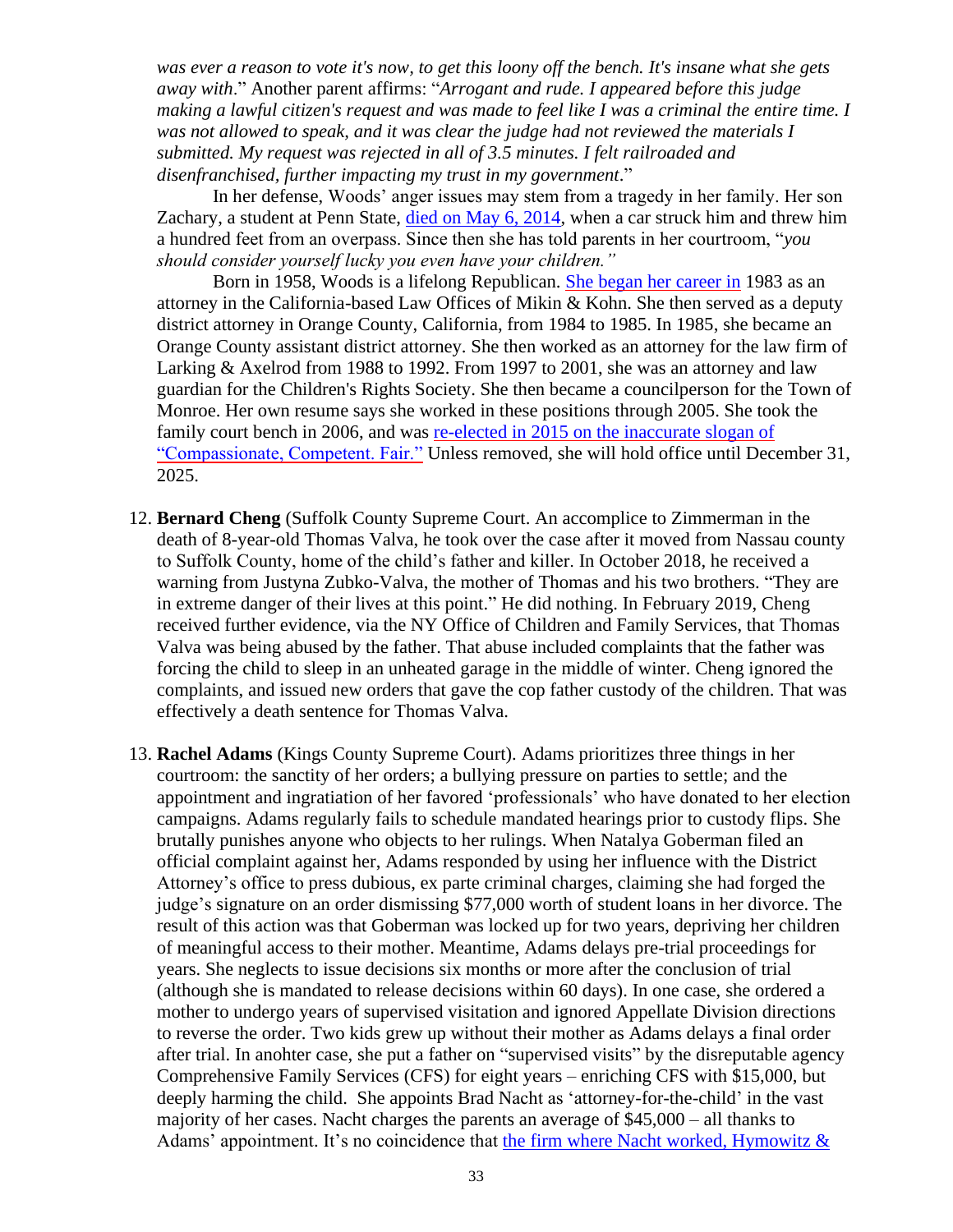*was ever a reason to vote it's now, to get this loony off the bench. It's insane what she gets away with*." Another parent affirms: "*Arrogant and rude. I appeared before this judge making a lawful citizen's request and was made to feel like I was a criminal the entire time. I was not allowed to speak, and it was clear the judge had not reviewed the materials I submitted. My request was rejected in all of 3.5 minutes. I felt railroaded and disenfranchised, further impacting my trust in my government*."

In her defense, Woods' anger issues may stem from a tragedy in her family. Her son Zachary, a student at Penn State, died on May 6, 2014, when a car struck him and threw him a hundred feet from an overpass. Since then she has told parents in her courtroom, "*you should consider yourself lucky you even have your children.*"

Born in 1958, Woods is a lifelong Republican. She began her career in 1983 as an attorney in the California-based Law Offices of Mikin & Kohn. She then served as a deputy district attorney in Orange County, California, from 1984 to 1985. In 1985, she became an Orange County assistant district attorney. She then worked as an attorney for the law firm of Larking & Axelrod from 1988 to 1992. From 1997 to 2001, she was an attorney and law guardian for the Children's Rights Society. She then became a councilperson for the Town of Monroe. Her own resume says she worked in these positions through 2005. She took the family court bench in 2006, and was re-elected in 2015 on the inaccurate slogan of "Compassionate, Competent. Fair." Unless removed, she will hold office until December 31, 2025.

12. **Bernard Cheng** (Suffolk County Supreme Court. An accomplice to Zimmerman in the death of 8-year-old Thomas Valva, he took over the case after it moved from Nassau county to Suffolk County, home of the child's father and killer. In October 2018, he received a warning from Justyna Zubko-Valva, the mother of Thomas and his two brothers. "They are in extreme danger of their lives at this point." He did nothing. In February 2019, Cheng received further evidence, via the NY Office of Children and Family Services, that Thomas Valva was being abused by the father. That abuse included complaints that the father was forcing the child to sleep in an unheated garage in the middle of winter. Cheng ignored the complaints, and issued new orders that gave the cop father custody of the children. That was effectively a death sentence for Thomas Valva.

13. **Rachel Adams** (Kings County Supreme Court). Adams prioritizes three things in her courtroom: the sanctity of her orders; a bullying pressure on parties to settle; and the appointment and ingratiation of her favored 'professionals' who have donated to her election campaigns. Adams regularly fails to schedule mandated hearings prior to custody flips. She brutally punishes anyone who objects to her rulings. When Natalya Goberman filed an official complaint against her, Adams responded by using her influence with the District Attorney's office to press dubious, ex parte criminal charges, claiming she had forged the judge's signature on an order dismissing $77,000 worth of student loans in her divorce. The result of this action was that Goberman was locked up for two years, depriving her children of meaningful access to their mother. Meantime, Adams delays pre-trial proceedings for years. She neglects to issue decisions six months or more after the conclusion of trial (although she is mandated to release decisions within 60 days). In one case, she ordered a mother to undergo years of supervised visitation and ignored Appellate Division directions to reverse the order. Two kids grew up without their mother as Adams delays a final order after trial. In anohter case, she put a father on "supervised visits" by the disreputable agency Comprehensive Family Services (CFS) for eight years – enriching CFS with $15,000, but deeply harming the child. She appoints Brad Nacht as 'attorney-for-the-child' in the vast majority of her cases. Nacht charges the parents an average of $45,000 – all thanks to Adams' appointment. It's no coincidence that the firm where Nacht worked, Hymowitz &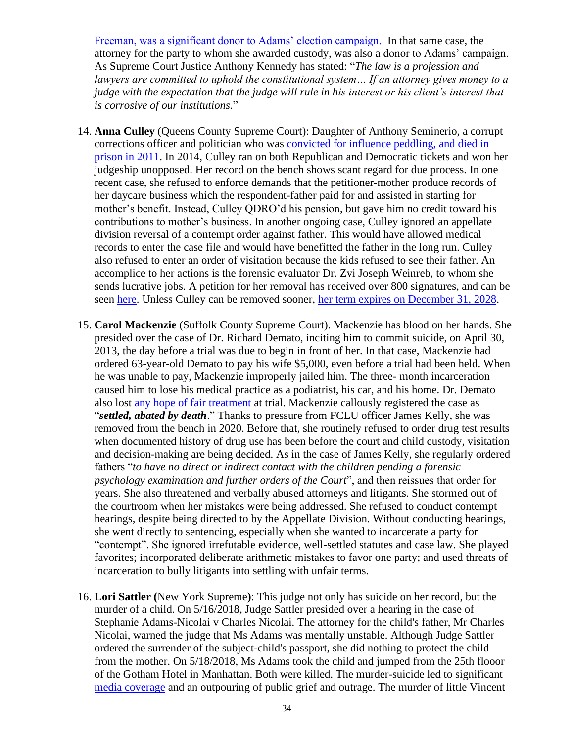Freeman, was a significant donor to Adams' election campaign. In that same case, the attorney for the party to whom she awarded custody, was also a donor to Adams' campaign. As Supreme Court Justice Anthony Kennedy has stated: "*The law is a profession and lawyers are committed to uphold the constitutional system… If an attorney gives money to a judge with the expectation that the judge will rule in his interest or his client's interest that is corrosive of our institutions.*"

14. **Anna Culley** (Queens County Supreme Court): Daughter of Anthony Seminerio, a corrupt corrections officer and politician who was convicted for influence peddling, and died in prison in 2011. In 2014, Culley ran on both Republican and Democratic tickets and won her judgeship unopposed. Her record on the bench shows scant regard for due process. In one recent case, she refused to enforce demands that the petitioner-mother produce records of her daycare business which the respondent-father paid for and assisted in starting for mother's benefit. Instead, Culley QDRO'd his pension, but gave him no credit toward his contributions to mother's business. In another ongoing case, Culley ignored an appellate division reversal of a contempt order against father. This would have allowed medical records to enter the case file and would have benefitted the father in the long run. Culley also refused to enter an order of visitation because the kids refused to see their father. An accomplice to her actions is the forensic evaluator Dr. Zvi Joseph Weinreb, to whom she sends lucrative jobs. A petition for her removal has received over 800 signatures, and can be seen here. Unless Culley can be removed sooner, her term expires on December 31, 2028.

15. **Carol Mackenzie** (Suffolk County Supreme Court). Mackenzie has blood on her hands. She presided over the case of Dr. Richard Demato, inciting him to commit suicide, on April 30, 2013, the day before a trial was due to begin in front of her. In that case, Mackenzie had ordered 63-year-old Demato to pay his wife $5,000, even before a trial had been held. When he was unable to pay, Mackenzie improperly jailed him. The three- month incarceration caused him to lose his medical practice as a podiatrist, his car, and his home. Dr. Demato also lost any hope of fair treatment at trial. Mackenzie callously registered the case as "***settled, abated by death***." Thanks to pressure from FCLU officer James Kelly, she was removed from the bench in 2020. Before that, she routinely refused to order drug test results when documented history of drug use has been before the court and child custody, visitation and decision-making are being decided. As in the case of James Kelly, she regularly ordered fathers "*to have no direct or indirect contact with the children pending a forensic psychology examination and further orders of the Court*", and then reissues that order for years. She also threatened and verbally abused attorneys and litigants. She stormed out of the courtroom when her mistakes were being addressed. She refused to conduct contempt hearings, despite being directed to by the Appellate Division. Without conducting hearings, she went directly to sentencing, especially when she wanted to incarcerate a party for "contempt". She ignored irrefutable evidence, well-settled statutes and case law. She played favorites; incorporated deliberate arithmetic mistakes to favor one party; and used threats of incarceration to bully litigants into settling with unfair terms.

16. **Lori Sattler (**New York Supreme**)**: This judge not only has suicide on her record, but the murder of a child. On 5/16/2018, Judge Sattler presided over a hearing in the case of Stephanie Adams-Nicolai v Charles Nicolai. The attorney for the child's father, Mr Charles Nicolai, warned the judge that Ms Adams was mentally unstable. Although Judge Sattler ordered the surrender of the subject-child's passport, she did nothing to protect the child from the mother. On 5/18/2018, Ms Adams took the child and jumped from the 25th flooor of the Gotham Hotel in Manhattan. Both were killed. The murder-suicide led to significant media coverage and an outpouring of public grief and outrage. The murder of little Vincent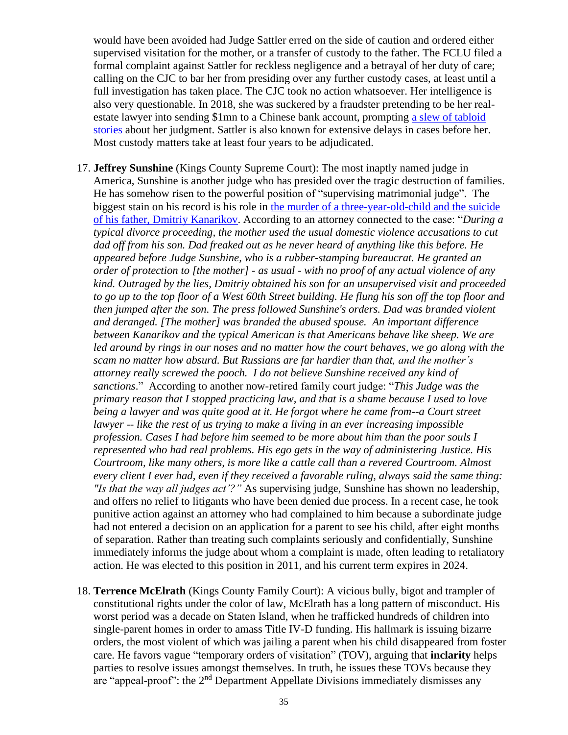would have been avoided had Judge Sattler erred on the side of caution and ordered either supervised visitation for the mother, or a transfer of custody to the father. The FCLU filed a formal complaint against Sattler for reckless negligence and a betrayal of her duty of care; calling on the CJC to bar her from presiding over any further custody cases, at least until a full investigation has taken place. The CJC took no action whatsoever. Her intelligence is also very questionable. In 2018, she was suckered by a fraudster pretending to be her real-estate lawyer into sending $1mn to a Chinese bank account, prompting a slew of tabloid stories about her judgment. Sattler is also known for extensive delays in cases before her. Most custody matters take at least four years to be adjudicated.

17. **Jeffrey Sunshine** (Kings County Supreme Court): The most inaptly named judge in America, Sunshine is another judge who has presided over the tragic destruction of families. He has somehow risen to the powerful position of "supervising matrimonial judge". The biggest stain on his record is his role in the murder of a three-year-old-child and the suicide of his father, Dmitriy Kanarikov. According to an attorney connected to the case: "*During a typical divorce proceeding, the mother used the usual domestic violence accusations to cut dad off from his son. Dad freaked out as he never heard of anything like this before. He appeared before Judge Sunshine, who is a rubber-stamping bureaucrat. He granted an order of protection to [the mother] - as usual - with no proof of any actual violence of any kind. Outraged by the lies, Dmitriy obtained his son for an unsupervised visit and proceeded to go up to the top floor of a West 60th Street building. He flung his son off the top floor and then jumped after the son. The press followed Sunshine's orders. Dad was branded violent and deranged. [The mother] was branded the abused spouse. An important difference between Kanarikov and the typical American is that Americans behave like sheep. We are led around by rings in our noses and no matter how the court behaves, we go along with the scam no matter how absurd. But Russians are far hardier than that, and the mother's attorney really screwed the pooch. I do not believe Sunshine received any kind of sanctions*." According to another now-retired family court judge: "*This Judge was the primary reason that I stopped practicing law, and that is a shame because I used to love being a lawyer and was quite good at it. He forgot where he came from--a Court street lawyer -- like the rest of us trying to make a living in an ever increasing impossible profession. Cases I had before him seemed to be more about him than the poor souls I represented who had real problems. His ego gets in the way of administering Justice. His Courtroom, like many others, is more like a cattle call than a revered Courtroom. Almost every client I ever had, even if they received a favorable ruling, always said the same thing: "Is that the way all judges act'?"* As supervising judge, Sunshine has shown no leadership, and offers no relief to litigants who have been denied due process. In a recent case, he took punitive action against an attorney who had complained to him because a subordinate judge had not entered a decision on an application for a parent to see his child, after eight months of separation. Rather than treating such complaints seriously and confidentially, Sunshine immediately informs the judge about whom a complaint is made, often leading to retaliatory action. He was elected to this position in 2011, and his current term expires in 2024.

18. **Terrence McElrath** (Kings County Family Court): A vicious bully, bigot and trampler of constitutional rights under the color of law, McElrath has a long pattern of misconduct. His worst period was a decade on Staten Island, when he trafficked hundreds of children into single-parent homes in order to amass Title IV-D funding. His hallmark is issuing bizarre orders, the most violent of which was jailing a parent when his child disappeared from foster care. He favors vague "temporary orders of visitation" (TOV), arguing that **inclarity** helps parties to resolve issues amongst themselves. In truth, he issues these TOVs because they are "appeal-proof": the 2nd Department Appellate Divisions immediately dismisses any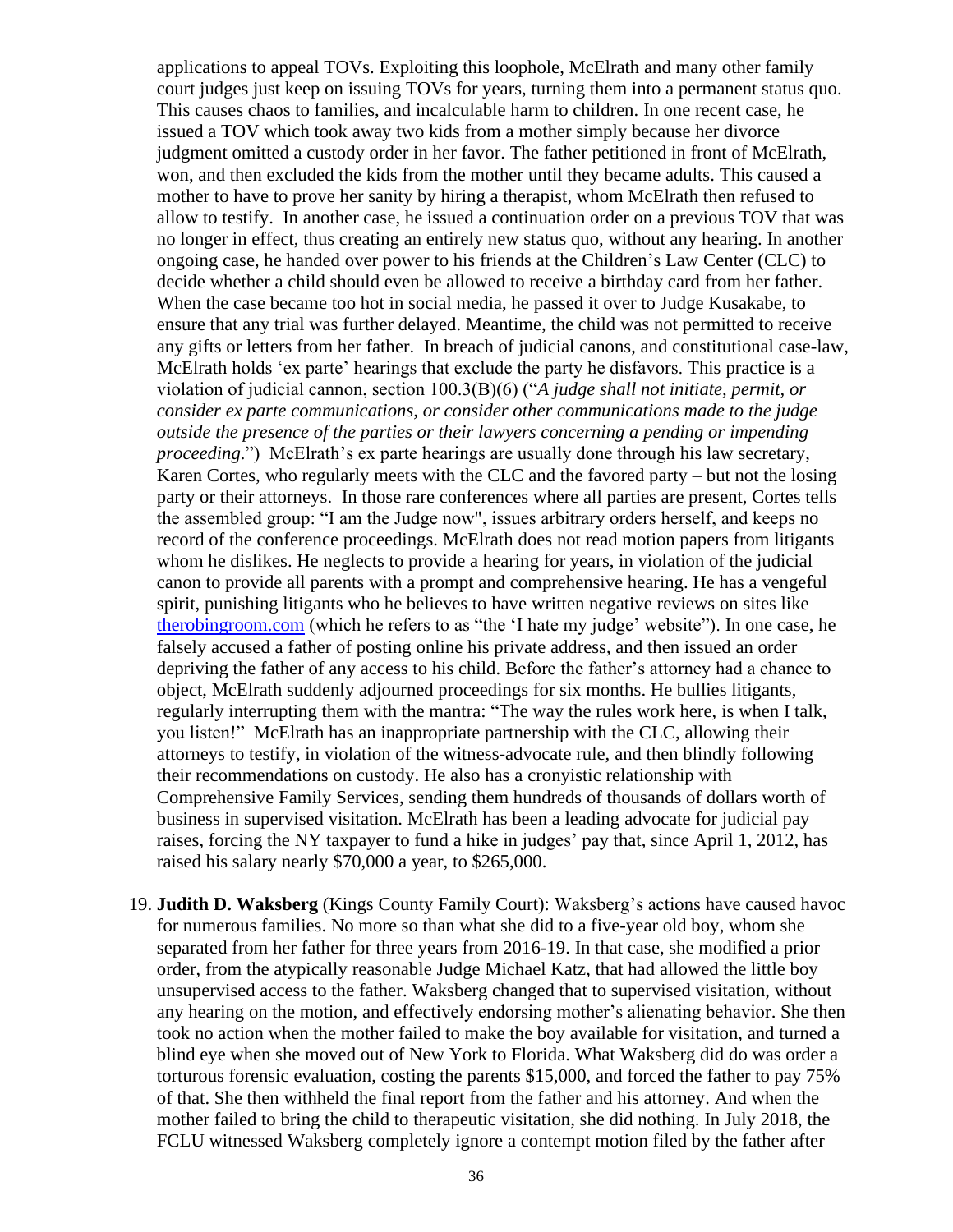applications to appeal TOVs. Exploiting this loophole, McElrath and many other family court judges just keep on issuing TOVs for years, turning them into a permanent status quo. This causes chaos to families, and incalculable harm to children. In one recent case, he issued a TOV which took away two kids from a mother simply because her divorce judgment omitted a custody order in her favor. The father petitioned in front of McElrath, won, and then excluded the kids from the mother until they became adults. This caused a mother to have to prove her sanity by hiring a therapist, whom McElrath then refused to allow to testify. In another case, he issued a continuation order on a previous TOV that was no longer in effect, thus creating an entirely new status quo, without any hearing. In another ongoing case, he handed over power to his friends at the Children's Law Center (CLC) to decide whether a child should even be allowed to receive a birthday card from her father. When the case became too hot in social media, he passed it over to Judge Kusakabe, to ensure that any trial was further delayed. Meantime, the child was not permitted to receive any gifts or letters from her father. In breach of judicial canons, and constitutional case-law, McElrath holds 'ex parte' hearings that exclude the party he disfavors. This practice is a violation of judicial cannon, section 100.3(B)(6) ("*A judge shall not initiate, permit, or consider ex parte communications, or consider other communications made to the judge outside the presence of the parties or their lawyers concerning a pending or impending proceeding*.") McElrath's ex parte hearings are usually done through his law secretary, Karen Cortes, who regularly meets with the CLC and the favored party – but not the losing party or their attorneys. In those rare conferences where all parties are present, Cortes tells the assembled group: "I am the Judge now", issues arbitrary orders herself, and keeps no record of the conference proceedings. McElrath does not read motion papers from litigants whom he dislikes. He neglects to provide a hearing for years, in violation of the judicial canon to provide all parents with a prompt and comprehensive hearing. He has a vengeful spirit, punishing litigants who he believes to have written negative reviews on sites like [therobingroom.com](therobingroom.com) (which he refers to as "the 'I hate my judge' website"). In one case, he falsely accused a father of posting online his private address, and then issued an order depriving the father of any access to his child. Before the father's attorney had a chance to object, McElrath suddenly adjourned proceedings for six months. He bullies litigants, regularly interrupting them with the mantra: "The way the rules work here, is when I talk, you listen!" McElrath has an inappropriate partnership with the CLC, allowing their attorneys to testify, in violation of the witness-advocate rule, and then blindly following their recommendations on custody. He also has a cronyistic relationship with Comprehensive Family Services, sending them hundreds of thousands of dollars worth of business in supervised visitation. McElrath has been a leading advocate for judicial pay raises, forcing the NY taxpayer to fund a hike in judges' pay that, since April 1, 2012, has raised his salary nearly $70,000 a year, to $265,000.

19. **Judith D. Waksberg** (Kings County Family Court): Waksberg's actions have caused havoc for numerous families. No more so than what she did to a five-year old boy, whom she separated from her father for three years from 2016-19. In that case, she modified a prior order, from the atypically reasonable Judge Michael Katz, that had allowed the little boy unsupervised access to the father. Waksberg changed that to supervised visitation, without any hearing on the motion, and effectively endorsing mother's alienating behavior. She then took no action when the mother failed to make the boy available for visitation, and turned a blind eye when she moved out of New York to Florida. What Waksberg did do was order a torturous forensic evaluation, costing the parents $15,000, and forced the father to pay 75% of that. She then withheld the final report from the father and his attorney. And when the mother failed to bring the child to therapeutic visitation, she did nothing. In July 2018, the FCLU witnessed Waksberg completely ignore a contempt motion filed by the father after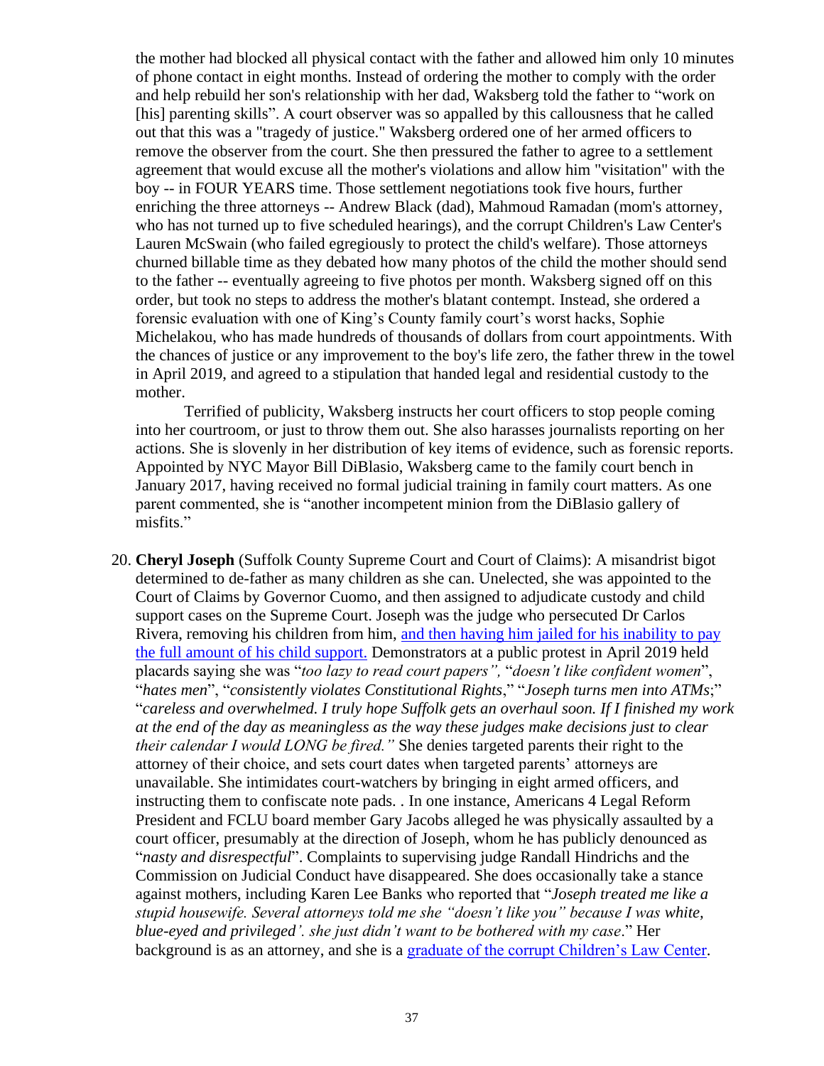the mother had blocked all physical contact with the father and allowed him only 10 minutes of phone contact in eight months. Instead of ordering the mother to comply with the order and help rebuild her son's relationship with her dad, Waksberg told the father to "work on [his] parenting skills". A court observer was so appalled by this callousness that he called out that this was a "tragedy of justice." Waksberg ordered one of her armed officers to remove the observer from the court. She then pressured the father to agree to a settlement agreement that would excuse all the mother's violations and allow him "visitation" with the boy -- in FOUR YEARS time. Those settlement negotiations took five hours, further enriching the three attorneys -- Andrew Black (dad), Mahmoud Ramadan (mom's attorney, who has not turned up to five scheduled hearings), and the corrupt Children's Law Center's Lauren McSwain (who failed egregiously to protect the child's welfare). Those attorneys churned billable time as they debated how many photos of the child the mother should send to the father -- eventually agreeing to five photos per month. Waksberg signed off on this order, but took no steps to address the mother's blatant contempt. Instead, she ordered a forensic evaluation with one of King's County family court's worst hacks, Sophie Michelakou, who has made hundreds of thousands of dollars from court appointments. With the chances of justice or any improvement to the boy's life zero, the father threw in the towel in April 2019, and agreed to a stipulation that handed legal and residential custody to the mother.

Terrified of publicity, Waksberg instructs her court officers to stop people coming into her courtroom, or just to throw them out. She also harasses journalists reporting on her actions. She is slovenly in her distribution of key items of evidence, such as forensic reports. Appointed by NYC Mayor Bill DiBlasio, Waksberg came to the family court bench in January 2017, having received no formal judicial training in family court matters. As one parent commented, she is "another incompetent minion from the DiBlasio gallery of misfits."

20. **Cheryl Joseph** (Suffolk County Supreme Court and Court of Claims): A misandrist bigot determined to de-father as many children as she can. Unelected, she was appointed to the Court of Claims by Governor Cuomo, and then assigned to adjudicate custody and child support cases on the Supreme Court. Joseph was the judge who persecuted Dr Carlos Rivera, removing his children from him, [and then having him jailed for his inability to pay the full amount of his child support.]() Demonstrators at a public protest in April 2019 held placards saying she was "*too lazy to read court papers",* "*doesn't like confident women*", "*hates men*", "*consistently violates Constitutional Rights*," "*Joseph turns men into ATMs*;" "*careless and overwhelmed. I truly hope Suffolk gets an overhaul soon. If I finished my work at the end of the day as meaningless as the way these judges make decisions just to clear their calendar I would LONG be fired."* She denies targeted parents their right to the attorney of their choice, and sets court dates when targeted parents' attorneys are unavailable. She intimidates court-watchers by bringing in eight armed officers, and instructing them to confiscate note pads. . In one instance, Americans 4 Legal Reform President and FCLU board member Gary Jacobs alleged he was physically assaulted by a court officer, presumably at the direction of Joseph, whom he has publicly denounced as "*nasty and disrespectful*". Complaints to supervising judge Randall Hindrichs and the Commission on Judicial Conduct have disappeared. She does occasionally take a stance against mothers, including Karen Lee Banks who reported that "*Joseph treated me like a stupid housewife. Several attorneys told me she "doesn't like you" because I was white, blue-eyed and privileged'. she just didn't want to be bothered with my case*." Her background is as an attorney, and she is a [graduate of the corrupt Children's Law Center]().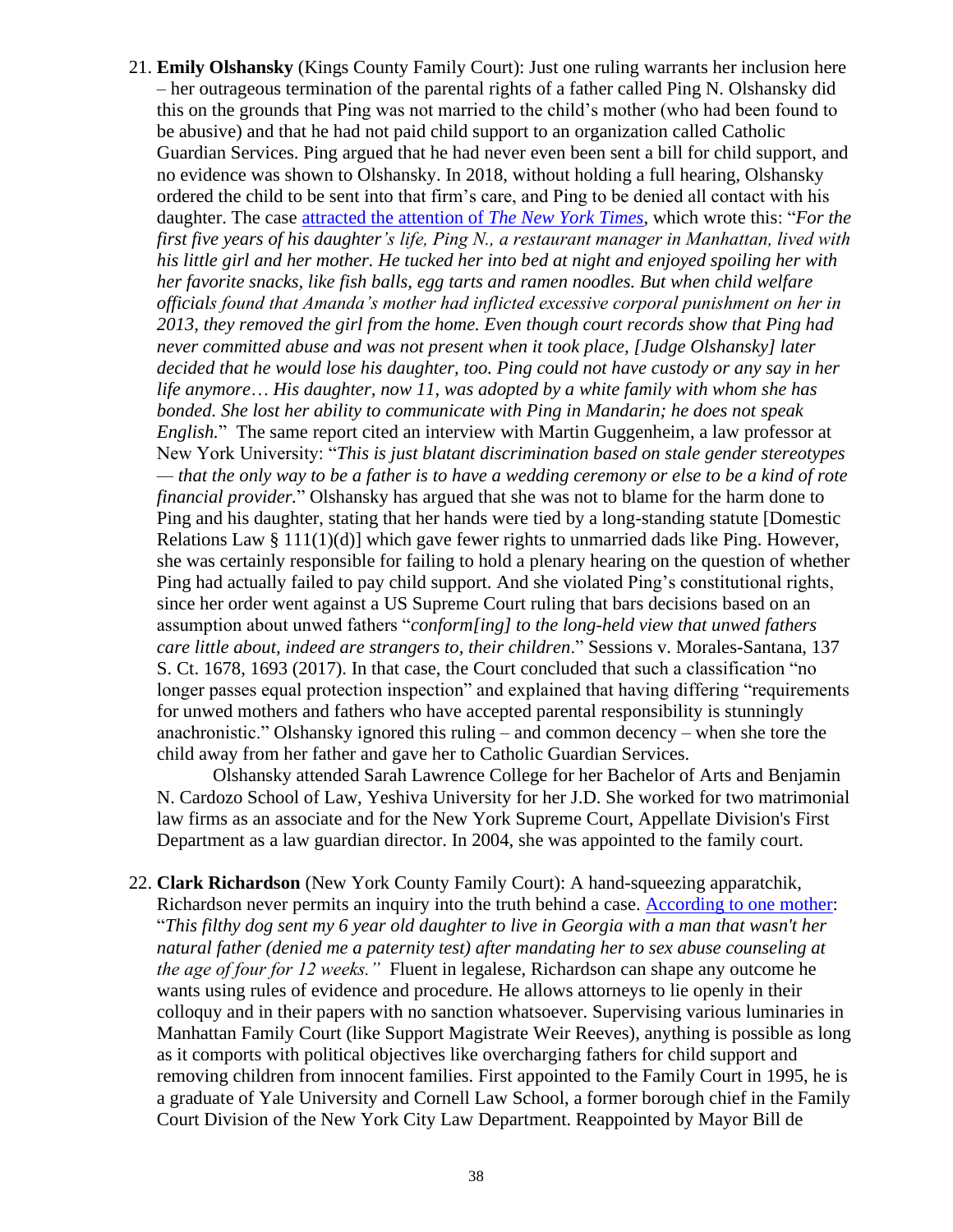21. **Emily Olshansky** (Kings County Family Court): Just one ruling warrants her inclusion here – her outrageous termination of the parental rights of a father called Ping N. Olshansky did this on the grounds that Ping was not married to the child's mother (who had been found to be abusive) and that he had not paid child support to an organization called Catholic Guardian Services. Ping argued that he had never even been sent a bill for child support, and no evidence was shown to Olshansky. In 2018, without holding a full hearing, Olshansky ordered the child to be sent into that firm's care, and Ping to be denied all contact with his daughter. The case [attracted the attention of *The New York Times*](), which wrote this: "*For the first five years of his daughter's life, Ping N., a restaurant manager in Manhattan, lived with his little girl and her mother. He tucked her into bed at night and enjoyed spoiling her with her favorite snacks, like fish balls, egg tarts and ramen noodles. But when child welfare officials found that Amanda's mother had inflicted excessive corporal punishment on her in 2013, they removed the girl from the home. Even though court records show that Ping had never committed abuse and was not present when it took place, [Judge Olshansky] later decided that he would lose his daughter, too. Ping could not have custody or any say in her life anymore… His daughter, now 11, was adopted by a white family with whom she has bonded. She lost her ability to communicate with Ping in Mandarin; he does not speak English.*" The same report cited an interview with Martin Guggenheim, a law professor at New York University: "*This is just blatant discrimination based on stale gender stereotypes — that the only way to be a father is to have a wedding ceremony or else to be a kind of rote financial provider.*" Olshansky has argued that she was not to blame for the harm done to Ping and his daughter, stating that her hands were tied by a long-standing statute [Domestic Relations Law § 111(1)(d)] which gave fewer rights to unmarried dads like Ping. However, she was certainly responsible for failing to hold a plenary hearing on the question of whether Ping had actually failed to pay child support. And she violated Ping's constitutional rights, since her order went against a US Supreme Court ruling that bars decisions based on an assumption about unwed fathers "*conform[ing] to the long-held view that unwed fathers care little about, indeed are strangers to, their children*." Sessions v. Morales-Santana, 137 S. Ct. 1678, 1693 (2017). In that case, the Court concluded that such a classification "no longer passes equal protection inspection" and explained that having differing "requirements for unwed mothers and fathers who have accepted parental responsibility is stunningly anachronistic." Olshansky ignored this ruling – and common decency – when she tore the child away from her father and gave her to Catholic Guardian Services.

    Olshansky attended Sarah Lawrence College for her Bachelor of Arts and Benjamin N. Cardozo School of Law, Yeshiva University for her J.D. She worked for two matrimonial law firms as an associate and for the New York Supreme Court, Appellate Division's First Department as a law guardian director. In 2004, she was appointed to the family court.

22. **Clark Richardson** (New York County Family Court): A hand-squeezing apparatchik, Richardson never permits an inquiry into the truth behind a case. [According to one mother](): "*This filthy dog sent my 6 year old daughter to live in Georgia with a man that wasn't her natural father (denied me a paternity test) after mandating her to sex abuse counseling at the age of four for 12 weeks.*" Fluent in legalese, Richardson can shape any outcome he wants using rules of evidence and procedure. He allows attorneys to lie openly in their colloquy and in their papers with no sanction whatsoever. Supervising various luminaries in Manhattan Family Court (like Support Magistrate Weir Reeves), anything is possible as long as it comports with political objectives like overcharging fathers for child support and removing children from innocent families. First appointed to the Family Court in 1995, he is a graduate of Yale University and Cornell Law School, a former borough chief in the Family Court Division of the New York City Law Department. Reappointed by Mayor Bill de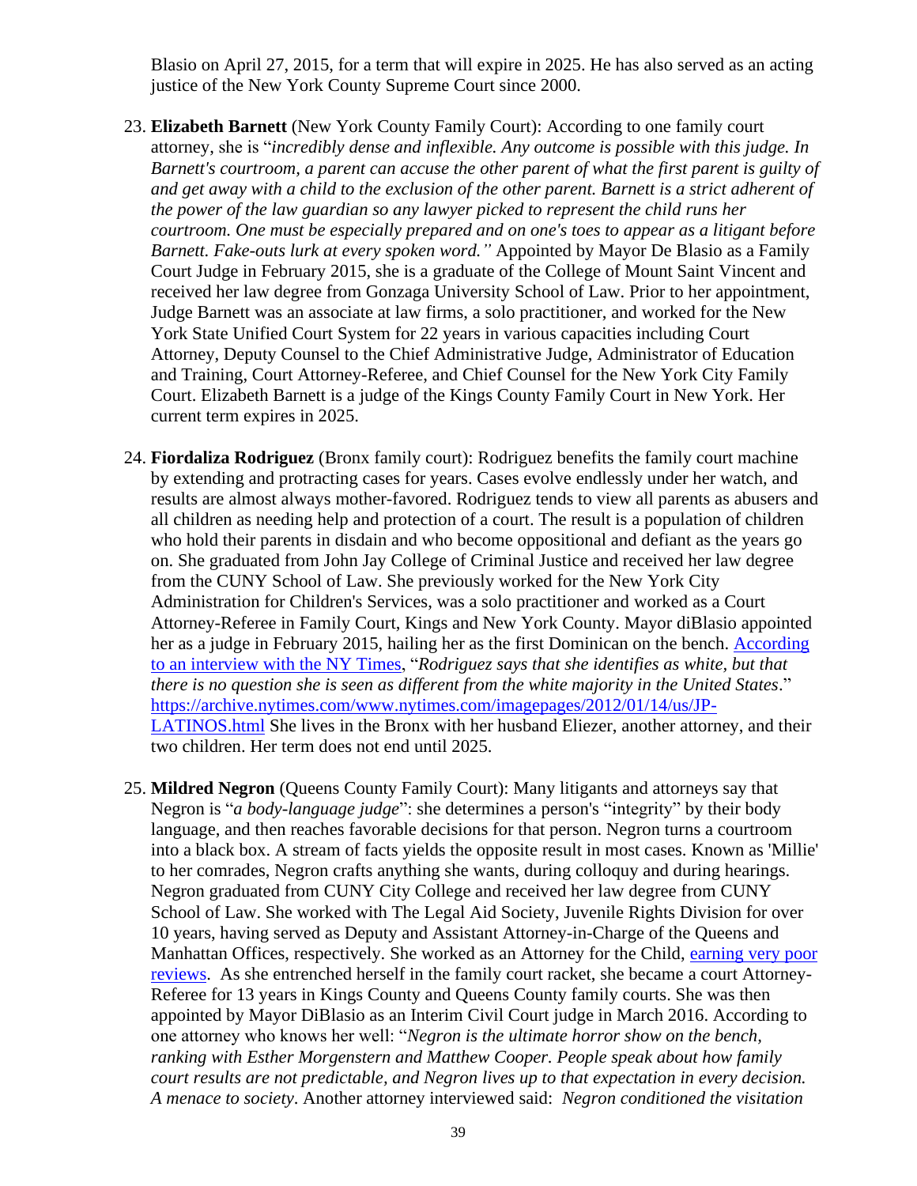Blasio on April 27, 2015, for a term that will expire in 2025. He has also served as an acting justice of the New York County Supreme Court since 2000.

23. **Elizabeth Barnett** (New York County Family Court): According to one family court attorney, she is "*incredibly dense and inflexible. Any outcome is possible with this judge. In Barnett's courtroom, a parent can accuse the other parent of what the first parent is guilty of and get away with a child to the exclusion of the other parent. Barnett is a strict adherent of the power of the law guardian so any lawyer picked to represent the child runs her courtroom. One must be especially prepared and on one's toes to appear as a litigant before Barnett. Fake-outs lurk at every spoken word."* Appointed by Mayor De Blasio as a Family Court Judge in February 2015, she is a graduate of the College of Mount Saint Vincent and received her law degree from Gonzaga University School of Law. Prior to her appointment, Judge Barnett was an associate at law firms, a solo practitioner, and worked for the New York State Unified Court System for 22 years in various capacities including Court Attorney, Deputy Counsel to the Chief Administrative Judge, Administrator of Education and Training, Court Attorney-Referee, and Chief Counsel for the New York City Family Court. Elizabeth Barnett is a judge of the Kings County Family Court in New York. Her current term expires in 2025.

24. **Fiordaliza Rodriguez** (Bronx family court): Rodriguez benefits the family court machine by extending and protracting cases for years. Cases evolve endlessly under her watch, and results are almost always mother-favored. Rodriguez tends to view all parents as abusers and all children as needing help and protection of a court. The result is a population of children who hold their parents in disdain and who become oppositional and defiant as the years go on. She graduated from John Jay College of Criminal Justice and received her law degree from the CUNY School of Law. She previously worked for the New York City Administration for Children's Services, was a solo practitioner and worked as a Court Attorney-Referee in Family Court, Kings and New York County. Mayor diBlasio appointed her as a judge in February 2015, hailing her as the first Dominican on the bench. [According to an interview with the NY Times](https://archive.nytimes.com/www.nytimes.com/imagepages/2012/01/14/us/JP-LATINOS.html), "*Rodriguez says that she identifies as white, but that there is no question she is seen as different from the white majority in the United States*." [https://archive.nytimes.com/www.nytimes.com/imagepages/2012/01/14/us/JP-LATINOS.html](https://archive.nytimes.com/www.nytimes.com/imagepages/2012/01/14/us/JP-LATINOS.html) She lives in the Bronx with her husband Eliezer, another attorney, and their two children. Her term does not end until 2025.

25. **Mildred Negron** (Queens County Family Court): Many litigants and attorneys say that Negron is "*a body-language judge*": she determines a person's "integrity" by their body language, and then reaches favorable decisions for that person. Negron turns a courtroom into a black box. A stream of facts yields the opposite result in most cases. Known as 'Millie' to her comrades, Negron crafts anything she wants, during colloquy and during hearings. Negron graduated from CUNY City College and received her law degree from CUNY School of Law. She worked with The Legal Aid Society, Juvenile Rights Division for over 10 years, having served as Deputy and Assistant Attorney-in-Charge of the Queens and Manhattan Offices, respectively. She worked as an Attorney for the Child, earning very poor reviews. As she entrenched herself in the family court racket, she became a court Attorney-Referee for 13 years in Kings County and Queens County family courts. She was then appointed by Mayor DiBlasio as an Interim Civil Court judge in March 2016. According to one attorney who knows her well: "*Negron is the ultimate horror show on the bench, ranking with Esther Morgenstern and Matthew Cooper. People speak about how family court results are not predictable, and Negron lives up to that expectation in every decision. A menace to society*. Another attorney interviewed said: *Negron conditioned the visitation*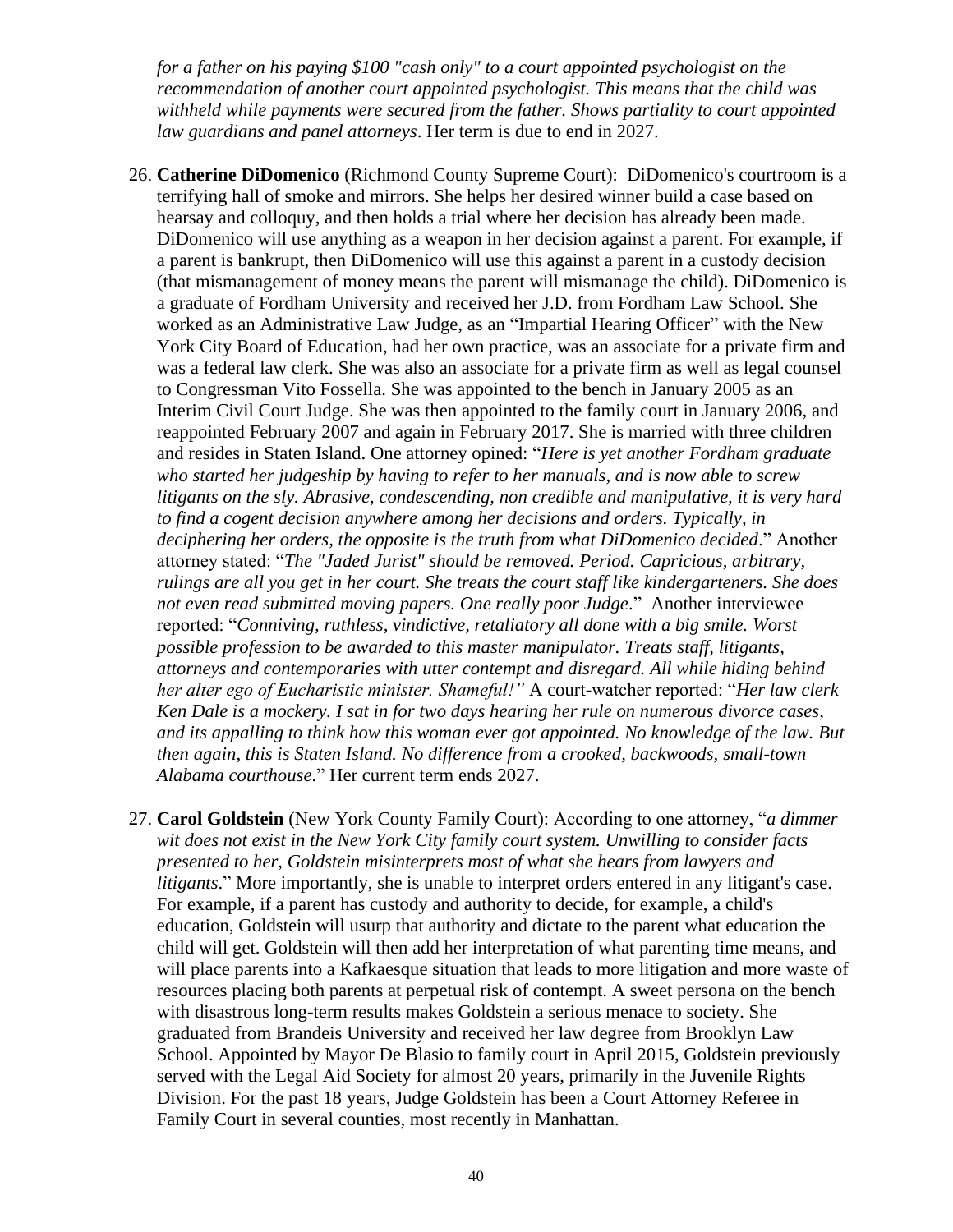*for a father on his paying $100 "cash only" to a court appointed psychologist on the recommendation of another court appointed psychologist. This means that the child was withheld while payments were secured from the father. Shows partiality to court appointed law guardians and panel attorneys*. Her term is due to end in 2027.

26. **Catherine DiDomenico** (Richmond County Supreme Court): DiDomenico's courtroom is a terrifying hall of smoke and mirrors. She helps her desired winner build a case based on hearsay and colloquy, and then holds a trial where her decision has already been made. DiDomenico will use anything as a weapon in her decision against a parent. For example, if a parent is bankrupt, then DiDomenico will use this against a parent in a custody decision (that mismanagement of money means the parent will mismanage the child). DiDomenico is a graduate of Fordham University and received her J.D. from Fordham Law School. She worked as an Administrative Law Judge, as an "Impartial Hearing Officer" with the New York City Board of Education, had her own practice, was an associate for a private firm and was a federal law clerk. She was also an associate for a private firm as well as legal counsel to Congressman Vito Fossella. She was appointed to the bench in January 2005 as an Interim Civil Court Judge. She was then appointed to the family court in January 2006, and reappointed February 2007 and again in February 2017. She is married with three children and resides in Staten Island. One attorney opined: "*Here is yet another Fordham graduate who started her judgeship by having to refer to her manuals, and is now able to screw litigants on the sly. Abrasive, condescending, non credible and manipulative, it is very hard to find a cogent decision anywhere among her decisions and orders. Typically, in deciphering her orders, the opposite is the truth from what DiDomenico decided*." Another attorney stated: "*The "Jaded Jurist" should be removed. Period. Capricious, arbitrary, rulings are all you get in her court. She treats the court staff like kindergarteners. She does not even read submitted moving papers. One really poor Judge*." Another interviewee reported: "*Conniving, ruthless, vindictive, retaliatory all done with a big smile. Worst possible profession to be awarded to this master manipulator. Treats staff, litigants, attorneys and contemporaries with utter contempt and disregard. All while hiding behind her alter ego of Eucharistic minister. Shameful!"* A court-watcher reported: "*Her law clerk Ken Dale is a mockery. I sat in for two days hearing her rule on numerous divorce cases, and its appalling to think how this woman ever got appointed. No knowledge of the law. But then again, this is Staten Island. No difference from a crooked, backwoods, small-town Alabama courthouse*." Her current term ends 2027.

27. **Carol Goldstein** (New York County Family Court): According to one attorney, "*a dimmer wit does not exist in the New York City family court system. Unwilling to consider facts presented to her, Goldstein misinterprets most of what she hears from lawyers and litigants*." More importantly, she is unable to interpret orders entered in any litigant's case. For example, if a parent has custody and authority to decide, for example, a child's education, Goldstein will usurp that authority and dictate to the parent what education the child will get. Goldstein will then add her interpretation of what parenting time means, and will place parents into a Kafkaesque situation that leads to more litigation and more waste of resources placing both parents at perpetual risk of contempt. A sweet persona on the bench with disastrous long-term results makes Goldstein a serious menace to society. She graduated from Brandeis University and received her law degree from Brooklyn Law School. Appointed by Mayor De Blasio to family court in April 2015, Goldstein previously served with the Legal Aid Society for almost 20 years, primarily in the Juvenile Rights Division. For the past 18 years, Judge Goldstein has been a Court Attorney Referee in Family Court in several counties, most recently in Manhattan.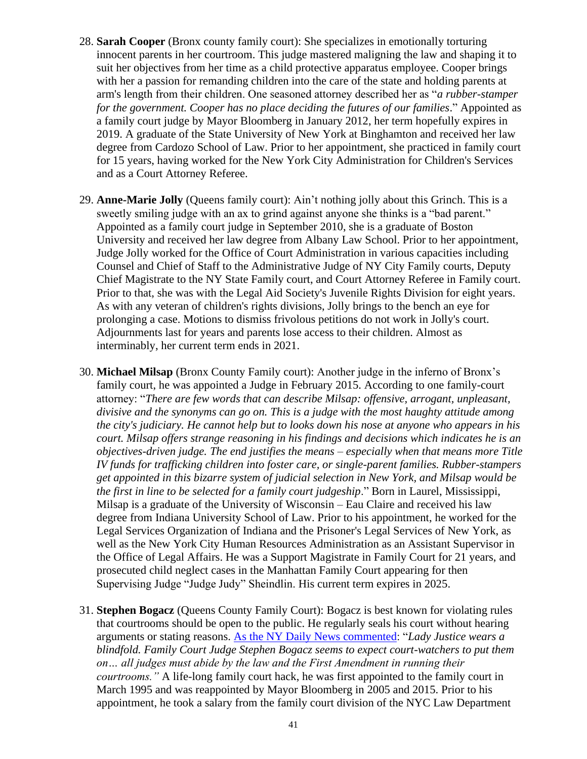28. **Sarah Cooper** (Bronx county family court): She specializes in emotionally torturing innocent parents in her courtroom. This judge mastered maligning the law and shaping it to suit her objectives from her time as a child protective apparatus employee. Cooper brings with her a passion for remanding children into the care of the state and holding parents at arm's length from their children. One seasoned attorney described her as "*a rubber-stamper for the government. Cooper has no place deciding the futures of our families*." Appointed as a family court judge by Mayor Bloomberg in January 2012, her term hopefully expires in 2019. A graduate of the State University of New York at Binghamton and received her law degree from Cardozo School of Law. Prior to her appointment, she practiced in family court for 15 years, having worked for the New York City Administration for Children's Services and as a Court Attorney Referee.

29. **Anne-Marie Jolly** (Queens family court): Ain't nothing jolly about this Grinch. This is a sweetly smiling judge with an ax to grind against anyone she thinks is a "bad parent." Appointed as a family court judge in September 2010, she is a graduate of Boston University and received her law degree from Albany Law School. Prior to her appointment, Judge Jolly worked for the Office of Court Administration in various capacities including Counsel and Chief of Staff to the Administrative Judge of NY City Family courts, Deputy Chief Magistrate to the NY State Family court, and Court Attorney Referee in Family court. Prior to that, she was with the Legal Aid Society's Juvenile Rights Division for eight years. As with any veteran of children's rights divisions, Jolly brings to the bench an eye for prolonging a case. Motions to dismiss frivolous petitions do not work in Jolly's court. Adjournments last for years and parents lose access to their children. Almost as interminably, her current term ends in 2021.

30. **Michael Milsap** (Bronx County Family court): Another judge in the inferno of Bronx's family court, he was appointed a Judge in February 2015. According to one family-court attorney: "*There are few words that can describe Milsap: offensive, arrogant, unpleasant, divisive and the synonyms can go on. This is a judge with the most haughty attitude among the city's judiciary. He cannot help but to looks down his nose at anyone who appears in his court. Milsap offers strange reasoning in his findings and decisions which indicates he is an objectives-driven judge. The end justifies the means – especially when that means more Title IV funds for trafficking children into foster care, or single-parent families. Rubber-stampers get appointed in this bizarre system of judicial selection in New York, and Milsap would be the first in line to be selected for a family court judgeship*." Born in Laurel, Mississippi, Milsap is a graduate of the University of Wisconsin – Eau Claire and received his law degree from Indiana University School of Law. Prior to his appointment, he worked for the Legal Services Organization of Indiana and the Prisoner's Legal Services of New York, as well as the New York City Human Resources Administration as an Assistant Supervisor in the Office of Legal Affairs. He was a Support Magistrate in Family Court for 21 years, and prosecuted child neglect cases in the Manhattan Family Court appearing for then Supervising Judge "Judge Judy" Sheindlin. His current term expires in 2025.

31. **Stephen Bogacz** (Queens County Family Court): Bogacz is best known for violating rules that courtrooms should be open to the public. He regularly seals his court without hearing arguments or stating reasons. As the NY Daily News commented: "*Lady Justice wears a blindfold. Family Court Judge Stephen Bogacz seems to expect court-watchers to put them on… all judges must abide by the law and the First Amendment in running their courtrooms.*" A life-long family court hack, he was first appointed to the family court in March 1995 and was reappointed by Mayor Bloomberg in 2005 and 2015. Prior to his appointment, he took a salary from the family court division of the NYC Law Department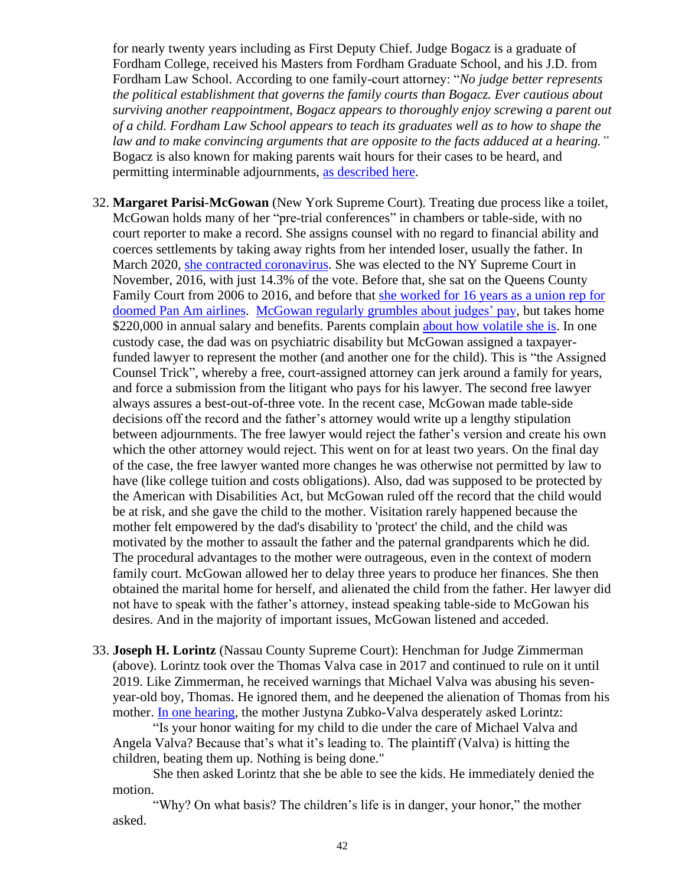for nearly twenty years including as First Deputy Chief. Judge Bogacz is a graduate of Fordham College, received his Masters from Fordham Graduate School, and his J.D. from Fordham Law School. According to one family-court attorney: "*No judge better represents the political establishment that governs the family courts than Bogacz. Ever cautious about surviving another reappointment, Bogacz appears to thoroughly enjoy screwing a parent out of a child. Fordham Law School appears to teach its graduates well as to how to shape the law and to make convincing arguments that are opposite to the facts adduced at a hearing.*" Bogacz is also known for making parents wait hours for their cases to be heard, and permitting interminable adjournments, as described here.

32. **Margaret Parisi-McGowan** (New York Supreme Court). Treating due process like a toilet, McGowan holds many of her "pre-trial conferences" in chambers or table-side, with no court reporter to make a record. She assigns counsel with no regard to financial ability and coerces settlements by taking away rights from her intended loser, usually the father. In March 2020, she contracted coronavirus. She was elected to the NY Supreme Court in November, 2016, with just 14.3% of the vote. Before that, she sat on the Queens County Family Court from 2006 to 2016, and before that she worked for 16 years as a union rep for doomed Pan Am airlines. McGowan regularly grumbles about judges' pay, but takes home $220,000 in annual salary and benefits. Parents complain about how volatile she is. In one custody case, the dad was on psychiatric disability but McGowan assigned a taxpayer-funded lawyer to represent the mother (and another one for the child). This is "the Assigned Counsel Trick", whereby a free, court-assigned attorney can jerk around a family for years, and force a submission from the litigant who pays for his lawyer. The second free lawyer always assures a best-out-of-three vote. In the recent case, McGowan made table-side decisions off the record and the father's attorney would write up a lengthy stipulation between adjournments. The free lawyer would reject the father's version and create his own which the other attorney would reject. This went on for at least two years. On the final day of the case, the free lawyer wanted more changes he was otherwise not permitted by law to have (like college tuition and costs obligations). Also, dad was supposed to be protected by the American with Disabilities Act, but McGowan ruled off the record that the child would be at risk, and she gave the child to the mother. Visitation rarely happened because the mother felt empowered by the dad's disability to 'protect' the child, and the child was motivated by the mother to assault the father and the paternal grandparents which he did. The procedural advantages to the mother were outrageous, even in the context of modern family court. McGowan allowed her to delay three years to produce her finances. She then obtained the marital home for herself, and alienated the child from the father. Her lawyer did not have to speak with the father's attorney, instead speaking table-side to McGowan his desires. And in the majority of important issues, McGowan listened and acceded.

33. **Joseph H. Lorintz** (Nassau County Supreme Court): Henchman for Judge Zimmerman (above). Lorintz took over the Thomas Valva case in 2017 and continued to rule on it until 2019. Like Zimmerman, he received warnings that Michael Valva was abusing his seven-year-old boy, Thomas. He ignored them, and he deepened the alienation of Thomas from his mother. In one hearing, the mother Justyna Zubko-Valva desperately asked Lorintz:

    "Is your honor waiting for my child to die under the care of Michael Valva and Angela Valva? Because that's what it's leading to. The plaintiff (Valva) is hitting the children, beating them up. Nothing is being done."

    She then asked Lorintz that she be able to see the kids. He immediately denied the motion.

    "Why? On what basis? The children's life is in danger, your honor," the mother asked.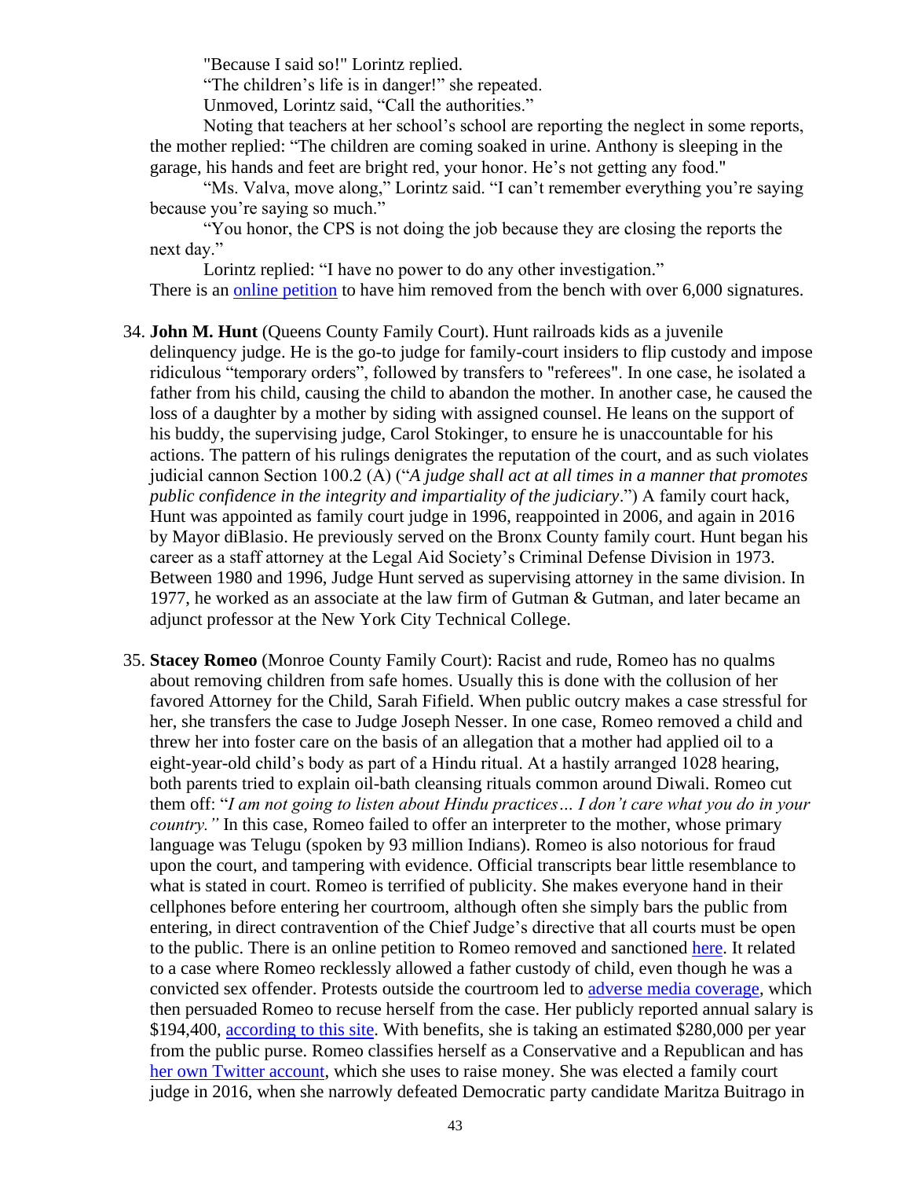"Because I said so!" Lorintz replied.

"The children's life is in danger!" she repeated.

Unmoved, Lorintz said, "Call the authorities."

Noting that teachers at her school's school are reporting the neglect in some reports, the mother replied: "The children are coming soaked in urine. Anthony is sleeping in the garage, his hands and feet are bright red, your honor. He's not getting any food."

"Ms. Valva, move along," Lorintz said. "I can't remember everything you're saying because you're saying so much."

"You honor, the CPS is not doing the job because they are closing the reports the next day."

Lorintz replied: "I have no power to do any other investigation."

There is an online petition to have him removed from the bench with over 6,000 signatures.

34. **John M. Hunt** (Queens County Family Court). Hunt railroads kids as a juvenile delinquency judge. He is the go-to judge for family-court insiders to flip custody and impose ridiculous "temporary orders", followed by transfers to "referees". In one case, he isolated a father from his child, causing the child to abandon the mother. In another case, he caused the loss of a daughter by a mother by siding with assigned counsel. He leans on the support of his buddy, the supervising judge, Carol Stokinger, to ensure he is unaccountable for his actions. The pattern of his rulings denigrates the reputation of the court, and as such violates judicial cannon Section 100.2 (A) ("*A judge shall act at all times in a manner that promotes public confidence in the integrity and impartiality of the judiciary*.") A family court hack, Hunt was appointed as family court judge in 1996, reappointed in 2006, and again in 2016 by Mayor diBlasio. He previously served on the Bronx County family court. Hunt began his career as a staff attorney at the Legal Aid Society's Criminal Defense Division in 1973. Between 1980 and 1996, Judge Hunt served as supervising attorney in the same division. In 1977, he worked as an associate at the law firm of Gutman & Gutman, and later became an adjunct professor at the New York City Technical College.

35. **Stacey Romeo** (Monroe County Family Court): Racist and rude, Romeo has no qualms about removing children from safe homes. Usually this is done with the collusion of her favored Attorney for the Child, Sarah Fifield. When public outcry makes a case stressful for her, she transfers the case to Judge Joseph Nesser. In one case, Romeo removed a child and threw her into foster care on the basis of an allegation that a mother had applied oil to a eight-year-old child's body as part of a Hindu ritual. At a hastily arranged 1028 hearing, both parents tried to explain oil-bath cleansing rituals common around Diwali. Romeo cut them off: "*I am not going to listen about Hindu practices… I don't care what you do in your country."* In this case, Romeo failed to offer an interpreter to the mother, whose primary language was Telugu (spoken by 93 million Indians). Romeo is also notorious for fraud upon the court, and tampering with evidence. Official transcripts bear little resemblance to what is stated in court. Romeo is terrified of publicity. She makes everyone hand in their cellphones before entering her courtroom, although often she simply bars the public from entering, in direct contravention of the Chief Judge's directive that all courts must be open to the public. There is an online petition to Romeo removed and sanctioned here. It related to a case where Romeo recklessly allowed a father custody of child, even though he was a convicted sex offender. Protests outside the courtroom led to adverse media coverage, which then persuaded Romeo to recuse herself from the case. Her publicly reported annual salary is $194,400, according to this site. With benefits, she is taking an estimated $280,000 per year from the public purse. Romeo classifies herself as a Conservative and a Republican and has her own Twitter account, which she uses to raise money. She was elected a family court judge in 2016, when she narrowly defeated Democratic party candidate Maritza Buitrago in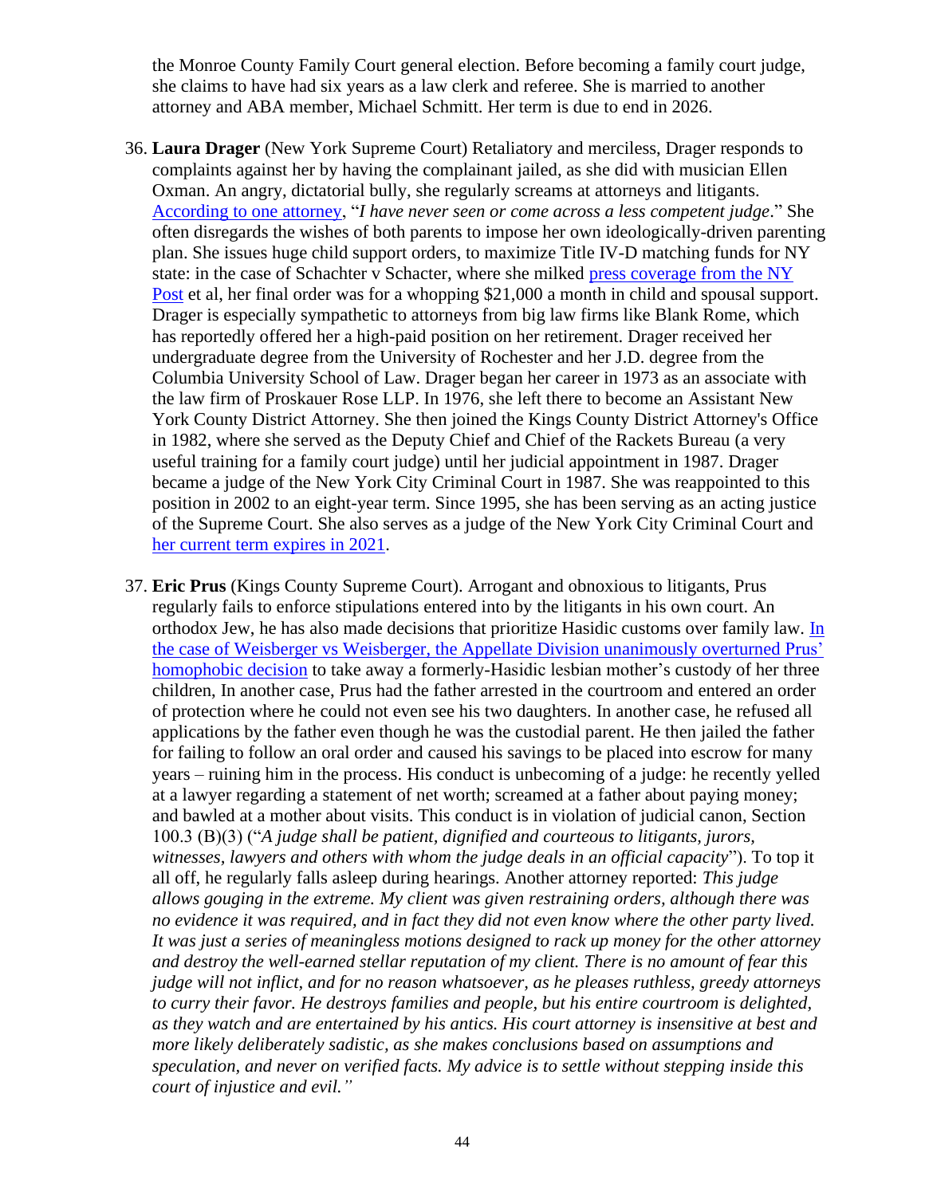the Monroe County Family Court general election. Before becoming a family court judge, she claims to have had six years as a law clerk and referee. She is married to another attorney and ABA member, Michael Schmitt. Her term is due to end in 2026.

36. **Laura Drager** (New York Supreme Court) Retaliatory and merciless, Drager responds to complaints against her by having the complainant jailed, as she did with musician Ellen Oxman. An angry, dictatorial bully, she regularly screams at attorneys and litigants. According to one attorney, "*I have never seen or come across a less competent judge*." She often disregards the wishes of both parents to impose her own ideologically-driven parenting plan. She issues huge child support orders, to maximize Title IV-D matching funds for NY state: in the case of Schachter v Schacter, where she milked press coverage from the NY Post et al, her final order was for a whopping $21,000 a month in child and spousal support. Drager is especially sympathetic to attorneys from big law firms like Blank Rome, which has reportedly offered her a high-paid position on her retirement. Drager received her undergraduate degree from the University of Rochester and her J.D. degree from the Columbia University School of Law. Drager began her career in 1973 as an associate with the law firm of Proskauer Rose LLP. In 1976, she left there to become an Assistant New York County District Attorney. She then joined the Kings County District Attorney's Office in 1982, where she served as the Deputy Chief and Chief of the Rackets Bureau (a very useful training for a family court judge) until her judicial appointment in 1987. Drager became a judge of the New York City Criminal Court in 1987. She was reappointed to this position in 2002 to an eight-year term. Since 1995, she has been serving as an acting justice of the Supreme Court. She also serves as a judge of the New York City Criminal Court and her current term expires in 2021.

37. **Eric Prus** (Kings County Supreme Court). Arrogant and obnoxious to litigants, Prus regularly fails to enforce stipulations entered into by the litigants in his own court. An orthodox Jew, he has also made decisions that prioritize Hasidic customs over family law. In the case of Weisberger vs Weisberger, the Appellate Division unanimously overturned Prus' homophobic decision to take away a formerly-Hasidic lesbian mother's custody of her three children, In another case, Prus had the father arrested in the courtroom and entered an order of protection where he could not even see his two daughters. In another case, he refused all applications by the father even though he was the custodial parent. He then jailed the father for failing to follow an oral order and caused his savings to be placed into escrow for many years – ruining him in the process. His conduct is unbecoming of a judge: he recently yelled at a lawyer regarding a statement of net worth; screamed at a father about paying money; and bawled at a mother about visits. This conduct is in violation of judicial canon, Section 100.3 (B)(3) ("*A judge shall be patient, dignified and courteous to litigants, jurors, witnesses, lawyers and others with whom the judge deals in an official capacity*"). To top it all off, he regularly falls asleep during hearings. Another attorney reported: *This judge allows gouging in the extreme. My client was given restraining orders, although there was no evidence it was required, and in fact they did not even know where the other party lived. It was just a series of meaningless motions designed to rack up money for the other attorney and destroy the well-earned stellar reputation of my client. There is no amount of fear this judge will not inflict, and for no reason whatsoever, as he pleases ruthless, greedy attorneys to curry their favor. He destroys families and people, but his entire courtroom is delighted, as they watch and are entertained by his antics. His court attorney is insensitive at best and more likely deliberately sadistic, as she makes conclusions based on assumptions and speculation, and never on verified facts. My advice is to settle without stepping inside this court of injustice and evil."*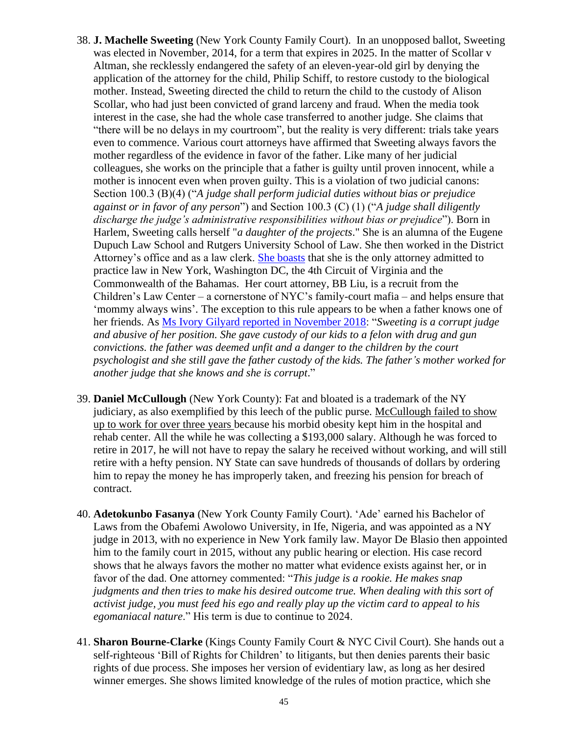38. **J. Machelle Sweeting** (New York County Family Court). In an unopposed ballot, Sweeting was elected in November, 2014, for a term that expires in 2025. In the matter of Scollar v Altman, she recklessly endangered the safety of an eleven-year-old girl by denying the application of the attorney for the child, Philip Schiff, to restore custody to the biological mother. Instead, Sweeting directed the child to return the child to the custody of Alison Scollar, who had just been convicted of grand larceny and fraud. When the media took interest in the case, she had the whole case transferred to another judge. She claims that "there will be no delays in my courtroom", but the reality is very different: trials take years even to commence. Various court attorneys have affirmed that Sweeting always favors the mother regardless of the evidence in favor of the father. Like many of her judicial colleagues, she works on the principle that a father is guilty until proven innocent, while a mother is innocent even when proven guilty. This is a violation of two judicial canons: Section 100.3 (B)(4) ("*A judge shall perform judicial duties without bias or prejudice against or in favor of any person*") and Section 100.3 (C) (1) ("*A judge shall diligently discharge the judge's administrative responsibilities without bias or prejudice*"). Born in Harlem, Sweeting calls herself "*a daughter of the projects*." She is an alumna of the Eugene Dupuch Law School and Rutgers University School of Law. She then worked in the District Attorney's office and as a law clerk. She boasts that she is the only attorney admitted to practice law in New York, Washington DC, the 4th Circuit of Virginia and the Commonwealth of the Bahamas. Her court attorney, BB Liu, is a recruit from the Children's Law Center – a cornerstone of NYC's family-court mafia – and helps ensure that 'mommy always wins'. The exception to this rule appears to be when a father knows one of her friends. As Ms Ivory Gilyard reported in November 2018: "*Sweeting is a corrupt judge and abusive of her position. She gave custody of our kids to a felon with drug and gun convictions. the father was deemed unfit and a danger to the children by the court psychologist and she still gave the father custody of the kids. The father's mother worked for another judge that she knows and she is corrupt*."

39. **Daniel McCullough** (New York County): Fat and bloated is a trademark of the NY judiciary, as also exemplified by this leech of the public purse. McCullough failed to show up to work for over three years because his morbid obesity kept him in the hospital and rehab center. All the while he was collecting a $193,000 salary. Although he was forced to retire in 2017, he will not have to repay the salary he received without working, and will still retire with a hefty pension. NY State can save hundreds of thousands of dollars by ordering him to repay the money he has improperly taken, and freezing his pension for breach of contract.

40. **Adetokunbo Fasanya** (New York County Family Court). 'Ade' earned his Bachelor of Laws from the Obafemi Awolowo University, in Ife, Nigeria, and was appointed as a NY judge in 2013, with no experience in New York family law. Mayor De Blasio then appointed him to the family court in 2015, without any public hearing or election. His case record shows that he always favors the mother no matter what evidence exists against her, or in favor of the dad. One attorney commented: "*This judge is a rookie. He makes snap judgments and then tries to make his desired outcome true. When dealing with this sort of activist judge, you must feed his ego and really play up the victim card to appeal to his egomaniacal nature*." His term is due to continue to 2024.

41. **Sharon Bourne-Clarke** (Kings County Family Court & NYC Civil Court). She hands out a self-righteous 'Bill of Rights for Children' to litigants, but then denies parents their basic rights of due process. She imposes her version of evidentiary law, as long as her desired winner emerges. She shows limited knowledge of the rules of motion practice, which she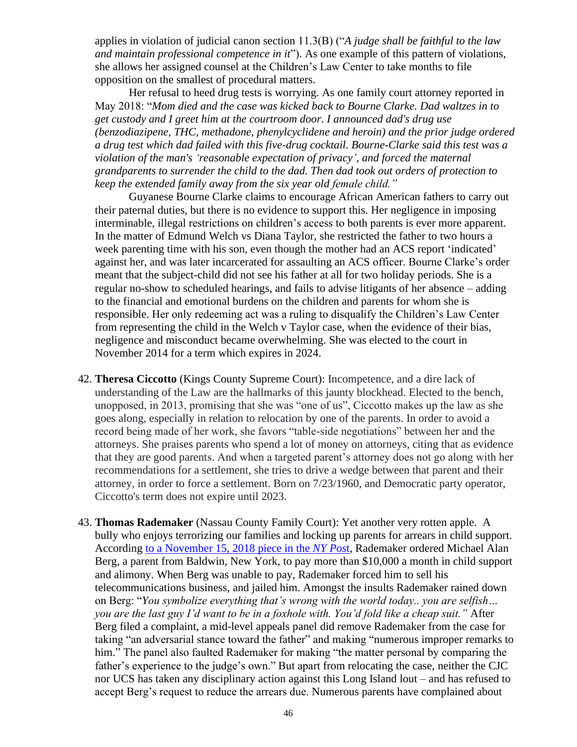applies in violation of judicial canon section 11.3(B) ("*A judge shall be faithful to the law and maintain professional competence in it*"). As one example of this pattern of violations, she allows her assigned counsel at the Children's Law Center to take months to file opposition on the smallest of procedural matters.

Her refusal to heed drug tests is worrying. As one family court attorney reported in May 2018: "*Mom died and the case was kicked back to Bourne Clarke. Dad waltzes in to get custody and I greet him at the courtroom door. I announced dad's drug use (benzodiazipene, THC, methadone, phenylcyclidene and heroin) and the prior judge ordered a drug test which dad failed with this five-drug cocktail. Bourne-Clarke said this test was a violation of the man's 'reasonable expectation of privacy', and forced the maternal grandparents to surrender the child to the dad. Then dad took out orders of protection to keep the extended family away from the six year old female child.*"

Guyanese Bourne Clarke claims to encourage African American fathers to carry out their paternal duties, but there is no evidence to support this. Her negligence in imposing interminable, illegal restrictions on children's access to both parents is ever more apparent. In the matter of Edmund Welch vs Diana Taylor, she restricted the father to two hours a week parenting time with his son, even though the mother had an ACS report 'indicated' against her, and was later incarcerated for assaulting an ACS officer. Bourne Clarke's order meant that the subject-child did not see his father at all for two holiday periods. She is a regular no-show to scheduled hearings, and fails to advise litigants of her absence – adding to the financial and emotional burdens on the children and parents for whom she is responsible. Her only redeeming act was a ruling to disqualify the Children's Law Center from representing the child in the Welch v Taylor case, when the evidence of their bias, negligence and misconduct became overwhelming. She was elected to the court in November 2014 for a term which expires in 2024.

42. **Theresa Ciccotto** (Kings County Supreme Court): Incompetence, and a dire lack of understanding of the Law are the hallmarks of this jaunty blockhead. Elected to the bench, unopposed, in 2013, promising that she was "one of us", Ciccotto makes up the law as she goes along, especially in relation to relocation by one of the parents. In order to avoid a record being made of her work, she favors "table-side negotiations" between her and the attorneys. She praises parents who spend a lot of money on attorneys, citing that as evidence that they are good parents. And when a targeted parent's attorney does not go along with her recommendations for a settlement, she tries to drive a wedge between that parent and their attorney, in order to force a settlement. Born on 7/23/1960, and Democratic party operator, Ciccotto's term does not expire until 2023.

43. **Thomas Rademaker** (Nassau County Family Court): Yet another very rotten apple. A bully who enjoys terrorizing our families and locking up parents for arrears in child support. According to a November 15, 2018 piece in the *NY Post*, Rademaker ordered Michael Alan Berg, a parent from Baldwin, New York, to pay more than $10,000 a month in child support and alimony. When Berg was unable to pay, Rademaker forced him to sell his telecommunications business, and jailed him. Amongst the insults Rademaker rained down on Berg: "*You symbolize everything that's wrong with the world today.. you are selfish… you are the last guy I'd want to be in a foxhole with. You'd fold like a cheap suit.*" After Berg filed a complaint, a mid-level appeals panel did remove Rademaker from the case for taking "an adversarial stance toward the father" and making "numerous improper remarks to him." The panel also faulted Rademaker for making "the matter personal by comparing the father's experience to the judge's own." But apart from relocating the case, neither the CJC nor UCS has taken any disciplinary action against this Long Island lout – and has refused to accept Berg's request to reduce the arrears due. Numerous parents have complained about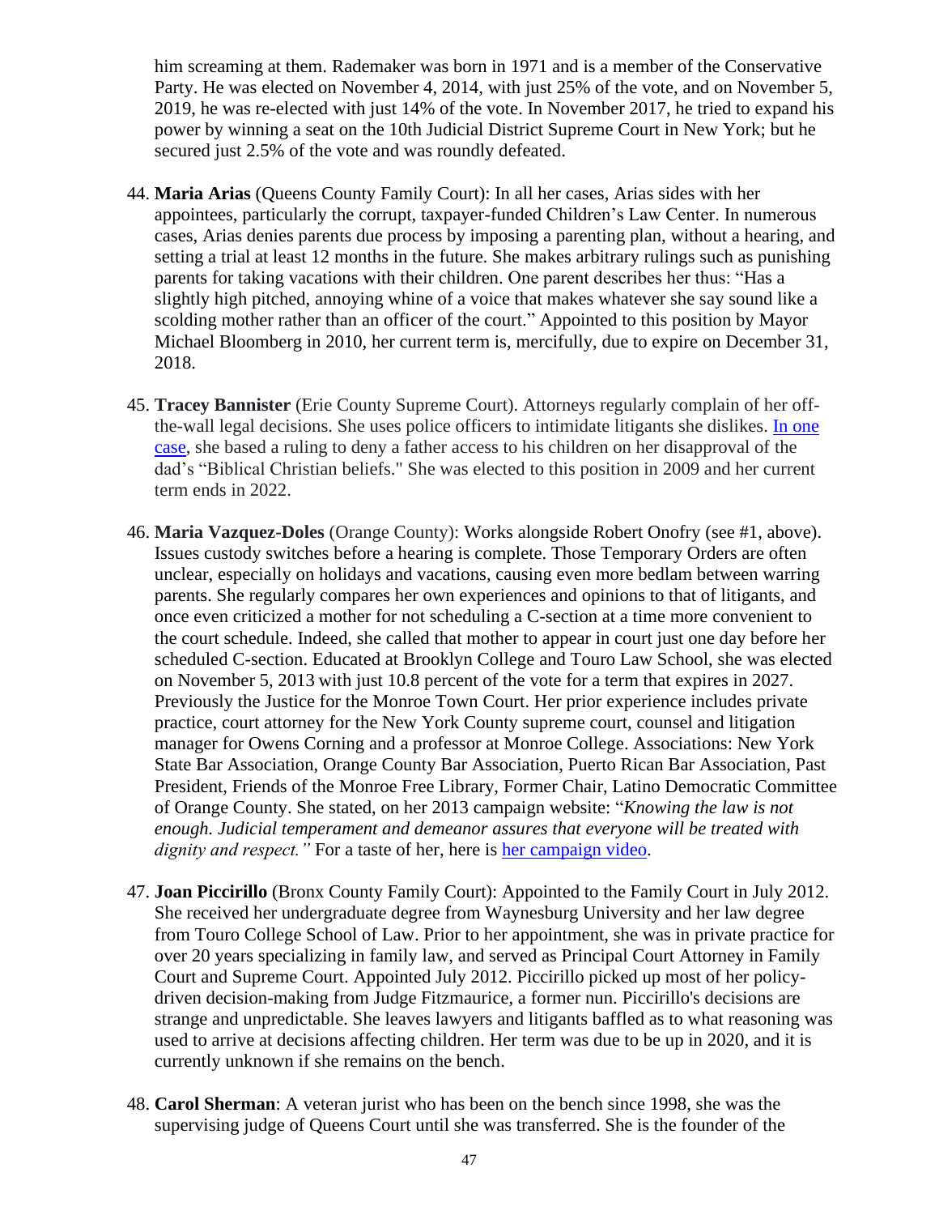him screaming at them. Rademaker was born in 1971 and is a member of the Conservative Party. He was elected on November 4, 2014, with just 25% of the vote, and on November 5, 2019, he was re-elected with just 14% of the vote. In November 2017, he tried to expand his power by winning a seat on the 10th Judicial District Supreme Court in New York; but he secured just 2.5% of the vote and was roundly defeated.

44. **Maria Arias** (Queens County Family Court): In all her cases, Arias sides with her appointees, particularly the corrupt, taxpayer-funded Children's Law Center. In numerous cases, Arias denies parents due process by imposing a parenting plan, without a hearing, and setting a trial at least 12 months in the future. She makes arbitrary rulings such as punishing parents for taking vacations with their children. One parent describes her thus: "Has a slightly high pitched, annoying whine of a voice that makes whatever she say sound like a scolding mother rather than an officer of the court." Appointed to this position by Mayor Michael Bloomberg in 2010, her current term is, mercifully, due to expire on December 31, 2018.

45. **Tracey Bannister** (Erie County Supreme Court). Attorneys regularly complain of her off-the-wall legal decisions. She uses police officers to intimidate litigants she dislikes. In one case, she based a ruling to deny a father access to his children on her disapproval of the dad's "Biblical Christian beliefs." She was elected to this position in 2009 and her current term ends in 2022.

46. **Maria Vazquez-Doles** (Orange County): Works alongside Robert Onofry (see #1, above). Issues custody switches before a hearing is complete. Those Temporary Orders are often unclear, especially on holidays and vacations, causing even more bedlam between warring parents. She regularly compares her own experiences and opinions to that of litigants, and once even criticized a mother for not scheduling a C-section at a time more convenient to the court schedule. Indeed, she called that mother to appear in court just one day before her scheduled C-section. Educated at Brooklyn College and Touro Law School, she was elected on November 5, 2013 with just 10.8 percent of the vote for a term that expires in 2027. Previously the Justice for the Monroe Town Court. Her prior experience includes private practice, court attorney for the New York County supreme court, counsel and litigation manager for Owens Corning and a professor at Monroe College. Associations: New York State Bar Association, Orange County Bar Association, Puerto Rican Bar Association, Past President, Friends of the Monroe Free Library, Former Chair, Latino Democratic Committee of Orange County. She stated, on her 2013 campaign website: "*Knowing the law is not enough. Judicial temperament and demeanor assures that everyone will be treated with dignity and respect."* For a taste of her, here is her campaign video.

47. **Joan Piccirillo** (Bronx County Family Court): Appointed to the Family Court in July 2012. She received her undergraduate degree from Waynesburg University and her law degree from Touro College School of Law. Prior to her appointment, she was in private practice for over 20 years specializing in family law, and served as Principal Court Attorney in Family Court and Supreme Court. Appointed July 2012. Piccirillo picked up most of her policy-driven decision-making from Judge Fitzmaurice, a former nun. Piccirillo's decisions are strange and unpredictable. She leaves lawyers and litigants baffled as to what reasoning was used to arrive at decisions affecting children. Her term was due to be up in 2020, and it is currently unknown if she remains on the bench.

48. **Carol Sherman**: A veteran jurist who has been on the bench since 1998, she was the supervising judge of Queens Court until she was transferred. She is the founder of the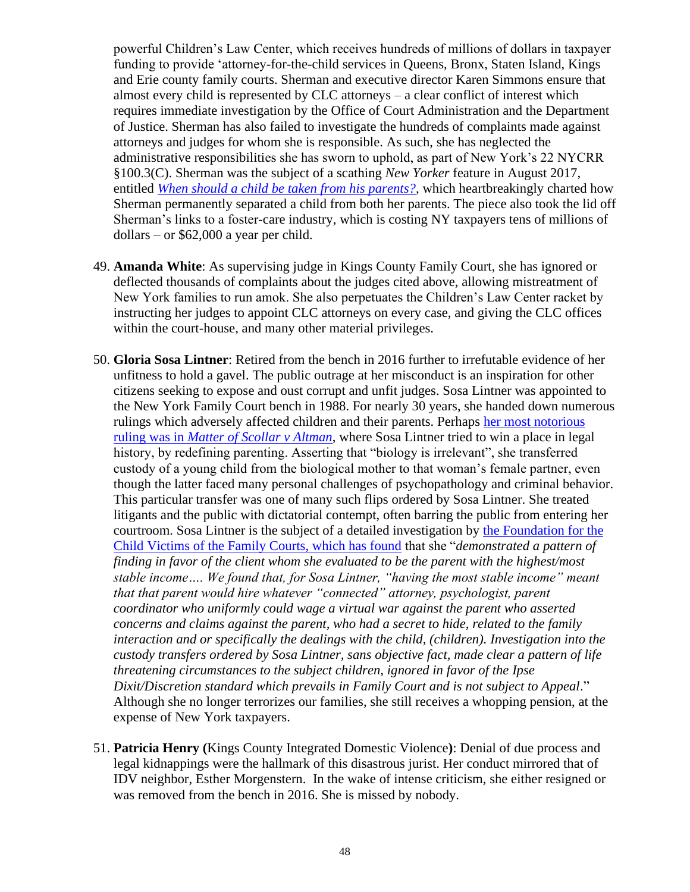powerful Children's Law Center, which receives hundreds of millions of dollars in taxpayer funding to provide 'attorney-for-the-child services in Queens, Bronx, Staten Island, Kings and Erie county family courts. Sherman and executive director Karen Simmons ensure that almost every child is represented by CLC attorneys – a clear conflict of interest which requires immediate investigation by the Office of Court Administration and the Department of Justice. Sherman has also failed to investigate the hundreds of complaints made against attorneys and judges for whom she is responsible. As such, she has neglected the administrative responsibilities she has sworn to uphold, as part of New York's 22 NYCRR §100.3(C). Sherman was the subject of a scathing *New Yorker* feature in August 2017, entitled *When should a child be taken from his parents?*, which heartbreakingly charted how Sherman permanently separated a child from both her parents. The piece also took the lid off Sherman's links to a foster-care industry, which is costing NY taxpayers tens of millions of dollars – or $62,000 a year per child.

49. **Amanda White**: As supervising judge in Kings County Family Court, she has ignored or deflected thousands of complaints about the judges cited above, allowing mistreatment of New York families to run amok. She also perpetuates the Children's Law Center racket by instructing her judges to appoint CLC attorneys on every case, and giving the CLC offices within the court-house, and many other material privileges.

50. **Gloria Sosa Lintner**: Retired from the bench in 2016 further to irrefutable evidence of her unfitness to hold a gavel. The public outrage at her misconduct is an inspiration for other citizens seeking to expose and oust corrupt and unfit judges. Sosa Lintner was appointed to the New York Family Court bench in 1988. For nearly 30 years, she handed down numerous rulings which adversely affected children and their parents. Perhaps her most notorious ruling was in *Matter of Scollar v Altman*, where Sosa Lintner tried to win a place in legal history, by redefining parenting. Asserting that "biology is irrelevant", she transferred custody of a young child from the biological mother to that woman's female partner, even though the latter faced many personal challenges of psychopathology and criminal behavior. This particular transfer was one of many such flips ordered by Sosa Lintner. She treated litigants and the public with dictatorial contempt, often barring the public from entering her courtroom. Sosa Lintner is the subject of a detailed investigation by the Foundation for the Child Victims of the Family Courts, which has found that she "*demonstrated a pattern of finding in favor of the client whom she evaluated to be the parent with the highest/most stable income…. We found that, for Sosa Lintner, "having the most stable income" meant that that parent would hire whatever "connected" attorney, psychologist, parent coordinator who uniformly could wage a virtual war against the parent who asserted concerns and claims against the parent, who had a secret to hide, related to the family interaction and or specifically the dealings with the child, (children). Investigation into the custody transfers ordered by Sosa Lintner, sans objective fact, made clear a pattern of life threatening circumstances to the subject children, ignored in favor of the Ipse Dixit/Discretion standard which prevails in Family Court and is not subject to Appeal*." Although she no longer terrorizes our families, she still receives a whopping pension, at the expense of New York taxpayers.

51. **Patricia Henry (**Kings County Integrated Domestic Violence**)**: Denial of due process and legal kidnappings were the hallmark of this disastrous jurist. Her conduct mirrored that of IDV neighbor, Esther Morgenstern. In the wake of intense criticism, she either resigned or was removed from the bench in 2016. She is missed by nobody.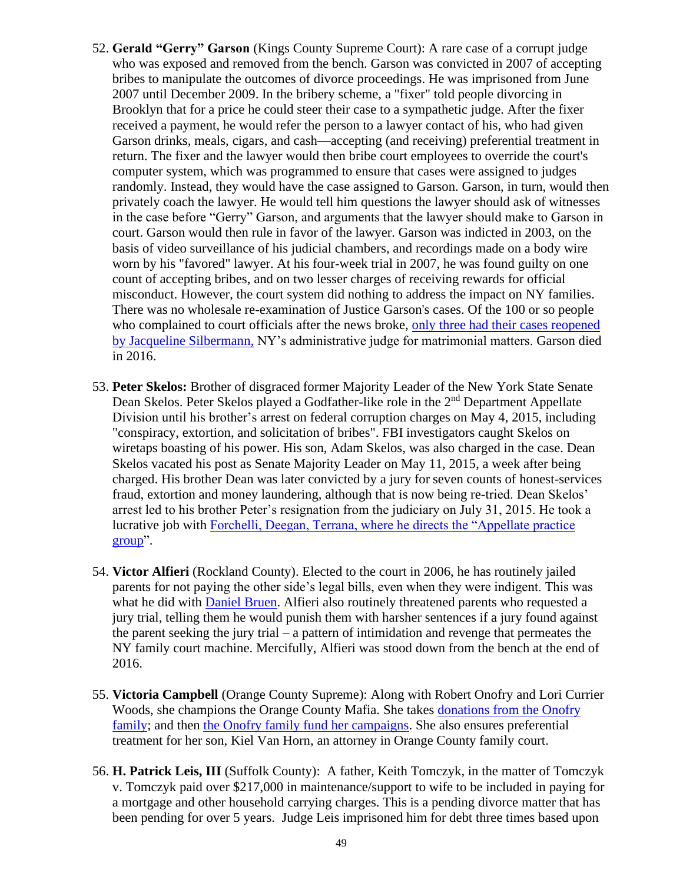52. **Gerald "Gerry" Garson** (Kings County Supreme Court): A rare case of a corrupt judge who was exposed and removed from the bench. Garson was convicted in 2007 of accepting bribes to manipulate the outcomes of divorce proceedings. He was imprisoned from June 2007 until December 2009. In the bribery scheme, a "fixer" told people divorcing in Brooklyn that for a price he could steer their case to a sympathetic judge. After the fixer received a payment, he would refer the person to a lawyer contact of his, who had given Garson drinks, meals, cigars, and cash—accepting (and receiving) preferential treatment in return. The fixer and the lawyer would then bribe court employees to override the court's computer system, which was programmed to ensure that cases were assigned to judges randomly. Instead, they would have the case assigned to Garson. Garson, in turn, would then privately coach the lawyer. He would tell him questions the lawyer should ask of witnesses in the case before "Gerry" Garson, and arguments that the lawyer should make to Garson in court. Garson would then rule in favor of the lawyer. Garson was indicted in 2003, on the basis of video surveillance of his judicial chambers, and recordings made on a body wire worn by his "favored" lawyer. At his four-week trial in 2007, he was found guilty on one count of accepting bribes, and on two lesser charges of receiving rewards for official misconduct. However, the court system did nothing to address the impact on NY families. There was no wholesale re-examination of Justice Garson's cases. Of the 100 or so people who complained to court officials after the news broke, only three had their cases reopened by Jacqueline Silbermann, NY's administrative judge for matrimonial matters. Garson died in 2016.

53. **Peter Skelos:** Brother of disgraced former Majority Leader of the New York State Senate Dean Skelos. Peter Skelos played a Godfather-like role in the 2nd Department Appellate Division until his brother's arrest on federal corruption charges on May 4, 2015, including "conspiracy, extortion, and solicitation of bribes". FBI investigators caught Skelos on wiretaps boasting of his power. His son, Adam Skelos, was also charged in the case. Dean Skelos vacated his post as Senate Majority Leader on May 11, 2015, a week after being charged. His brother Dean was later convicted by a jury for seven counts of honest-services fraud, extortion and money laundering, although that is now being re-tried. Dean Skelos' arrest led to his brother Peter's resignation from the judiciary on July 31, 2015. He took a lucrative job with Forchelli, Deegan, Terrana, where he directs the "Appellate practice group".

54. **Victor Alfieri** (Rockland County). Elected to the court in 2006, he has routinely jailed parents for not paying the other side's legal bills, even when they were indigent. This was what he did with Daniel Bruen. Alfieri also routinely threatened parents who requested a jury trial, telling them he would punish them with harsher sentences if a jury found against the parent seeking the jury trial – a pattern of intimidation and revenge that permeates the NY family court machine. Mercifully, Alfieri was stood down from the bench at the end of 2016.

55. **Victoria Campbell** (Orange County Supreme): Along with Robert Onofry and Lori Currier Woods, she champions the Orange County Mafia. She takes donations from the Onofry family; and then the Onofry family fund her campaigns. She also ensures preferential treatment for her son, Kiel Van Horn, an attorney in Orange County family court.

56. **H. Patrick Leis, III** (Suffolk County): A father, Keith Tomczyk, in the matter of Tomczyk v. Tomczyk paid over $217,000 in maintenance/support to wife to be included in paying for a mortgage and other household carrying charges. This is a pending divorce matter that has been pending for over 5 years. Judge Leis imprisoned him for debt three times based upon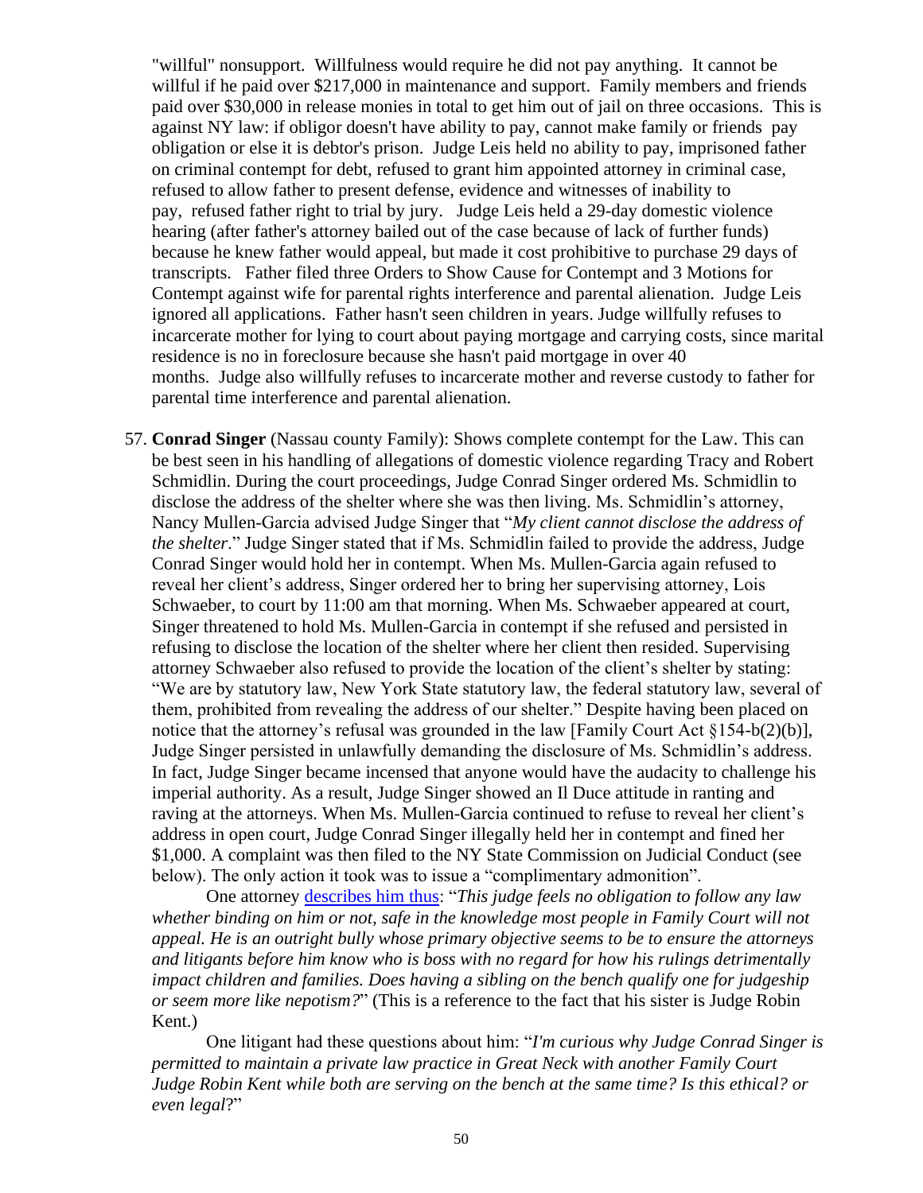"willful" nonsupport. Willfulness would require he did not pay anything. It cannot be willful if he paid over $217,000 in maintenance and support. Family members and friends paid over $30,000 in release monies in total to get him out of jail on three occasions. This is against NY law: if obligor doesn't have ability to pay, cannot make family or friends pay obligation or else it is debtor's prison. Judge Leis held no ability to pay, imprisoned father on criminal contempt for debt, refused to grant him appointed attorney in criminal case, refused to allow father to present defense, evidence and witnesses of inability to pay, refused father right to trial by jury. Judge Leis held a 29-day domestic violence hearing (after father's attorney bailed out of the case because of lack of further funds) because he knew father would appeal, but made it cost prohibitive to purchase 29 days of transcripts. Father filed three Orders to Show Cause for Contempt and 3 Motions for Contempt against wife for parental rights interference and parental alienation. Judge Leis ignored all applications. Father hasn't seen children in years. Judge willfully refuses to incarcerate mother for lying to court about paying mortgage and carrying costs, since marital residence is no in foreclosure because she hasn't paid mortgage in over 40 months. Judge also willfully refuses to incarcerate mother and reverse custody to father for parental time interference and parental alienation.

57. **Conrad Singer** (Nassau county Family): Shows complete contempt for the Law. This can be best seen in his handling of allegations of domestic violence regarding Tracy and Robert Schmidlin. During the court proceedings, Judge Conrad Singer ordered Ms. Schmidlin to disclose the address of the shelter where she was then living. Ms. Schmidlin's attorney, Nancy Mullen-Garcia advised Judge Singer that "*My client cannot disclose the address of the shelter*." Judge Singer stated that if Ms. Schmidlin failed to provide the address, Judge Conrad Singer would hold her in contempt. When Ms. Mullen-Garcia again refused to reveal her client's address, Singer ordered her to bring her supervising attorney, Lois Schwaeber, to court by 11:00 am that morning. When Ms. Schwaeber appeared at court, Singer threatened to hold Ms. Mullen-Garcia in contempt if she refused and persisted in refusing to disclose the location of the shelter where her client then resided. Supervising attorney Schwaeber also refused to provide the location of the client's shelter by stating: "We are by statutory law, New York State statutory law, the federal statutory law, several of them, prohibited from revealing the address of our shelter." Despite having been placed on notice that the attorney's refusal was grounded in the law [Family Court Act §154-b(2)(b)], Judge Singer persisted in unlawfully demanding the disclosure of Ms. Schmidlin's address. In fact, Judge Singer became incensed that anyone would have the audacity to challenge his imperial authority. As a result, Judge Singer showed an Il Duce attitude in ranting and raving at the attorneys. When Ms. Mullen-Garcia continued to refuse to reveal her client's address in open court, Judge Conrad Singer illegally held her in contempt and fined her $1,000. A complaint was then filed to the NY State Commission on Judicial Conduct (see below). The only action it took was to issue a "complimentary admonition".

    One attorney describes him thus: "*This judge feels no obligation to follow any law whether binding on him or not, safe in the knowledge most people in Family Court will not appeal. He is an outright bully whose primary objective seems to be to ensure the attorneys and litigants before him know who is boss with no regard for how his rulings detrimentally impact children and families. Does having a sibling on the bench qualify one for judgeship or seem more like nepotism?*" (This is a reference to the fact that his sister is Judge Robin Kent.)

    One litigant had these questions about him: "*I'm curious why Judge Conrad Singer is permitted to maintain a private law practice in Great Neck with another Family Court Judge Robin Kent while both are serving on the bench at the same time? Is this ethical? or even legal*?"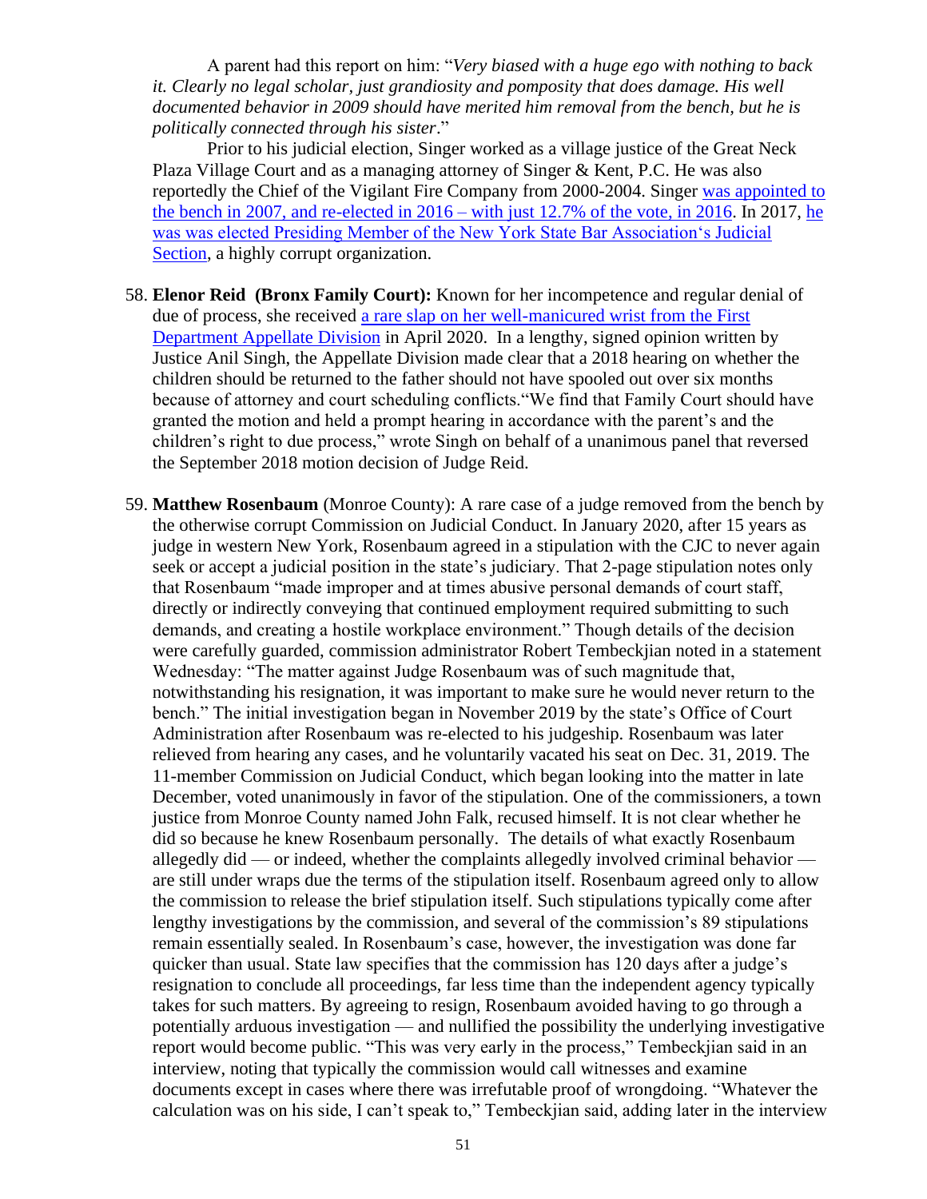A parent had this report on him: "*Very biased with a huge ego with nothing to back it. Clearly no legal scholar, just grandiosity and pomposity that does damage. His well documented behavior in 2009 should have merited him removal from the bench, but he is politically connected through his sister*."

Prior to his judicial election, Singer worked as a village justice of the Great Neck Plaza Village Court and as a managing attorney of Singer & Kent, P.C. He was also reportedly the Chief of the Vigilant Fire Company from 2000-2004. Singer was appointed to the bench in 2007, and re-elected in 2016 – with just 12.7% of the vote, in 2016. In 2017, he was was elected Presiding Member of the New York State Bar Association's Judicial Section, a highly corrupt organization.

58. **Elenor Reid (Bronx Family Court):** Known for her incompetence and regular denial of due of process, she received a rare slap on her well-manicured wrist from the First Department Appellate Division in April 2020. In a lengthy, signed opinion written by Justice Anil Singh, the Appellate Division made clear that a 2018 hearing on whether the children should be returned to the father should not have spooled out over six months because of attorney and court scheduling conflicts."We find that Family Court should have granted the motion and held a prompt hearing in accordance with the parent's and the children's right to due process," wrote Singh on behalf of a unanimous panel that reversed the September 2018 motion decision of Judge Reid.

59. **Matthew Rosenbaum** (Monroe County): A rare case of a judge removed from the bench by the otherwise corrupt Commission on Judicial Conduct. In January 2020, after 15 years as judge in western New York, Rosenbaum agreed in a stipulation with the CJC to never again seek or accept a judicial position in the state's judiciary. That 2-page stipulation notes only that Rosenbaum "made improper and at times abusive personal demands of court staff, directly or indirectly conveying that continued employment required submitting to such demands, and creating a hostile workplace environment." Though details of the decision were carefully guarded, commission administrator Robert Tembeckjian noted in a statement Wednesday: "The matter against Judge Rosenbaum was of such magnitude that, notwithstanding his resignation, it was important to make sure he would never return to the bench." The initial investigation began in November 2019 by the state's Office of Court Administration after Rosenbaum was re-elected to his judgeship. Rosenbaum was later relieved from hearing any cases, and he voluntarily vacated his seat on Dec. 31, 2019. The 11-member Commission on Judicial Conduct, which began looking into the matter in late December, voted unanimously in favor of the stipulation. One of the commissioners, a town justice from Monroe County named John Falk, recused himself. It is not clear whether he did so because he knew Rosenbaum personally. The details of what exactly Rosenbaum allegedly did — or indeed, whether the complaints allegedly involved criminal behavior — are still under wraps due the terms of the stipulation itself. Rosenbaum agreed only to allow the commission to release the brief stipulation itself. Such stipulations typically come after lengthy investigations by the commission, and several of the commission's 89 stipulations remain essentially sealed. In Rosenbaum's case, however, the investigation was done far quicker than usual. State law specifies that the commission has 120 days after a judge's resignation to conclude all proceedings, far less time than the independent agency typically takes for such matters. By agreeing to resign, Rosenbaum avoided having to go through a potentially arduous investigation — and nullified the possibility the underlying investigative report would become public. "This was very early in the process," Tembeckjian said in an interview, noting that typically the commission would call witnesses and examine documents except in cases where there was irrefutable proof of wrongdoing. "Whatever the calculation was on his side, I can't speak to," Tembeckjian said, adding later in the interview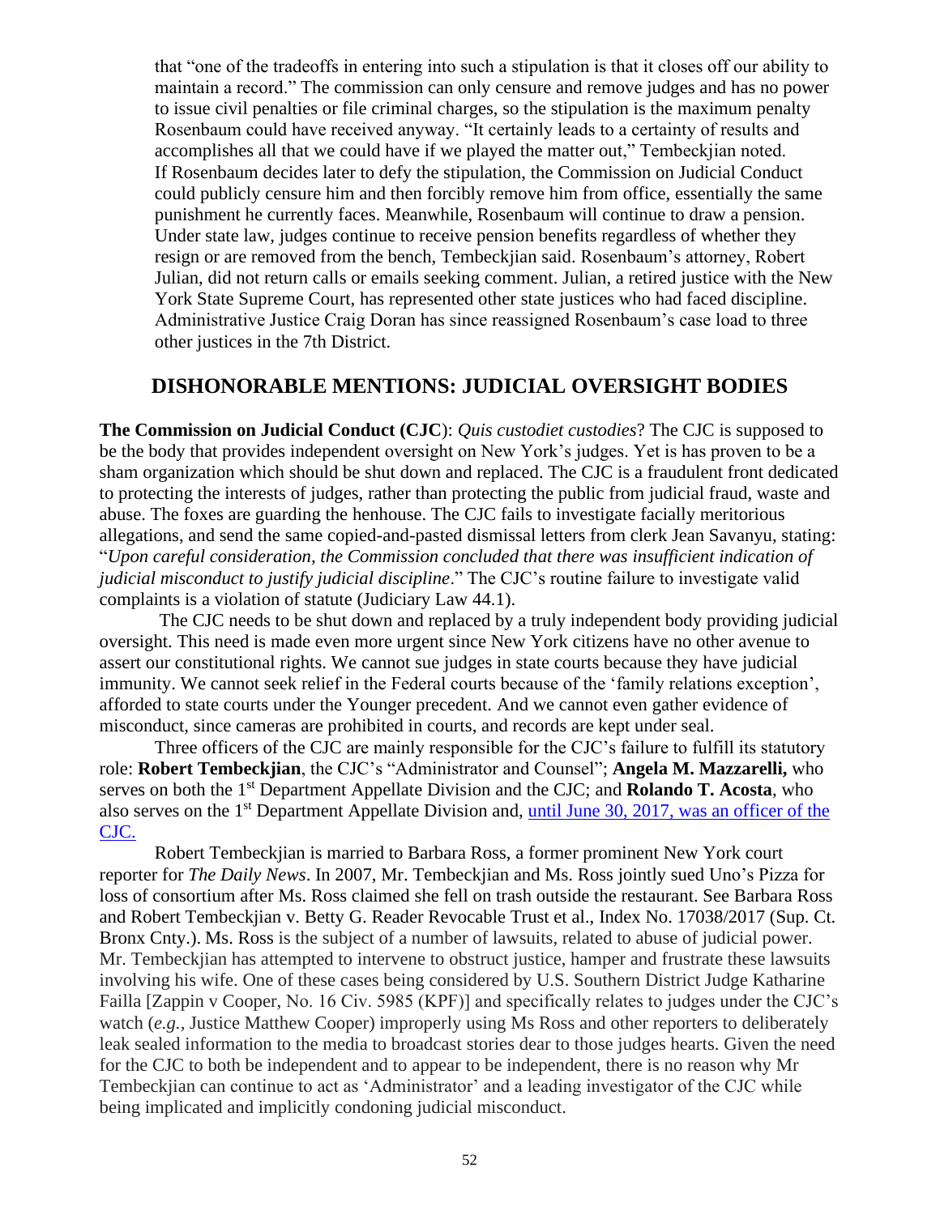that "one of the tradeoffs in entering into such a stipulation is that it closes off our ability to maintain a record." The commission can only censure and remove judges and has no power to issue civil penalties or file criminal charges, so the stipulation is the maximum penalty Rosenbaum could have received anyway. "It certainly leads to a certainty of results and accomplishes all that we could have if we played the matter out," Tembeckjian noted. If Rosenbaum decides later to defy the stipulation, the Commission on Judicial Conduct could publicly censure him and then forcibly remove him from office, essentially the same punishment he currently faces. Meanwhile, Rosenbaum will continue to draw a pension. Under state law, judges continue to receive pension benefits regardless of whether they resign or are removed from the bench, Tembeckjian said. Rosenbaum's attorney, Robert Julian, did not return calls or emails seeking comment. Julian, a retired justice with the New York State Supreme Court, has represented other state justices who had faced discipline. Administrative Justice Craig Doran has since reassigned Rosenbaum's case load to three other justices in the 7th District.

## DISHONORABLE MENTIONS: JUDICIAL OVERSIGHT BODIES

**The Commission on Judicial Conduct (CJC)**: *Quis custodiet custodies*? The CJC is supposed to be the body that provides independent oversight on New York's judges. Yet is has proven to be a sham organization which should be shut down and replaced. The CJC is a fraudulent front dedicated to protecting the interests of judges, rather than protecting the public from judicial fraud, waste and abuse. The foxes are guarding the henhouse. The CJC fails to investigate facially meritorious allegations, and send the same copied-and-pasted dismissal letters from clerk Jean Savanyu, stating: "*Upon careful consideration, the Commission concluded that there was insufficient indication of judicial misconduct to justify judicial discipline*." The CJC's routine failure to investigate valid complaints is a violation of statute (Judiciary Law 44.1).

The CJC needs to be shut down and replaced by a truly independent body providing judicial oversight. This need is made even more urgent since New York citizens have no other avenue to assert our constitutional rights. We cannot sue judges in state courts because they have judicial immunity. We cannot seek relief in the Federal courts because of the 'family relations exception', afforded to state courts under the Younger precedent. And we cannot even gather evidence of misconduct, since cameras are prohibited in courts, and records are kept under seal.

Three officers of the CJC are mainly responsible for the CJC's failure to fulfill its statutory role: **Robert Tembeckjian**, the CJC's "Administrator and Counsel"; **Angela M. Mazzarelli,** who serves on both the 1st Department Appellate Division and the CJC; and **Rolando T. Acosta**, who also serves on the 1st Department Appellate Division and, until June 30, 2017, was an officer of the CJC.

Robert Tembeckjian is married to Barbara Ross, a former prominent New York court reporter for *The Daily News*. In 2007, Mr. Tembeckjian and Ms. Ross jointly sued Uno's Pizza for loss of consortium after Ms. Ross claimed she fell on trash outside the restaurant. See Barbara Ross and Robert Tembeckjian v. Betty G. Reader Revocable Trust et al., Index No. 17038/2017 (Sup. Ct. Bronx Cnty.). Ms. Ross is the subject of a number of lawsuits, related to abuse of judicial power. Mr. Tembeckjian has attempted to intervene to obstruct justice, hamper and frustrate these lawsuits involving his wife. One of these cases being considered by U.S. Southern District Judge Katharine Failla [Zappin v Cooper, No. 16 Civ. 5985 (KPF)] and specifically relates to judges under the CJC's watch (*e.g.*, Justice Matthew Cooper) improperly using Ms Ross and other reporters to deliberately leak sealed information to the media to broadcast stories dear to those judges hearts. Given the need for the CJC to both be independent and to appear to be independent, there is no reason why Mr Tembeckjian can continue to act as 'Administrator' and a leading investigator of the CJC while being implicated and implicitly condoning judicial misconduct.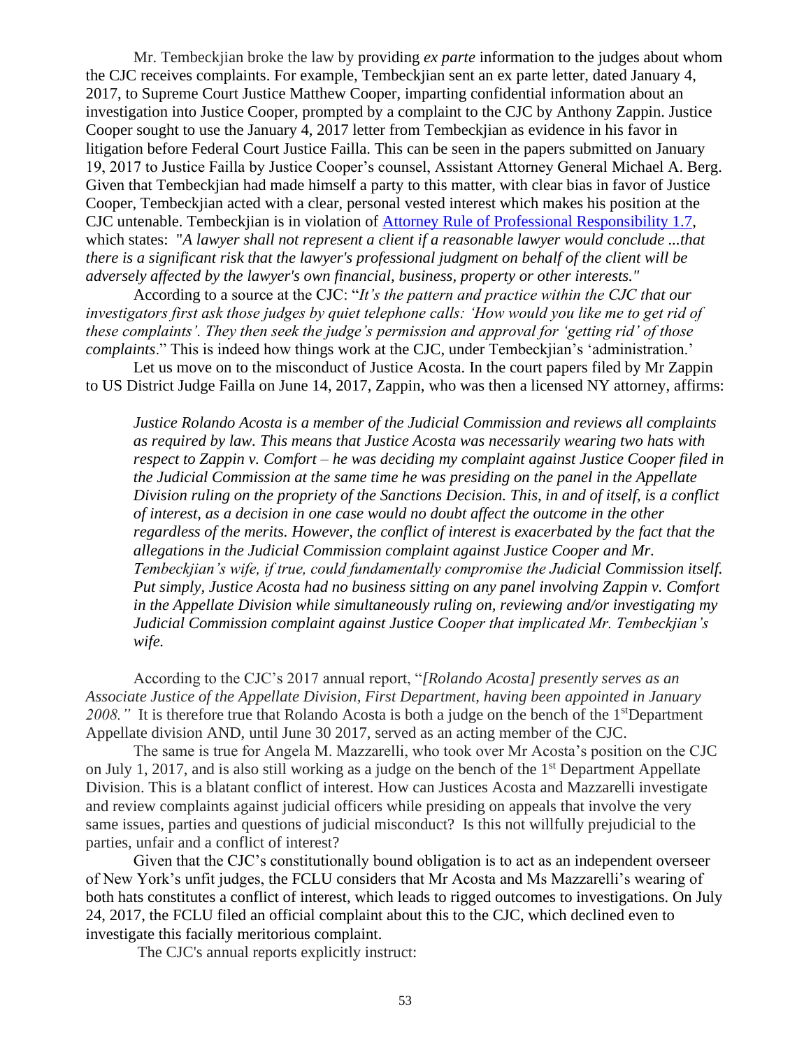Mr. Tembeckjian broke the law by providing *ex parte* information to the judges about whom the CJC receives complaints. For example, Tembeckjian sent an ex parte letter, dated January 4, 2017, to Supreme Court Justice Matthew Cooper, imparting confidential information about an investigation into Justice Cooper, prompted by a complaint to the CJC by Anthony Zappin. Justice Cooper sought to use the January 4, 2017 letter from Tembeckjian as evidence in his favor in litigation before Federal Court Justice Failla. This can be seen in the papers submitted on January 19, 2017 to Justice Failla by Justice Cooper's counsel, Assistant Attorney General Michael A. Berg. Given that Tembeckjian had made himself a party to this matter, with clear bias in favor of Justice Cooper, Tembeckjian acted with a clear, personal vested interest which makes his position at the CJC untenable. Tembeckjian is in violation of [Attorney Rule of Professional Responsibility 1.7](), which states: "*A lawyer shall not represent a client if a reasonable lawyer would conclude ...that there is a significant risk that the lawyer's professional judgment on behalf of the client will be adversely affected by the lawyer's own financial, business, property or other interests.*"

According to a source at the CJC: "*It's the pattern and practice within the CJC that our investigators first ask those judges by quiet telephone calls: 'How would you like me to get rid of these complaints'. They then seek the judge's permission and approval for 'getting rid' of those complaints*." This is indeed how things work at the CJC, under Tembeckjian's 'administration.'

Let us move on to the misconduct of Justice Acosta. In the court papers filed by Mr Zappin to US District Judge Failla on June 14, 2017, Zappin, who was then a licensed NY attorney, affirms:

> *Justice Rolando Acosta is a member of the Judicial Commission and reviews all complaints as required by law. This means that Justice Acosta was necessarily wearing two hats with respect to Zappin v. Comfort – he was deciding my complaint against Justice Cooper filed in the Judicial Commission at the same time he was presiding on the panel in the Appellate Division ruling on the propriety of the Sanctions Decision. This, in and of itself, is a conflict of interest, as a decision in one case would no doubt affect the outcome in the other regardless of the merits. However, the conflict of interest is exacerbated by the fact that the allegations in the Judicial Commission complaint against Justice Cooper and Mr. Tembeckjian's wife, if true, could fundamentally compromise the Judicial Commission itself. Put simply, Justice Acosta had no business sitting on any panel involving Zappin v. Comfort in the Appellate Division while simultaneously ruling on, reviewing and/or investigating my Judicial Commission complaint against Justice Cooper that implicated Mr. Tembeckjian's wife.*

According to the CJC's 2017 annual report, "*[Rolando Acosta] presently serves as an Associate Justice of the Appellate Division, First Department, having been appointed in January 2008."* It is therefore true that Rolando Acosta is both a judge on the bench of the 1st Department Appellate division AND, until June 30 2017, served as an acting member of the CJC.

The same is true for Angela M. Mazzarelli, who took over Mr Acosta's position on the CJC on July 1, 2017, and is also still working as a judge on the bench of the 1st Department Appellate Division. This is a blatant conflict of interest. How can Justices Acosta and Mazzarelli investigate and review complaints against judicial officers while presiding on appeals that involve the very same issues, parties and questions of judicial misconduct? Is this not willfully prejudicial to the parties, unfair and a conflict of interest?

Given that the CJC's constitutionally bound obligation is to act as an independent overseer of New York's unfit judges, the FCLU considers that Mr Acosta and Ms Mazzarelli's wearing of both hats constitutes a conflict of interest, which leads to rigged outcomes to investigations. On July 24, 2017, the FCLU filed an official complaint about this to the CJC, which declined even to investigate this facially meritorious complaint.

The CJC's annual reports explicitly instruct: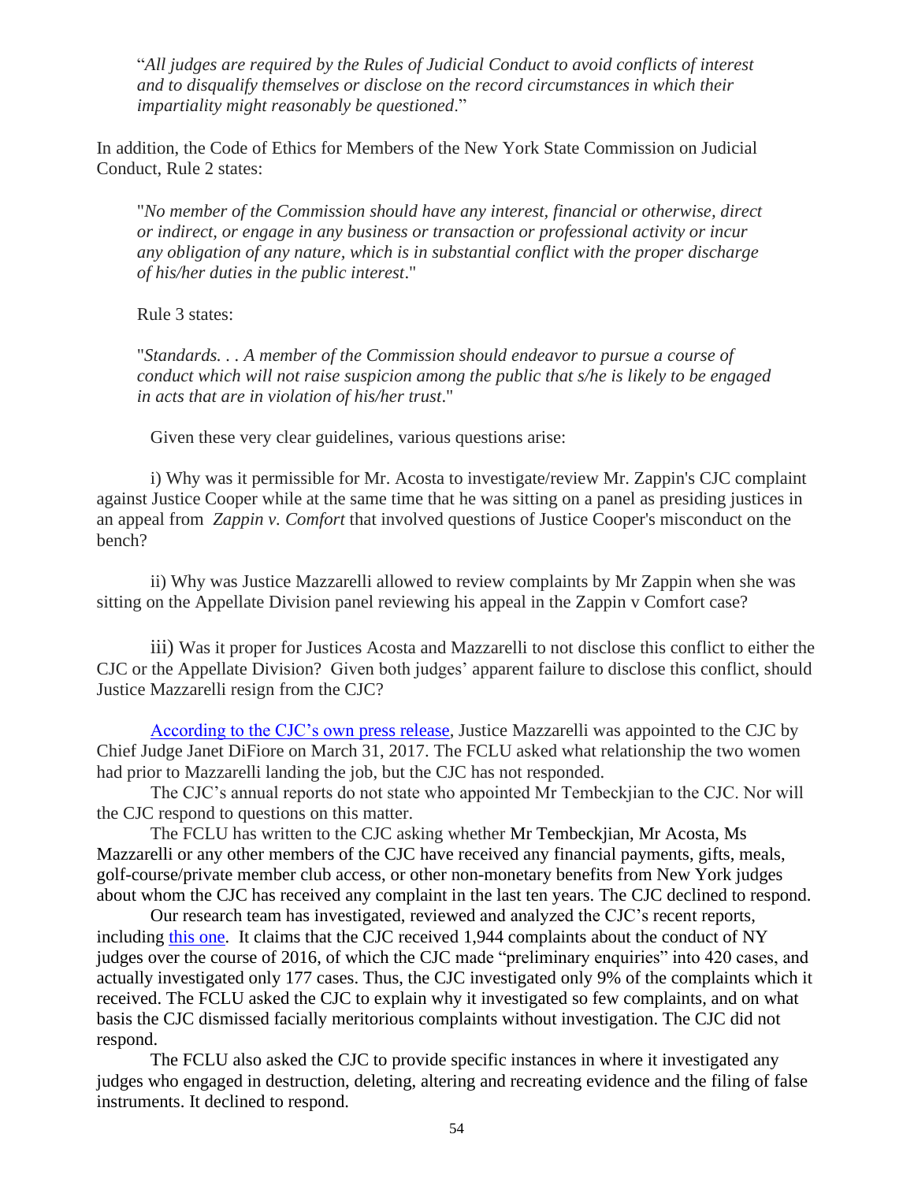> "*All judges are required by the Rules of Judicial Conduct to avoid conflicts of interest and to disqualify themselves or disclose on the record circumstances in which their impartiality might reasonably be questioned*."

In addition, the Code of Ethics for Members of the New York State Commission on Judicial Conduct, Rule 2 states:

> "*No member of the Commission should have any interest, financial or otherwise, direct or indirect, or engage in any business or transaction or professional activity or incur any obligation of any nature, which is in substantial conflict with the proper discharge of his/her duties in the public interest*."
>
> Rule 3 states:
>
> "*Standards. . . A member of the Commission should endeavor to pursue a course of conduct which will not raise suspicion among the public that s/he is likely to be engaged in acts that are in violation of his/her trust*."

Given these very clear guidelines, various questions arise:

i) Why was it permissible for Mr. Acosta to investigate/review Mr. Zappin's CJC complaint against Justice Cooper while at the same time that he was sitting on a panel as presiding justices in an appeal from *Zappin v. Comfort* that involved questions of Justice Cooper's misconduct on the bench?

ii) Why was Justice Mazzarelli allowed to review complaints by Mr Zappin when she was sitting on the Appellate Division panel reviewing his appeal in the Zappin v Comfort case?

iii) Was it proper for Justices Acosta and Mazzarelli to not disclose this conflict to either the CJC or the Appellate Division? Given both judges' apparent failure to disclose this conflict, should Justice Mazzarelli resign from the CJC?

According to the CJC's own press release, Justice Mazzarelli was appointed to the CJC by Chief Judge Janet DiFiore on March 31, 2017. The FCLU asked what relationship the two women had prior to Mazzarelli landing the job, but the CJC has not responded.

The CJC's annual reports do not state who appointed Mr Tembeckjian to the CJC. Nor will the CJC respond to questions on this matter.

The FCLU has written to the CJC asking whether Mr Tembeckjian, Mr Acosta, Ms Mazzarelli or any other members of the CJC have received any financial payments, gifts, meals, golf-course/private member club access, or other non-monetary benefits from New York judges about whom the CJC has received any complaint in the last ten years. The CJC declined to respond.

Our research team has investigated, reviewed and analyzed the CJC's recent reports, including this one. It claims that the CJC received 1,944 complaints about the conduct of NY judges over the course of 2016, of which the CJC made "preliminary enquiries" into 420 cases, and actually investigated only 177 cases. Thus, the CJC investigated only 9% of the complaints which it received. The FCLU asked the CJC to explain why it investigated so few complaints, and on what basis the CJC dismissed facially meritorious complaints without investigation. The CJC did not respond.

The FCLU also asked the CJC to provide specific instances in where it investigated any judges who engaged in destruction, deleting, altering and recreating evidence and the filing of false instruments. It declined to respond.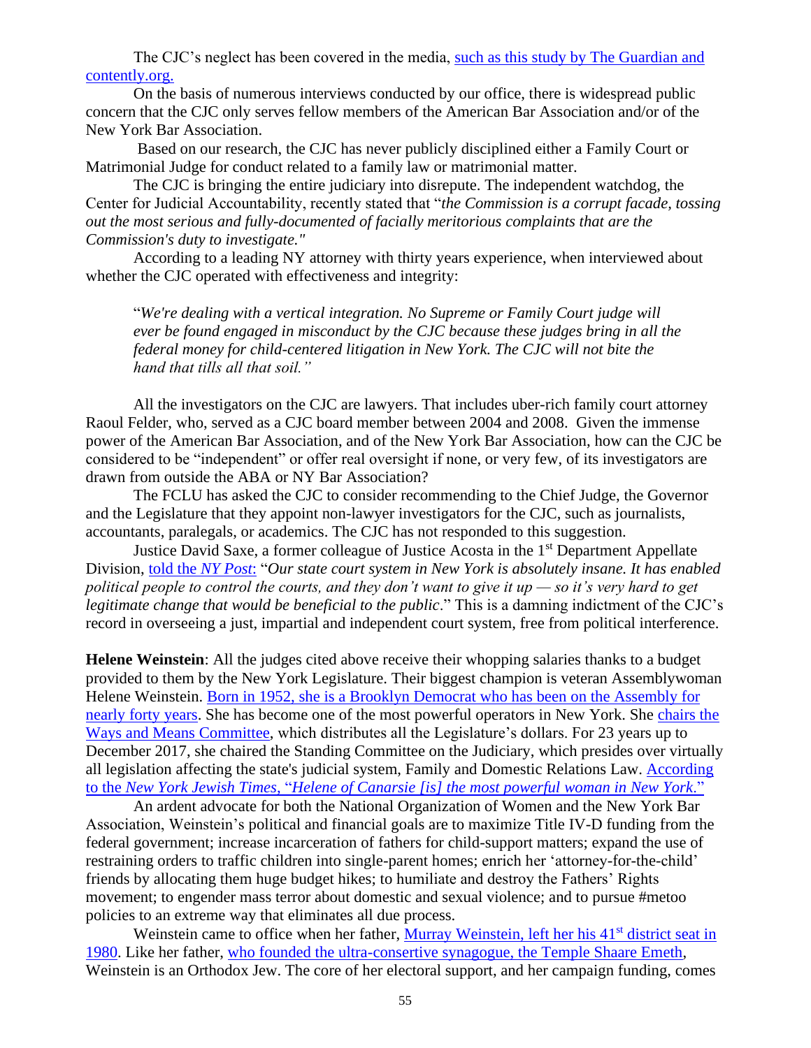The CJC's neglect has been covered in the media, such as this study by The Guardian and contently.org.

On the basis of numerous interviews conducted by our office, there is widespread public concern that the CJC only serves fellow members of the American Bar Association and/or of the New York Bar Association.

Based on our research, the CJC has never publicly disciplined either a Family Court or Matrimonial Judge for conduct related to a family law or matrimonial matter.

The CJC is bringing the entire judiciary into disrepute. The independent watchdog, the Center for Judicial Accountability, recently stated that "*the Commission is a corrupt facade, tossing out the most serious and fully-documented of facially meritorious complaints that are the Commission's duty to investigate."*

According to a leading NY attorney with thirty years experience, when interviewed about whether the CJC operated with effectiveness and integrity:

> "*We're dealing with a vertical integration. No Supreme or Family Court judge will ever be found engaged in misconduct by the CJC because these judges bring in all the federal money for child-centered litigation in New York. The CJC will not bite the hand that tills all that soil."*

All the investigators on the CJC are lawyers. That includes uber-rich family court attorney Raoul Felder, who, served as a CJC board member between 2004 and 2008. Given the immense power of the American Bar Association, and of the New York Bar Association, how can the CJC be considered to be "independent" or offer real oversight if none, or very few, of its investigators are drawn from outside the ABA or NY Bar Association?

The FCLU has asked the CJC to consider recommending to the Chief Judge, the Governor and the Legislature that they appoint non-lawyer investigators for the CJC, such as journalists, accountants, paralegals, or academics. The CJC has not responded to this suggestion.

Justice David Saxe, a former colleague of Justice Acosta in the 1st Department Appellate Division, told the *NY Post*: "*Our state court system in New York is absolutely insane. It has enabled political people to control the courts, and they don't want to give it up — so it's very hard to get legitimate change that would be beneficial to the public*." This is a damning indictment of the CJC's record in overseeing a just, impartial and independent court system, free from political interference.

**Helene Weinstein**: All the judges cited above receive their whopping salaries thanks to a budget provided to them by the New York Legislature. Their biggest champion is veteran Assemblywoman Helene Weinstein. Born in 1952, she is a Brooklyn Democrat who has been on the Assembly for nearly forty years. She has become one of the most powerful operators in New York. She chairs the Ways and Means Committee, which distributes all the Legislature's dollars. For 23 years up to December 2017, she chaired the Standing Committee on the Judiciary, which presides over virtually all legislation affecting the state's judicial system, Family and Domestic Relations Law. According to the *New York Jewish Times*, "*Helene of Canarsie [is] the most powerful woman in New York*."

An ardent advocate for both the National Organization of Women and the New York Bar Association, Weinstein's political and financial goals are to maximize Title IV-D funding from the federal government; increase incarceration of fathers for child-support matters; expand the use of restraining orders to traffic children into single-parent homes; enrich her 'attorney-for-the-child' friends by allocating them huge budget hikes; to humiliate and destroy the Fathers' Rights movement; to engender mass terror about domestic and sexual violence; and to pursue #metoo policies to an extreme way that eliminates all due process.

Weinstein came to office when her father, Murray Weinstein, left her his 41st district seat in 1980. Like her father, who founded the ultra-consertive synagogue, the Temple Shaare Emeth, Weinstein is an Orthodox Jew. The core of her electoral support, and her campaign funding, comes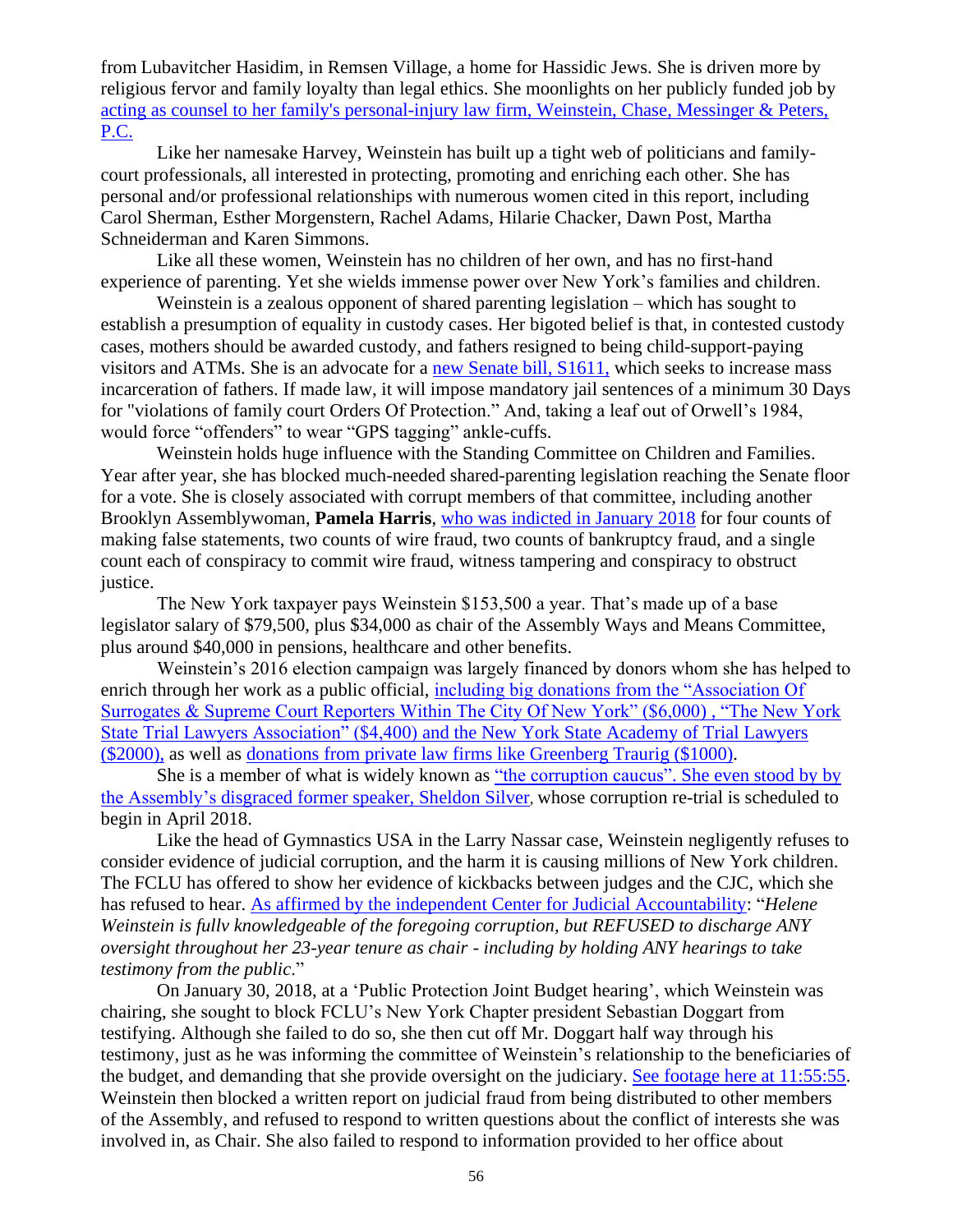from Lubavitcher Hasidim, in Remsen Village, a home for Hassidic Jews. She is driven more by religious fervor and family loyalty than legal ethics. She moonlights on her publicly funded job by acting as counsel to her family's personal-injury law firm, Weinstein, Chase, Messinger & Peters, P.C.

Like her namesake Harvey, Weinstein has built up a tight web of politicians and family-court professionals, all interested in protecting, promoting and enriching each other. She has personal and/or professional relationships with numerous women cited in this report, including Carol Sherman, Esther Morgenstern, Rachel Adams, Hilarie Chacker, Dawn Post, Martha Schneiderman and Karen Simmons.

Like all these women, Weinstein has no children of her own, and has no first-hand experience of parenting. Yet she wields immense power over New York's families and children.

Weinstein is a zealous opponent of shared parenting legislation – which has sought to establish a presumption of equality in custody cases. Her bigoted belief is that, in contested custody cases, mothers should be awarded custody, and fathers resigned to being child-support-paying visitors and ATMs. She is an advocate for a new Senate bill, S1611, which seeks to increase mass incarceration of fathers. If made law, it will impose mandatory jail sentences of a minimum 30 Days for "violations of family court Orders Of Protection." And, taking a leaf out of Orwell's 1984, would force "offenders" to wear "GPS tagging" ankle-cuffs.

Weinstein holds huge influence with the Standing Committee on Children and Families. Year after year, she has blocked much-needed shared-parenting legislation reaching the Senate floor for a vote. She is closely associated with corrupt members of that committee, including another Brooklyn Assemblywoman, **Pamela Harris**, who was indicted in January 2018 for four counts of making false statements, two counts of wire fraud, two counts of bankruptcy fraud, and a single count each of conspiracy to commit wire fraud, witness tampering and conspiracy to obstruct justice.

The New York taxpayer pays Weinstein $153,500 a year. That's made up of a base legislator salary of $79,500, plus $34,000 as chair of the Assembly Ways and Means Committee, plus around $40,000 in pensions, healthcare and other benefits.

Weinstein's 2016 election campaign was largely financed by donors whom she has helped to enrich through her work as a public official, including big donations from the "Association Of Surrogates & Supreme Court Reporters Within The City Of New York" ($6,000) , "The New York State Trial Lawyers Association" ($4,400) and the New York State Academy of Trial Lawyers ($2000), as well as donations from private law firms like Greenberg Traurig ($1000).

She is a member of what is widely known as "the corruption caucus". She even stood by by the Assembly's disgraced former speaker, Sheldon Silver, whose corruption re-trial is scheduled to begin in April 2018.

Like the head of Gymnastics USA in the Larry Nassar case, Weinstein negligently refuses to consider evidence of judicial corruption, and the harm it is causing millions of New York children. The FCLU has offered to show her evidence of kickbacks between judges and the CJC, which she has refused to hear. As affirmed by the independent Center for Judicial Accountability: "*Helene Weinstein is fullv knowledgeable of the foregoing corruption, but REFUSED to discharge ANY oversight throughout her 23-year tenure as chair - including by holding ANY hearings to take testimony from the public*."

On January 30, 2018, at a 'Public Protection Joint Budget hearing', which Weinstein was chairing, she sought to block FCLU's New York Chapter president Sebastian Doggart from testifying. Although she failed to do so, she then cut off Mr. Doggart half way through his testimony, just as he was informing the committee of Weinstein's relationship to the beneficiaries of the budget, and demanding that she provide oversight on the judiciary. See footage here at 11:55:55. Weinstein then blocked a written report on judicial fraud from being distributed to other members of the Assembly, and refused to respond to written questions about the conflict of interests she was involved in, as Chair. She also failed to respond to information provided to her office about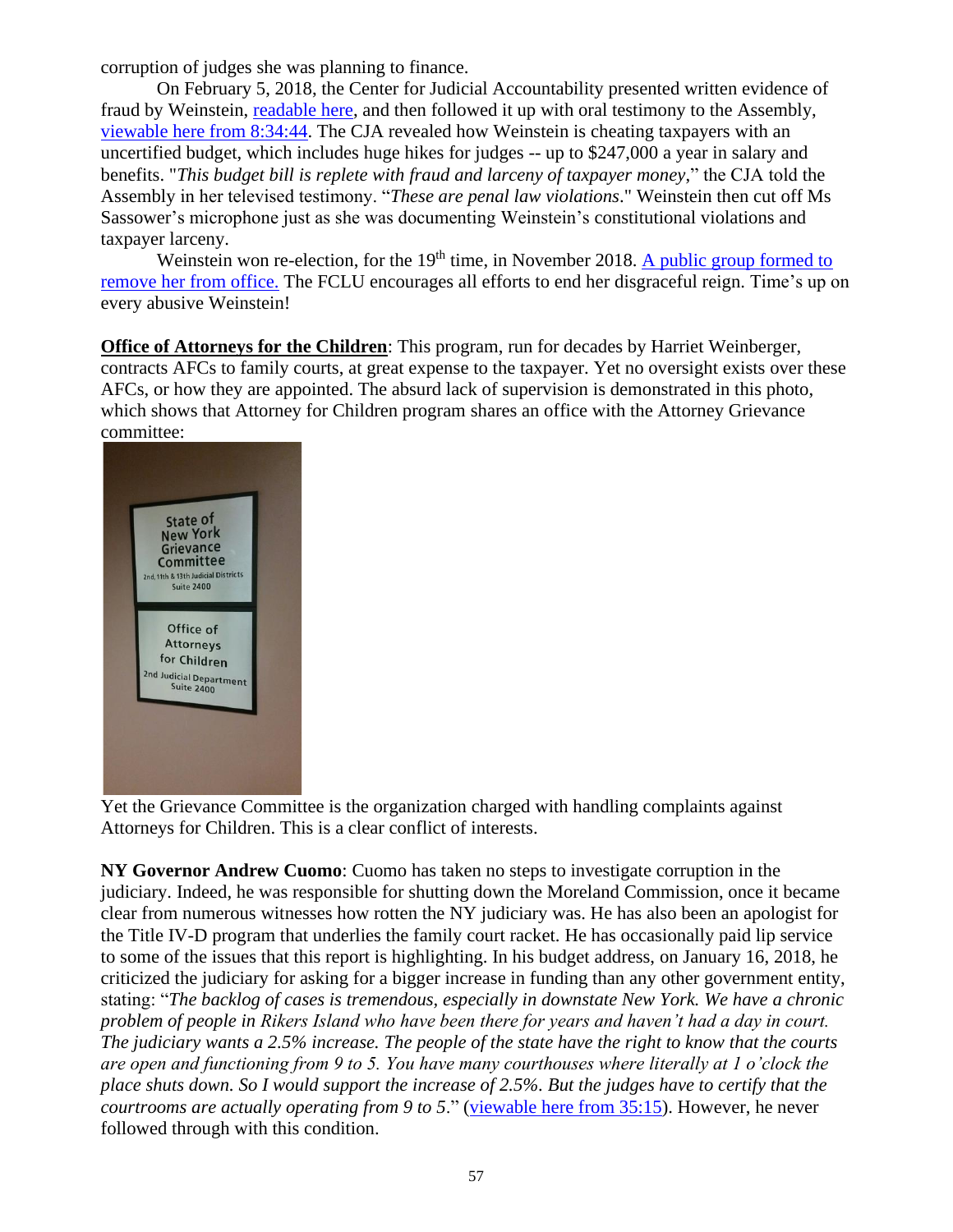corruption of judges she was planning to finance.

On February 5, 2018, the Center for Judicial Accountability presented written evidence of fraud by Weinstein, [readable here](), and then followed it up with oral testimony to the Assembly, [viewable here from 8:34:44](). The CJA revealed how Weinstein is cheating taxpayers with an uncertified budget, which includes huge hikes for judges -- up to $247,000 a year in salary and benefits. "*This budget bill is replete with fraud and larceny of taxpayer money*," the CJA told the Assembly in her televised testimony. "*These are penal law violations*." Weinstein then cut off Ms Sassower's microphone just as she was documenting Weinstein's constitutional violations and taxpayer larceny.

Weinstein won re-election, for the 19th time, in November 2018. [A public group formed to remove her from office.]() The FCLU encourages all efforts to end her disgraceful reign. Time's up on every abusive Weinstein!

**Office of Attorneys for the Children**: This program, run for decades by Harriet Weinberger, contracts AFCs to family courts, at great expense to the taxpayer. Yet no oversight exists over these AFCs, or how they are appointed. The absurd lack of supervision is demonstrated in this photo, which shows that Attorney for Children program shares an office with the Attorney Grievance committee:

State of New York Grievance Committee
2nd, 11th & 13th Judicial Districts
Suite 2400

Office of Attorneys for Children
2nd Judicial Department
Suite 2400

Yet the Grievance Committee is the organization charged with handling complaints against Attorneys for Children. This is a clear conflict of interests.

**NY Governor Andrew Cuomo**: Cuomo has taken no steps to investigate corruption in the judiciary. Indeed, he was responsible for shutting down the Moreland Commission, once it became clear from numerous witnesses how rotten the NY judiciary was. He has also been an apologist for the Title IV-D program that underlies the family court racket. He has occasionally paid lip service to some of the issues that this report is highlighting. In his budget address, on January 16, 2018, he criticized the judiciary for asking for a bigger increase in funding than any other government entity, stating: "*The backlog of cases is tremendous, especially in downstate New York. We have a chronic problem of people in Rikers Island who have been there for years and haven't had a day in court. The judiciary wants a 2.5% increase. The people of the state have the right to know that the courts are open and functioning from 9 to 5. You have many courthouses where literally at 1 o'clock the place shuts down. So I would support the increase of 2.5%. But the judges have to certify that the courtrooms are actually operating from 9 to 5*." ([viewable here from 35:15]()). However, he never followed through with this condition.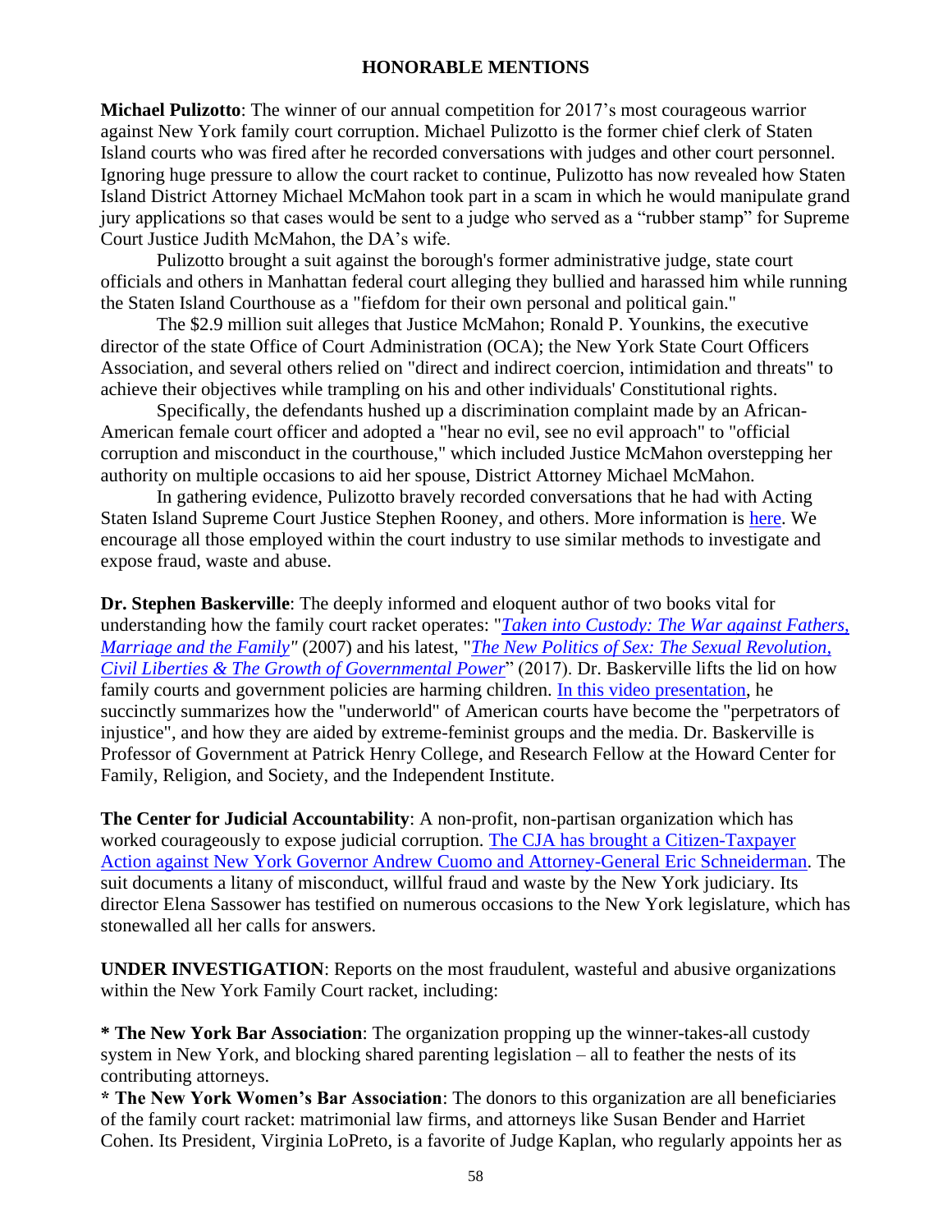## HONORABLE MENTIONS

**Michael Pulizotto**: The winner of our annual competition for 2017's most courageous warrior against New York family court corruption. Michael Pulizotto is the former chief clerk of Staten Island courts who was fired after he recorded conversations with judges and other court personnel. Ignoring huge pressure to allow the court racket to continue, Pulizotto has now revealed how Staten Island District Attorney Michael McMahon took part in a scam in which he would manipulate grand jury applications so that cases would be sent to a judge who served as a "rubber stamp" for Supreme Court Justice Judith McMahon, the DA's wife.

Pulizotto brought a suit against the borough's former administrative judge, state court officials and others in Manhattan federal court alleging they bullied and harassed him while running the Staten Island Courthouse as a "fiefdom for their own personal and political gain."

The $2.9 million suit alleges that Justice McMahon; Ronald P. Younkins, the executive director of the state Office of Court Administration (OCA); the New York State Court Officers Association, and several others relied on "direct and indirect coercion, intimidation and threats" to achieve their objectives while trampling on his and other individuals' Constitutional rights.

Specifically, the defendants hushed up a discrimination complaint made by an African-American female court officer and adopted a "hear no evil, see no evil approach" to "official corruption and misconduct in the courthouse," which included Justice McMahon overstepping her authority on multiple occasions to aid her spouse, District Attorney Michael McMahon.

In gathering evidence, Pulizotto bravely recorded conversations that he had with Acting Staten Island Supreme Court Justice Stephen Rooney, and others. More information is here. We encourage all those employed within the court industry to use similar methods to investigate and expose fraud, waste and abuse.

**Dr. Stephen Baskerville**: The deeply informed and eloquent author of two books vital for understanding how the family court racket operates: "*Taken into Custody: The War against Fathers, Marriage and the Family*" (2007) and his latest, "*The New Politics of Sex: The Sexual Revolution, Civil Liberties & The Growth of Governmental Power*" (2017). Dr. Baskerville lifts the lid on how family courts and government policies are harming children. In this video presentation, he succinctly summarizes how the "underworld" of American courts have become the "perpetrators of injustice", and how they are aided by extreme-feminist groups and the media. Dr. Baskerville is Professor of Government at Patrick Henry College, and Research Fellow at the Howard Center for Family, Religion, and Society, and the Independent Institute.

**The Center for Judicial Accountability**: A non-profit, non-partisan organization which has worked courageously to expose judicial corruption. The CJA has brought a Citizen-Taxpayer Action against New York Governor Andrew Cuomo and Attorney-General Eric Schneiderman. The suit documents a litany of misconduct, willful fraud and waste by the New York judiciary. Its director Elena Sassower has testified on numerous occasions to the New York legislature, which has stonewalled all her calls for answers.

**UNDER INVESTIGATION**: Reports on the most fraudulent, wasteful and abusive organizations within the New York Family Court racket, including:

* **The New York Bar Association**: The organization propping up the winner-takes-all custody system in New York, and blocking shared parenting legislation – all to feather the nests of its contributing attorneys.
* **The New York Women's Bar Association**: The donors to this organization are all beneficiaries of the family court racket: matrimonial law firms, and attorneys like Susan Bender and Harriet Cohen. Its President, Virginia LoPreto, is a favorite of Judge Kaplan, who regularly appoints her as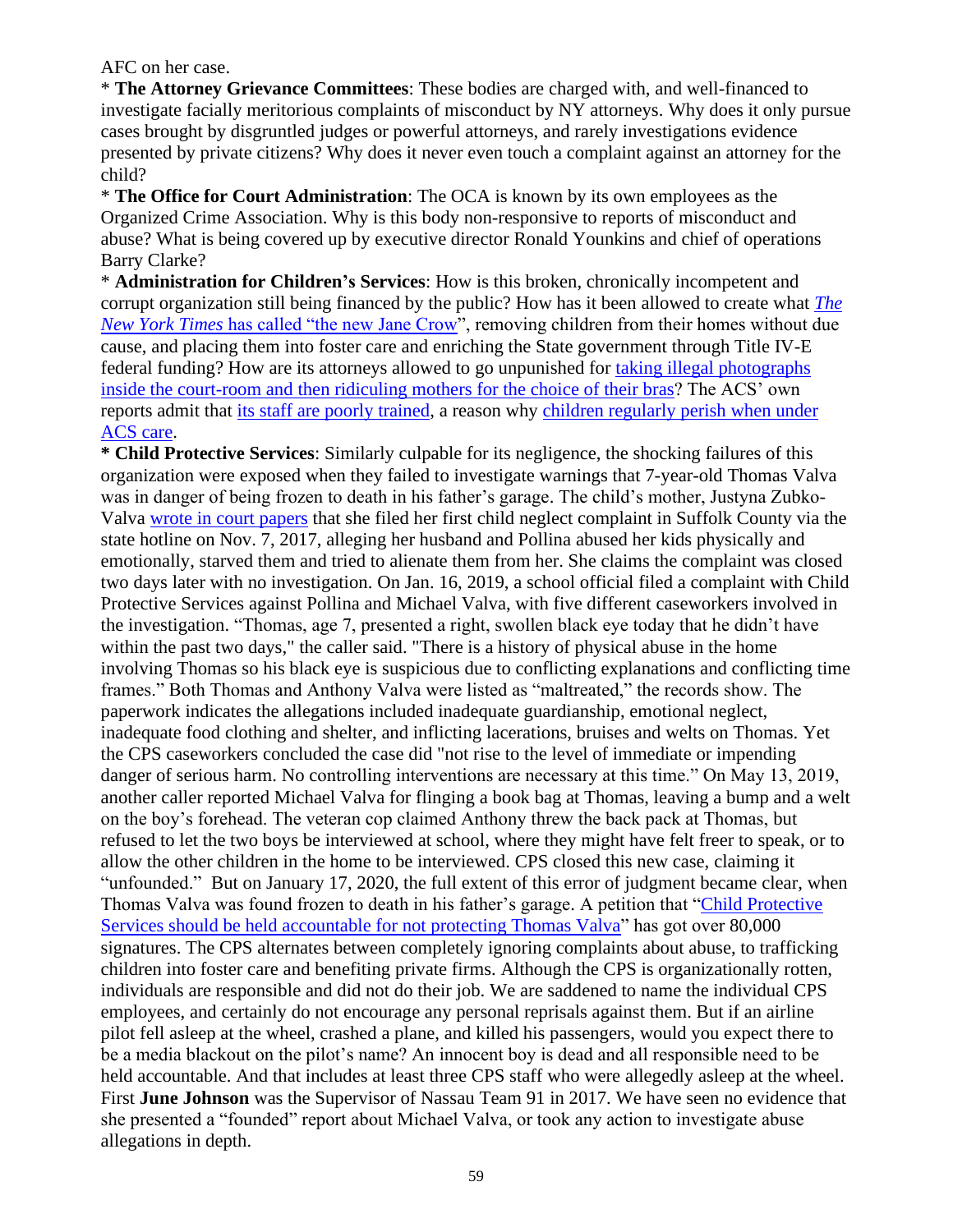AFC on her case.

* **The Attorney Grievance Committees**: These bodies are charged with, and well-financed to investigate facially meritorious complaints of misconduct by NY attorneys. Why does it only pursue cases brought by disgruntled judges or powerful attorneys, and rarely investigations evidence presented by private citizens? Why does it never even touch a complaint against an attorney for the child?

* **The Office for Court Administration**: The OCA is known by its own employees as the Organized Crime Association. Why is this body non-responsive to reports of misconduct and abuse? What is being covered up by executive director Ronald Younkins and chief of operations Barry Clarke?

* **Administration for Children's Services**: How is this broken, chronically incompetent and corrupt organization still being financed by the public? How has it been allowed to create what *The New York Times* has called "the new Jane Crow", removing children from their homes without due cause, and placing them into foster care and enriching the State government through Title IV-E federal funding? How are its attorneys allowed to go unpunished for taking illegal photographs inside the court-room and then ridiculing mothers for the choice of their bras? The ACS' own reports admit that its staff are poorly trained, a reason why children regularly perish when under ACS care.

**\* Child Protective Services**: Similarly culpable for its negligence, the shocking failures of this organization were exposed when they failed to investigate warnings that 7-year-old Thomas Valva was in danger of being frozen to death in his father's garage. The child's mother, Justyna Zubko-Valva wrote in court papers that she filed her first child neglect complaint in Suffolk County via the state hotline on Nov. 7, 2017, alleging her husband and Pollina abused her kids physically and emotionally, starved them and tried to alienate them from her. She claims the complaint was closed two days later with no investigation. On Jan. 16, 2019, a school official filed a complaint with Child Protective Services against Pollina and Michael Valva, with five different caseworkers involved in the investigation. "Thomas, age 7, presented a right, swollen black eye today that he didn't have within the past two days," the caller said. "There is a history of physical abuse in the home involving Thomas so his black eye is suspicious due to conflicting explanations and conflicting time frames." Both Thomas and Anthony Valva were listed as "maltreated," the records show. The paperwork indicates the allegations included inadequate guardianship, emotional neglect, inadequate food clothing and shelter, and inflicting lacerations, bruises and welts on Thomas. Yet the CPS caseworkers concluded the case did "not rise to the level of immediate or impending danger of serious harm. No controlling interventions are necessary at this time." On May 13, 2019, another caller reported Michael Valva for flinging a book bag at Thomas, leaving a bump and a welt on the boy's forehead. The veteran cop claimed Anthony threw the back pack at Thomas, but refused to let the two boys be interviewed at school, where they might have felt freer to speak, or to allow the other children in the home to be interviewed. CPS closed this new case, claiming it "unfounded." But on January 17, 2020, the full extent of this error of judgment became clear, when Thomas Valva was found frozen to death in his father's garage. A petition that "Child Protective Services should be held accountable for not protecting Thomas Valva" has got over 80,000 signatures. The CPS alternates between completely ignoring complaints about abuse, to trafficking children into foster care and benefiting private firms. Although the CPS is organizationally rotten, individuals are responsible and did not do their job. We are saddened to name the individual CPS employees, and certainly do not encourage any personal reprisals against them. But if an airline pilot fell asleep at the wheel, crashed a plane, and killed his passengers, would you expect there to be a media blackout on the pilot's name? An innocent boy is dead and all responsible need to be held accountable. And that includes at least three CPS staff who were allegedly asleep at the wheel. First **June Johnson** was the Supervisor of Nassau Team 91 in 2017. We have seen no evidence that she presented a "founded" report about Michael Valva, or took any action to investigate abuse allegations in depth.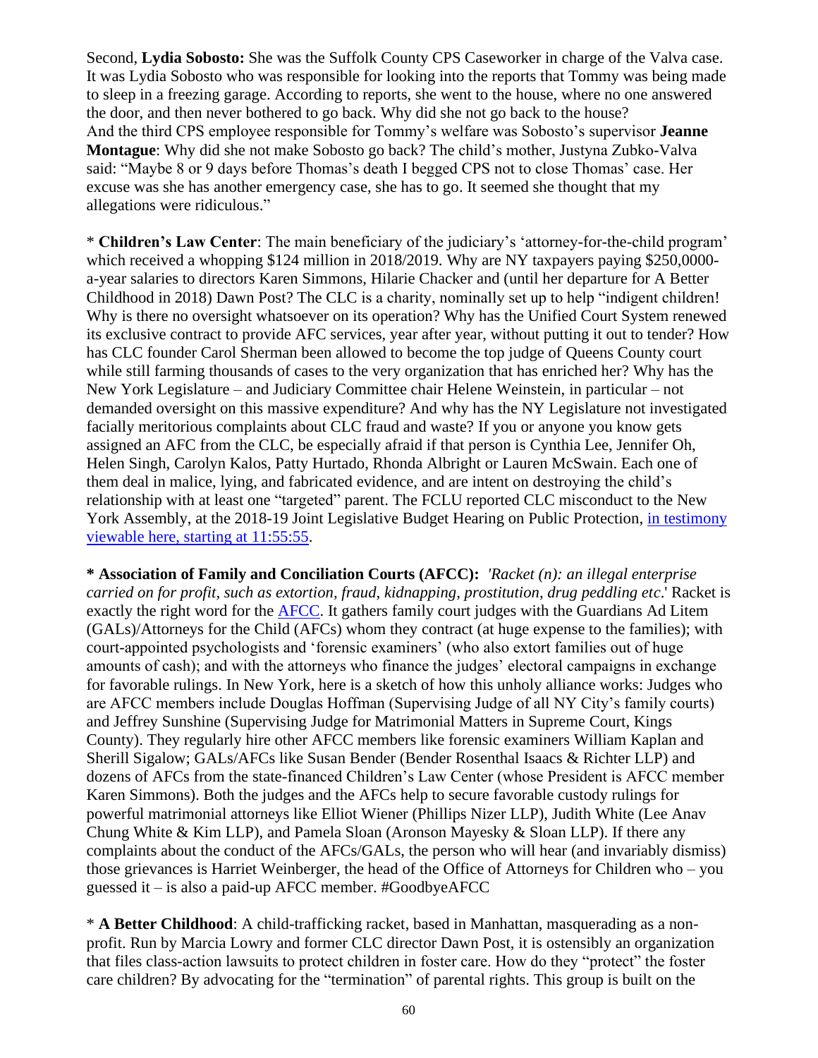Second, **Lydia Sobosto:** She was the Suffolk County CPS Caseworker in charge of the Valva case. It was Lydia Sobosto who was responsible for looking into the reports that Tommy was being made to sleep in a freezing garage. According to reports, she went to the house, where no one answered the door, and then never bothered to go back. Why did she not go back to the house?
And the third CPS employee responsible for Tommy's welfare was Sobosto's supervisor **Jeanne Montague**: Why did she not make Sobosto go back? The child's mother, Justyna Zubko-Valva said: "Maybe 8 or 9 days before Thomas's death I begged CPS not to close Thomas' case. Her excuse was she has another emergency case, she has to go. It seemed she thought that my allegations were ridiculous."

* **Children's Law Center**: The main beneficiary of the judiciary's 'attorney-for-the-child program' which received a whopping $124 million in 2018/2019. Why are NY taxpayers paying $250,0000-a-year salaries to directors Karen Simmons, Hilarie Chacker and (until her departure for A Better Childhood in 2018) Dawn Post? The CLC is a charity, nominally set up to help "indigent children! Why is there no oversight whatsoever on its operation? Why has the Unified Court System renewed its exclusive contract to provide AFC services, year after year, without putting it out to tender? How has CLC founder Carol Sherman been allowed to become the top judge of Queens County court while still farming thousands of cases to the very organization that has enriched her? Why has the New York Legislature – and Judiciary Committee chair Helene Weinstein, in particular – not demanded oversight on this massive expenditure? And why has the NY Legislature not investigated facially meritorious complaints about CLC fraud and waste? If you or anyone you know gets assigned an AFC from the CLC, be especially afraid if that person is Cynthia Lee, Jennifer Oh, Helen Singh, Carolyn Kalos, Patty Hurtado, Rhonda Albright or Lauren McSwain. Each one of them deal in malice, lying, and fabricated evidence, and are intent on destroying the child's relationship with at least one "targeted" parent. The FCLU reported CLC misconduct to the New York Assembly, at the 2018-19 Joint Legislative Budget Hearing on Public Protection, in testimony viewable here, starting at 11:55:55.

* **Association of Family and Conciliation Courts (AFCC):** *'Racket (n): an illegal enterprise carried on for profit, such as extortion, fraud, kidnapping, prostitution, drug peddling etc*.' Racket is exactly the right word for the AFCC. It gathers family court judges with the Guardians Ad Litem (GALs)/Attorneys for the Child (AFCs) whom they contract (at huge expense to the families); with court-appointed psychologists and 'forensic examiners' (who also extort families out of huge amounts of cash); and with the attorneys who finance the judges' electoral campaigns in exchange for favorable rulings. In New York, here is a sketch of how this unholy alliance works: Judges who are AFCC members include Douglas Hoffman (Supervising Judge of all NY City's family courts) and Jeffrey Sunshine (Supervising Judge for Matrimonial Matters in Supreme Court, Kings County). They regularly hire other AFCC members like forensic examiners William Kaplan and Sherill Sigalow; GALs/AFCs like Susan Bender (Bender Rosenthal Isaacs & Richter LLP) and dozens of AFCs from the state-financed Children's Law Center (whose President is AFCC member Karen Simmons). Both the judges and the AFCs help to secure favorable custody rulings for powerful matrimonial attorneys like Elliot Wiener (Phillips Nizer LLP), Judith White (Lee Anav Chung White & Kim LLP), and Pamela Sloan (Aronson Mayesky & Sloan LLP). If there any complaints about the conduct of the AFCs/GALs, the person who will hear (and invariably dismiss) those grievances is Harriet Weinberger, the head of the Office of Attorneys for Children who – you guessed it – is also a paid-up AFCC member. #GoodbyeAFCC

* **A Better Childhood**: A child-trafficking racket, based in Manhattan, masquerading as a non-profit. Run by Marcia Lowry and former CLC director Dawn Post, it is ostensibly an organization that files class-action lawsuits to protect children in foster care. How do they "protect" the foster care children? By advocating for the "termination" of parental rights. This group is built on the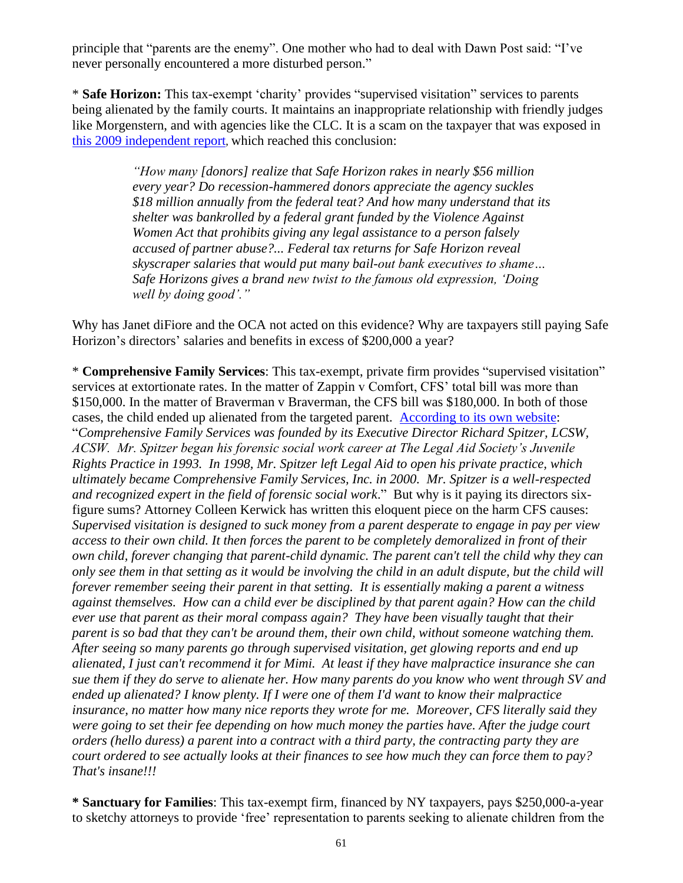principle that "parents are the enemy". One mother who had to deal with Dawn Post said: "I've never personally encountered a more disturbed person."

* **Safe Horizon:** This tax-exempt 'charity' provides "supervised visitation" services to parents being alienated by the family courts. It maintains an inappropriate relationship with friendly judges like Morgenstern, and with agencies like the CLC. It is a scam on the taxpayer that was exposed in [this 2009 independent report](), which reached this conclusion:

> *"How many [donors] realize that Safe Horizon rakes in nearly $56 million every year? Do recession-hammered donors appreciate the agency suckles $18 million annually from the federal teat? And how many understand that its shelter was bankrolled by a federal grant funded by the Violence Against Women Act that prohibits giving any legal assistance to a person falsely accused of partner abuse?... Federal tax returns for Safe Horizon reveal skyscraper salaries that would put many bail-out bank executives to shame… Safe Horizons gives a brand new twist to the famous old expression, 'Doing well by doing good'."*

Why has Janet diFiore and the OCA not acted on this evidence? Why are taxpayers still paying Safe Horizon's directors' salaries and benefits in excess of $200,000 a year?

* **Comprehensive Family Services**: This tax-exempt, private firm provides "supervised visitation" services at extortionate rates. In the matter of Zappin v Comfort, CFS' total bill was more than $150,000. In the matter of Braverman v Braverman, the CFS bill was $180,000. In both of those cases, the child ended up alienated from the targeted parent. [According to its own website](): "*Comprehensive Family Services was founded by its Executive Director Richard Spitzer, LCSW, ACSW. Mr. Spitzer began his forensic social work career at The Legal Aid Society's Juvenile Rights Practice in 1993. In 1998, Mr. Spitzer left Legal Aid to open his private practice, which ultimately became Comprehensive Family Services, Inc. in 2000. Mr. Spitzer is a well-respected and recognized expert in the field of forensic social work*." But why is it paying its directors six-figure sums? Attorney Colleen Kerwick has written this eloquent piece on the harm CFS causes: *Supervised visitation is designed to suck money from a parent desperate to engage in pay per view access to their own child. It then forces the parent to be completely demoralized in front of their own child, forever changing that parent-child dynamic. The parent can't tell the child why they can only see them in that setting as it would be involving the child in an adult dispute, but the child will forever remember seeing their parent in that setting. It is essentially making a parent a witness against themselves. How can a child ever be disciplined by that parent again? How can the child ever use that parent as their moral compass again? They have been visually taught that their parent is so bad that they can't be around them, their own child, without someone watching them. After seeing so many parents go through supervised visitation, get glowing reports and end up alienated, I just can't recommend it for Mimi. At least if they have malpractice insurance she can sue them if they do serve to alienate her. How many parents do you know who went through SV and ended up alienated? I know plenty. If I were one of them I'd want to know their malpractice insurance, no matter how many nice reports they wrote for me. Moreover, CFS literally said they were going to set their fee depending on how much money the parties have. After the judge court orders (hello duress) a parent into a contract with a third party, the contracting party they are court ordered to see actually looks at their finances to see how much they can force them to pay? That's insane!!!*

**\* Sanctuary for Families**: This tax-exempt firm, financed by NY taxpayers, pays $250,000-a-year to sketchy attorneys to provide 'free' representation to parents seeking to alienate children from the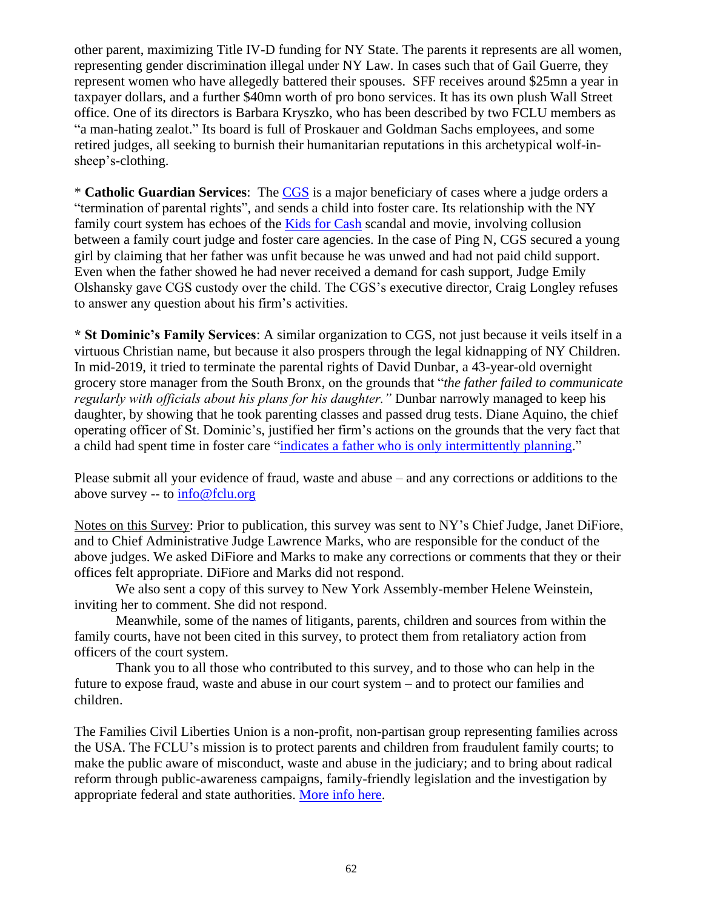other parent, maximizing Title IV-D funding for NY State. The parents it represents are all women, representing gender discrimination illegal under NY Law. In cases such that of Gail Guerre, they represent women who have allegedly battered their spouses. SFF receives around $25mn a year in taxpayer dollars, and a further $40mn worth of pro bono services. It has its own plush Wall Street office. One of its directors is Barbara Kryszko, who has been described by two FCLU members as "a man-hating zealot." Its board is full of Proskauer and Goldman Sachs employees, and some retired judges, all seeking to burnish their humanitarian reputations in this archetypical wolf-in-sheep's-clothing.

* **Catholic Guardian Services**: The CGS is a major beneficiary of cases where a judge orders a "termination of parental rights", and sends a child into foster care. Its relationship with the NY family court system has echoes of the Kids for Cash scandal and movie, involving collusion between a family court judge and foster care agencies. In the case of Ping N, CGS secured a young girl by claiming that her father was unfit because he was unwed and had not paid child support. Even when the father showed he had never received a demand for cash support, Judge Emily Olshansky gave CGS custody over the child. The CGS's executive director, Craig Longley refuses to answer any question about his firm's activities.

**\* St Dominic's Family Services**: A similar organization to CGS, not just because it veils itself in a virtuous Christian name, but because it also prospers through the legal kidnapping of NY Children. In mid-2019, it tried to terminate the parental rights of David Dunbar, a 43-year-old overnight grocery store manager from the South Bronx, on the grounds that "*the father failed to communicate regularly with officials about his plans for his daughter.*" Dunbar narrowly managed to keep his daughter, by showing that he took parenting classes and passed drug tests. Diane Aquino, the chief operating officer of St. Dominic's, justified her firm's actions on the grounds that the very fact that a child had spent time in foster care "indicates a father who is only intermittently planning."

Please submit all your evidence of fraud, waste and abuse – and any corrections or additions to the above survey -- to info@fclu.org

Notes on this Survey: Prior to publication, this survey was sent to NY's Chief Judge, Janet DiFiore, and to Chief Administrative Judge Lawrence Marks, who are responsible for the conduct of the above judges. We asked DiFiore and Marks to make any corrections or comments that they or their offices felt appropriate. DiFiore and Marks did not respond.

We also sent a copy of this survey to New York Assembly-member Helene Weinstein, inviting her to comment. She did not respond.

Meanwhile, some of the names of litigants, parents, children and sources from within the family courts, have not been cited in this survey, to protect them from retaliatory action from officers of the court system.

Thank you to all those who contributed to this survey, and to those who can help in the future to expose fraud, waste and abuse in our court system – and to protect our families and children.

The Families Civil Liberties Union is a non-profit, non-partisan group representing families across the USA. The FCLU's mission is to protect parents and children from fraudulent family courts; to make the public aware of misconduct, waste and abuse in the judiciary; and to bring about radical reform through public-awareness campaigns, family-friendly legislation and the investigation by appropriate federal and state authorities. More info here.